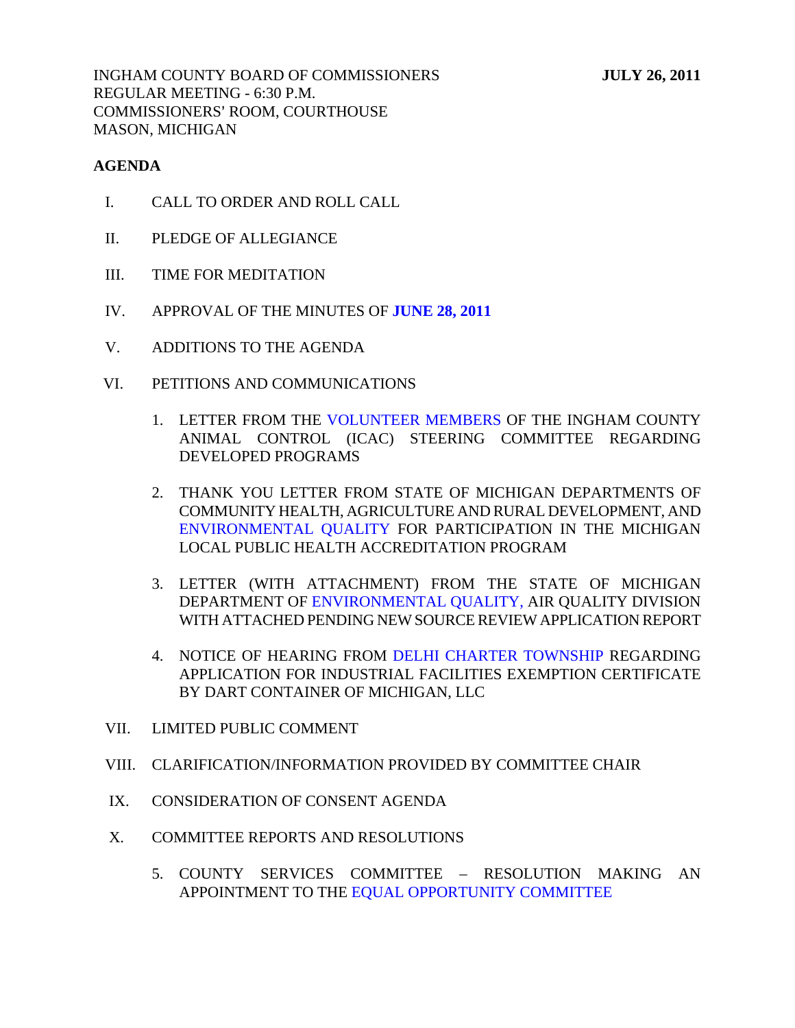INGHAM COUNTY BOARD OF COMMISSIONERS **JULY 26, 2011**
REGULAR MEETING - 6:30 P.M.
COMMISSIONERS' ROOM, COURTHOUSE
MASON, MICHIGAN

**AGENDA**

I. CALL TO ORDER AND ROLL CALL

II. PLEDGE OF ALLEGIANCE

III. TIME FOR MEDITATION

IV. APPROVAL OF THE MINUTES OF **JUNE 28, 2011**

V. ADDITIONS TO THE AGENDA

VI. PETITIONS AND COMMUNICATIONS

1. LETTER FROM THE VOLUNTEER MEMBERS OF THE INGHAM COUNTY ANIMAL CONTROL (ICAC) STEERING COMMITTEE REGARDING DEVELOPED PROGRAMS

2. THANK YOU LETTER FROM STATE OF MICHIGAN DEPARTMENTS OF COMMUNITY HEALTH, AGRICULTURE AND RURAL DEVELOPMENT, AND ENVIRONMENTAL QUALITY FOR PARTICIPATION IN THE MICHIGAN LOCAL PUBLIC HEALTH ACCREDITATION PROGRAM

3. LETTER (WITH ATTACHMENT) FROM THE STATE OF MICHIGAN DEPARTMENT OF ENVIRONMENTAL QUALITY, AIR QUALITY DIVISION WITH ATTACHED PENDING NEW SOURCE REVIEW APPLICATION REPORT

4. NOTICE OF HEARING FROM DELHI CHARTER TOWNSHIP REGARDING APPLICATION FOR INDUSTRIAL FACILITIES EXEMPTION CERTIFICATE BY DART CONTAINER OF MICHIGAN, LLC

VII. LIMITED PUBLIC COMMENT

VIII. CLARIFICATION/INFORMATION PROVIDED BY COMMITTEE CHAIR

IX. CONSIDERATION OF CONSENT AGENDA

X. COMMITTEE REPORTS AND RESOLUTIONS

5. COUNTY SERVICES COMMITTEE – RESOLUTION MAKING AN APPOINTMENT TO THE EQUAL OPPORTUNITY COMMITTEE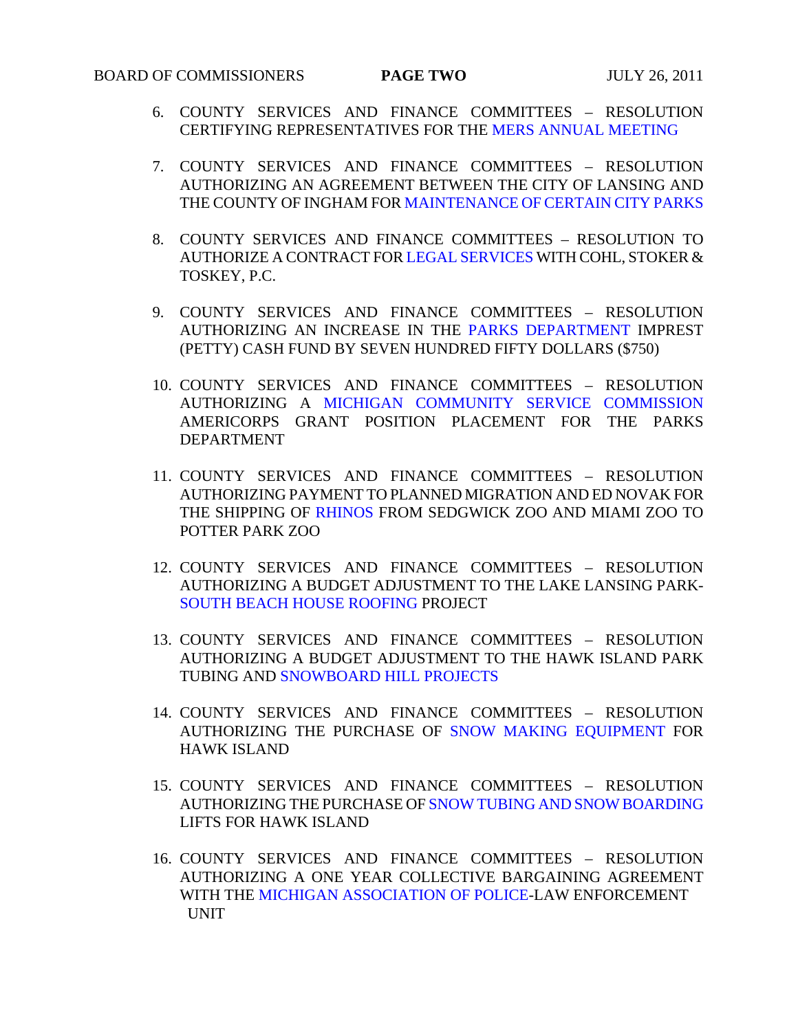6. COUNTY SERVICES AND FINANCE COMMITTEES – RESOLUTION CERTIFYING REPRESENTATIVES FOR THE MERS ANNUAL MEETING

7. COUNTY SERVICES AND FINANCE COMMITTEES – RESOLUTION AUTHORIZING AN AGREEMENT BETWEEN THE CITY OF LANSING AND THE COUNTY OF INGHAM FOR MAINTENANCE OF CERTAIN CITY PARKS

8. COUNTY SERVICES AND FINANCE COMMITTEES – RESOLUTION TO AUTHORIZE A CONTRACT FOR LEGAL SERVICES WITH COHL, STOKER & TOSKEY, P.C.

9. COUNTY SERVICES AND FINANCE COMMITTEES – RESOLUTION AUTHORIZING AN INCREASE IN THE PARKS DEPARTMENT IMPREST (PETTY) CASH FUND BY SEVEN HUNDRED FIFTY DOLLARS ($750)

10. COUNTY SERVICES AND FINANCE COMMITTEES – RESOLUTION AUTHORIZING A MICHIGAN COMMUNITY SERVICE COMMISSION AMERICORPS GRANT POSITION PLACEMENT FOR THE PARKS DEPARTMENT

11. COUNTY SERVICES AND FINANCE COMMITTEES – RESOLUTION AUTHORIZING PAYMENT TO PLANNED MIGRATION AND ED NOVAK FOR THE SHIPPING OF RHINOS FROM SEDGWICK ZOO AND MIAMI ZOO TO POTTER PARK ZOO

12. COUNTY SERVICES AND FINANCE COMMITTEES – RESOLUTION AUTHORIZING A BUDGET ADJUSTMENT TO THE LAKE LANSING PARK-SOUTH BEACH HOUSE ROOFING PROJECT

13. COUNTY SERVICES AND FINANCE COMMITTEES – RESOLUTION AUTHORIZING A BUDGET ADJUSTMENT TO THE HAWK ISLAND PARK TUBING AND SNOWBOARD HILL PROJECTS

14. COUNTY SERVICES AND FINANCE COMMITTEES – RESOLUTION AUTHORIZING THE PURCHASE OF SNOW MAKING EQUIPMENT FOR HAWK ISLAND

15. COUNTY SERVICES AND FINANCE COMMITTEES – RESOLUTION AUTHORIZING THE PURCHASE OF SNOW TUBING AND SNOW BOARDING LIFTS FOR HAWK ISLAND

16. COUNTY SERVICES AND FINANCE COMMITTEES – RESOLUTION AUTHORIZING A ONE YEAR COLLECTIVE BARGAINING AGREEMENT WITH THE MICHIGAN ASSOCIATION OF POLICE-LAW ENFORCEMENT UNIT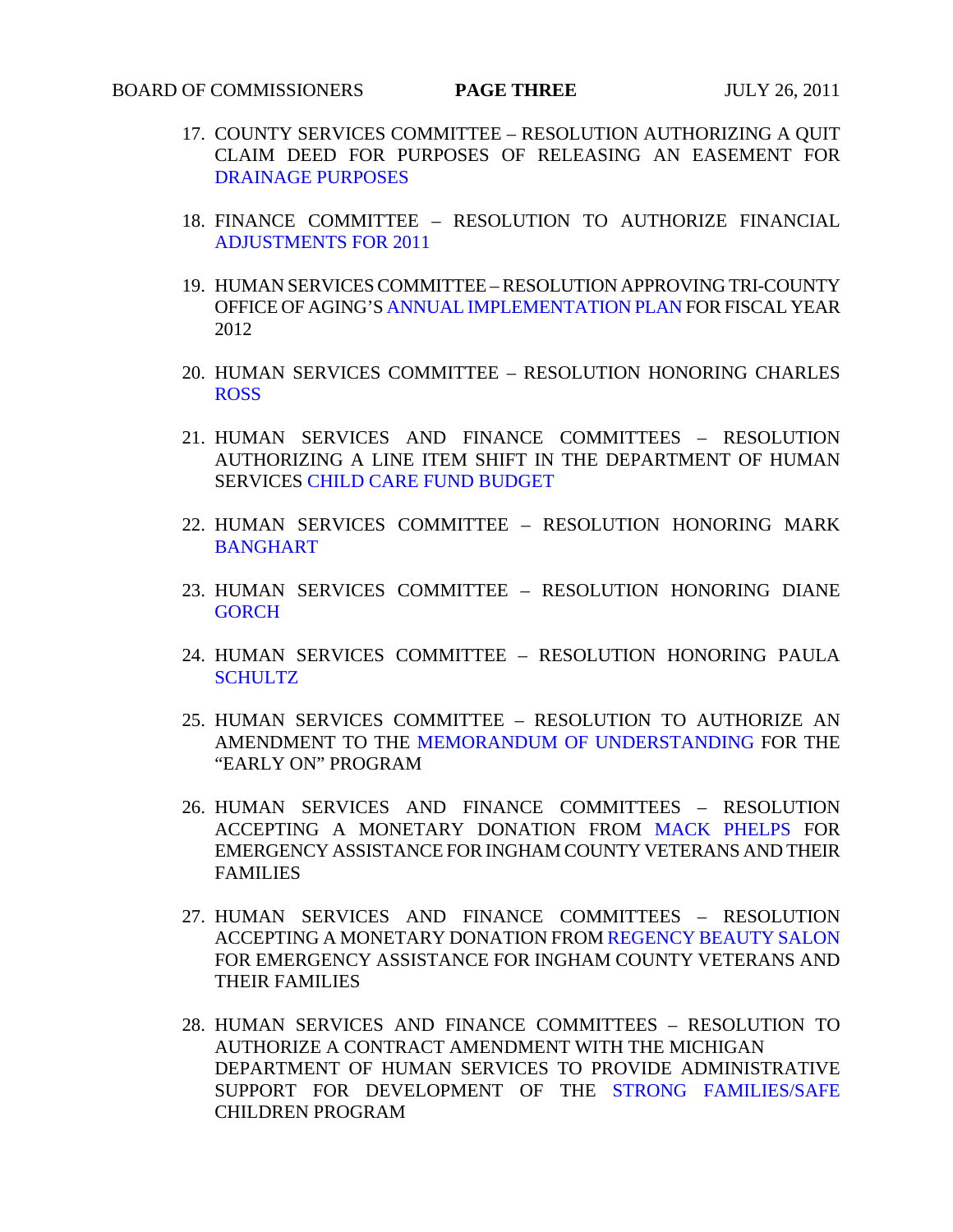17. COUNTY SERVICES COMMITTEE – RESOLUTION AUTHORIZING A QUIT CLAIM DEED FOR PURPOSES OF RELEASING AN EASEMENT FOR DRAINAGE PURPOSES

18. FINANCE COMMITTEE – RESOLUTION TO AUTHORIZE FINANCIAL ADJUSTMENTS FOR 2011

19. HUMAN SERVICES COMMITTEE – RESOLUTION APPROVING TRI-COUNTY OFFICE OF AGING'S ANNUAL IMPLEMENTATION PLAN FOR FISCAL YEAR 2012

20. HUMAN SERVICES COMMITTEE – RESOLUTION HONORING CHARLES ROSS

21. HUMAN SERVICES AND FINANCE COMMITTEES – RESOLUTION AUTHORIZING A LINE ITEM SHIFT IN THE DEPARTMENT OF HUMAN SERVICES CHILD CARE FUND BUDGET

22. HUMAN SERVICES COMMITTEE – RESOLUTION HONORING MARK BANGHART

23. HUMAN SERVICES COMMITTEE – RESOLUTION HONORING DIANE GORCH

24. HUMAN SERVICES COMMITTEE – RESOLUTION HONORING PAULA SCHULTZ

25. HUMAN SERVICES COMMITTEE – RESOLUTION TO AUTHORIZE AN AMENDMENT TO THE MEMORANDUM OF UNDERSTANDING FOR THE "EARLY ON" PROGRAM

26. HUMAN SERVICES AND FINANCE COMMITTEES – RESOLUTION ACCEPTING A MONETARY DONATION FROM MACK PHELPS FOR EMERGENCY ASSISTANCE FOR INGHAM COUNTY VETERANS AND THEIR FAMILIES

27. HUMAN SERVICES AND FINANCE COMMITTEES – RESOLUTION ACCEPTING A MONETARY DONATION FROM REGENCY BEAUTY SALON FOR EMERGENCY ASSISTANCE FOR INGHAM COUNTY VETERANS AND THEIR FAMILIES

28. HUMAN SERVICES AND FINANCE COMMITTEES – RESOLUTION TO AUTHORIZE A CONTRACT AMENDMENT WITH THE MICHIGAN DEPARTMENT OF HUMAN SERVICES TO PROVIDE ADMINISTRATIVE SUPPORT FOR DEVELOPMENT OF THE STRONG FAMILIES/SAFE CHILDREN PROGRAM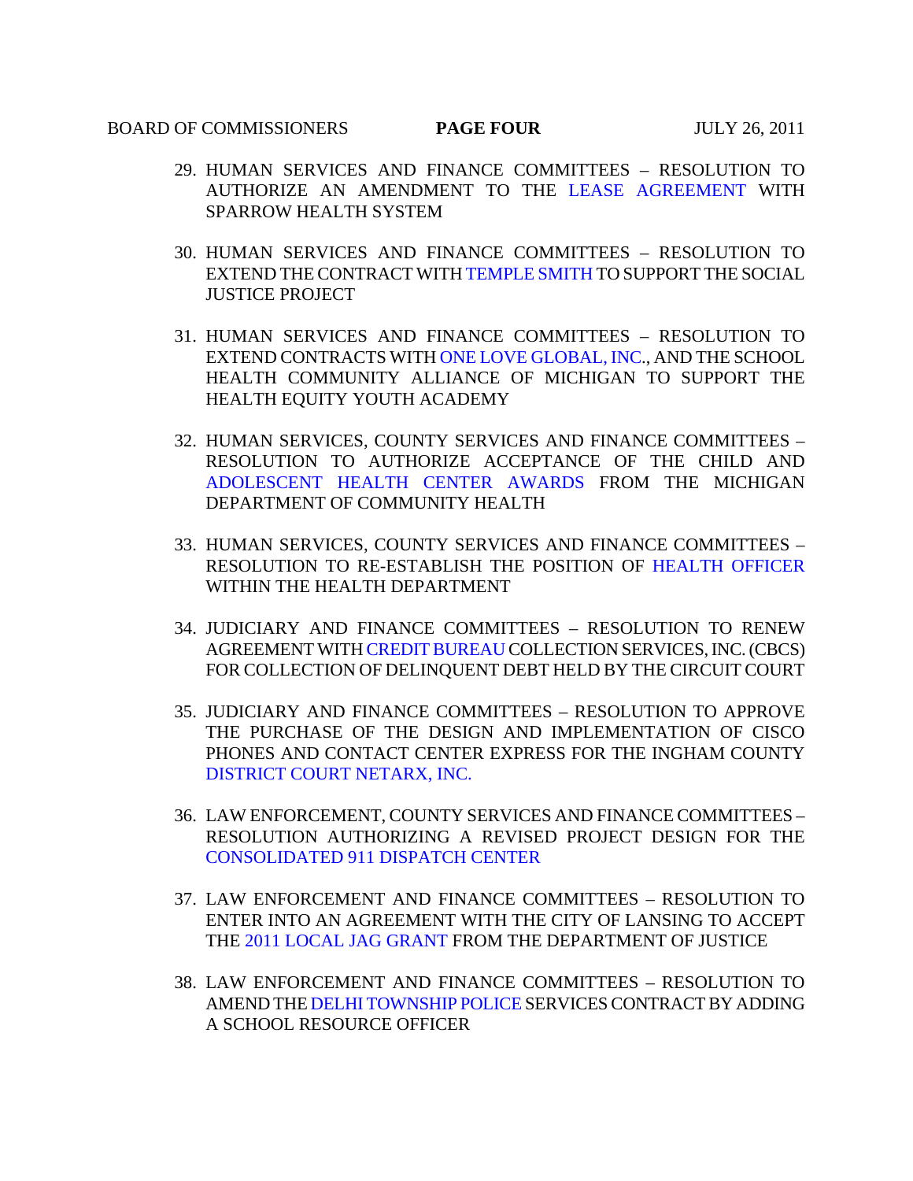29. HUMAN SERVICES AND FINANCE COMMITTEES – RESOLUTION TO AUTHORIZE AN AMENDMENT TO THE LEASE AGREEMENT WITH SPARROW HEALTH SYSTEM

30. HUMAN SERVICES AND FINANCE COMMITTEES – RESOLUTION TO EXTEND THE CONTRACT WITH TEMPLE SMITH TO SUPPORT THE SOCIAL JUSTICE PROJECT

31. HUMAN SERVICES AND FINANCE COMMITTEES – RESOLUTION TO EXTEND CONTRACTS WITH ONE LOVE GLOBAL, INC., AND THE SCHOOL HEALTH COMMUNITY ALLIANCE OF MICHIGAN TO SUPPORT THE HEALTH EQUITY YOUTH ACADEMY

32. HUMAN SERVICES, COUNTY SERVICES AND FINANCE COMMITTEES – RESOLUTION TO AUTHORIZE ACCEPTANCE OF THE CHILD AND ADOLESCENT HEALTH CENTER AWARDS FROM THE MICHIGAN DEPARTMENT OF COMMUNITY HEALTH

33. HUMAN SERVICES, COUNTY SERVICES AND FINANCE COMMITTEES – RESOLUTION TO RE-ESTABLISH THE POSITION OF HEALTH OFFICER WITHIN THE HEALTH DEPARTMENT

34. JUDICIARY AND FINANCE COMMITTEES – RESOLUTION TO RENEW AGREEMENT WITH CREDIT BUREAU COLLECTION SERVICES, INC. (CBCS) FOR COLLECTION OF DELINQUENT DEBT HELD BY THE CIRCUIT COURT

35. JUDICIARY AND FINANCE COMMITTEES – RESOLUTION TO APPROVE THE PURCHASE OF THE DESIGN AND IMPLEMENTATION OF CISCO PHONES AND CONTACT CENTER EXPRESS FOR THE INGHAM COUNTY DISTRICT COURT NETARX, INC.

36. LAW ENFORCEMENT, COUNTY SERVICES AND FINANCE COMMITTEES – RESOLUTION AUTHORIZING A REVISED PROJECT DESIGN FOR THE CONSOLIDATED 911 DISPATCH CENTER

37. LAW ENFORCEMENT AND FINANCE COMMITTEES – RESOLUTION TO ENTER INTO AN AGREEMENT WITH THE CITY OF LANSING TO ACCEPT THE 2011 LOCAL JAG GRANT FROM THE DEPARTMENT OF JUSTICE

38. LAW ENFORCEMENT AND FINANCE COMMITTEES – RESOLUTION TO AMEND THE DELHI TOWNSHIP POLICE SERVICES CONTRACT BY ADDING A SCHOOL RESOURCE OFFICER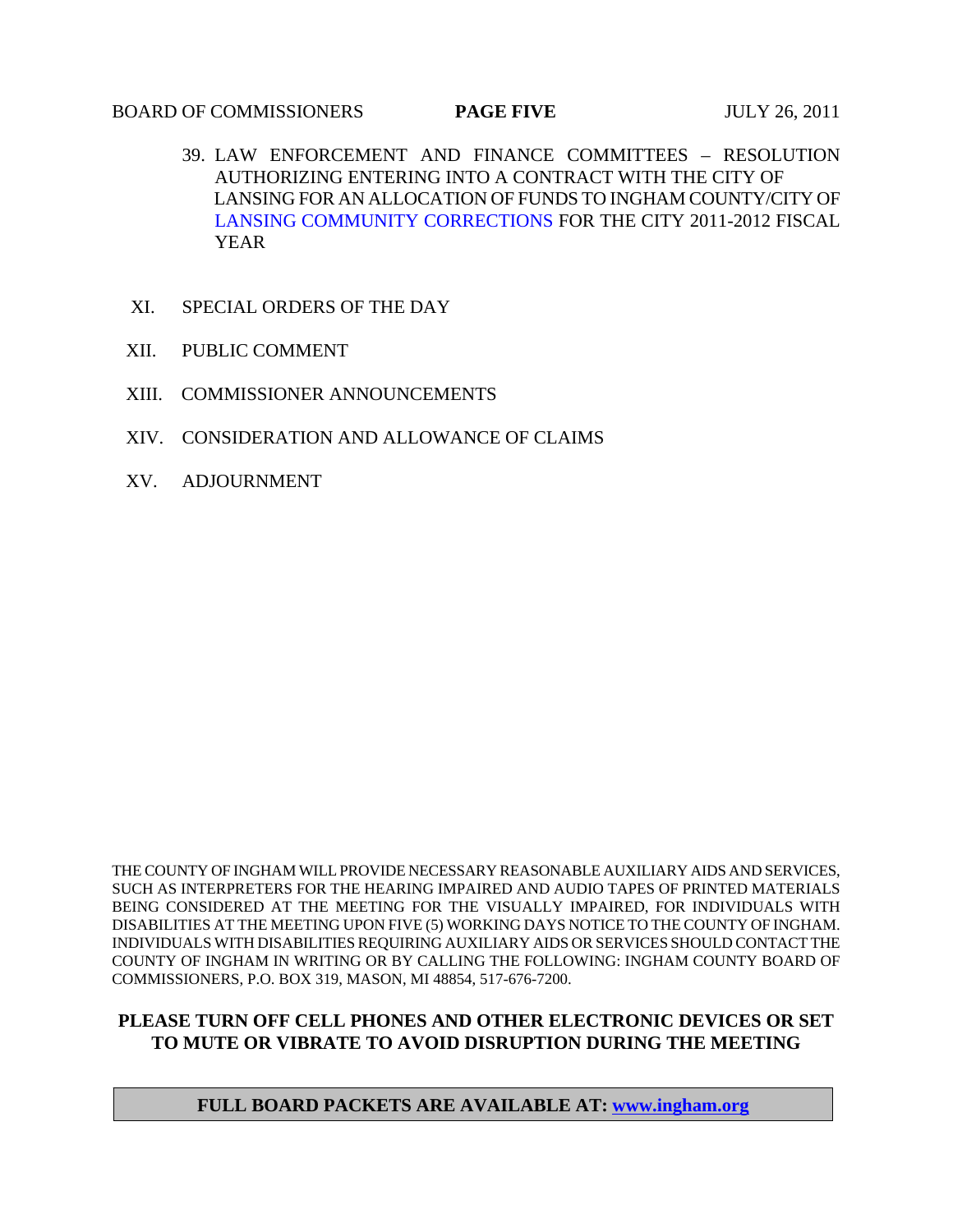39. LAW ENFORCEMENT AND FINANCE COMMITTEES – RESOLUTION AUTHORIZING ENTERING INTO A CONTRACT WITH THE CITY OF LANSING FOR AN ALLOCATION OF FUNDS TO INGHAM COUNTY/CITY OF LANSING COMMUNITY CORRECTIONS FOR THE CITY 2011-2012 FISCAL YEAR

XI. SPECIAL ORDERS OF THE DAY

XII. PUBLIC COMMENT

XIII. COMMISSIONER ANNOUNCEMENTS

XIV. CONSIDERATION AND ALLOWANCE OF CLAIMS

XV. ADJOURNMENT

THE COUNTY OF INGHAM WILL PROVIDE NECESSARY REASONABLE AUXILIARY AIDS AND SERVICES, SUCH AS INTERPRETERS FOR THE HEARING IMPAIRED AND AUDIO TAPES OF PRINTED MATERIALS BEING CONSIDERED AT THE MEETING FOR THE VISUALLY IMPAIRED, FOR INDIVIDUALS WITH DISABILITIES AT THE MEETING UPON FIVE (5) WORKING DAYS NOTICE TO THE COUNTY OF INGHAM. INDIVIDUALS WITH DISABILITIES REQUIRING AUXILIARY AIDS OR SERVICES SHOULD CONTACT THE COUNTY OF INGHAM IN WRITING OR BY CALLING THE FOLLOWING: INGHAM COUNTY BOARD OF COMMISSIONERS, P.O. BOX 319, MASON, MI 48854, 517-676-7200.

**PLEASE TURN OFF CELL PHONES AND OTHER ELECTRONIC DEVICES OR SET TO MUTE OR VIBRATE TO AVOID DISRUPTION DURING THE MEETING**

**FULL BOARD PACKETS ARE AVAILABLE AT: www.ingham.org**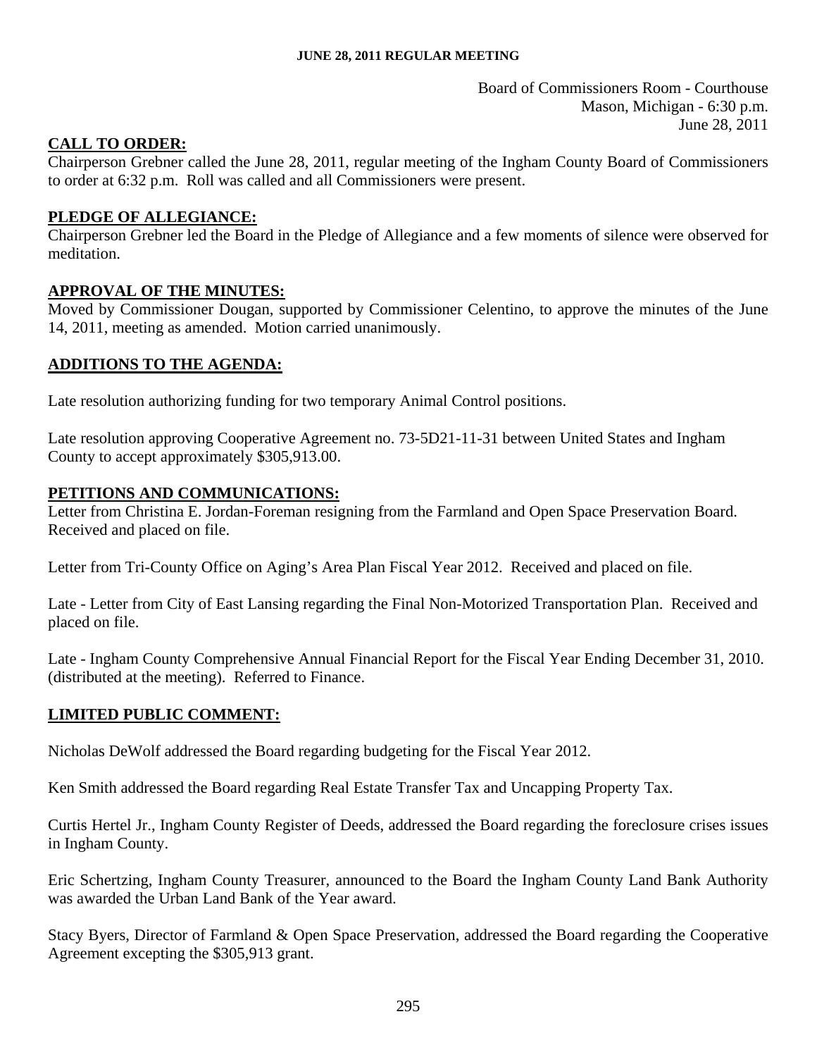**JUNE 28, 2011 REGULAR MEETING**

Board of Commissioners Room - Courthouse
Mason, Michigan - 6:30 p.m.
June 28, 2011

## CALL TO ORDER:

Chairperson Grebner called the June 28, 2011, regular meeting of the Ingham County Board of Commissioners to order at 6:32 p.m. Roll was called and all Commissioners were present.

## PLEDGE OF ALLEGIANCE:

Chairperson Grebner led the Board in the Pledge of Allegiance and a few moments of silence were observed for meditation.

## APPROVAL OF THE MINUTES:

Moved by Commissioner Dougan, supported by Commissioner Celentino, to approve the minutes of the June 14, 2011, meeting as amended. Motion carried unanimously.

## ADDITIONS TO THE AGENDA:

Late resolution authorizing funding for two temporary Animal Control positions.

Late resolution approving Cooperative Agreement no. 73-5D21-11-31 between United States and Ingham County to accept approximately $305,913.00.

## PETITIONS AND COMMUNICATIONS:

Letter from Christina E. Jordan-Foreman resigning from the Farmland and Open Space Preservation Board. Received and placed on file.

Letter from Tri-County Office on Aging's Area Plan Fiscal Year 2012. Received and placed on file.

Late - Letter from City of East Lansing regarding the Final Non-Motorized Transportation Plan. Received and placed on file.

Late - Ingham County Comprehensive Annual Financial Report for the Fiscal Year Ending December 31, 2010. (distributed at the meeting). Referred to Finance.

## LIMITED PUBLIC COMMENT:

Nicholas DeWolf addressed the Board regarding budgeting for the Fiscal Year 2012.

Ken Smith addressed the Board regarding Real Estate Transfer Tax and Uncapping Property Tax.

Curtis Hertel Jr., Ingham County Register of Deeds, addressed the Board regarding the foreclosure crises issues in Ingham County.

Eric Schertzing, Ingham County Treasurer, announced to the Board the Ingham County Land Bank Authority was awarded the Urban Land Bank of the Year award.

Stacy Byers, Director of Farmland & Open Space Preservation, addressed the Board regarding the Cooperative Agreement excepting the $305,913 grant.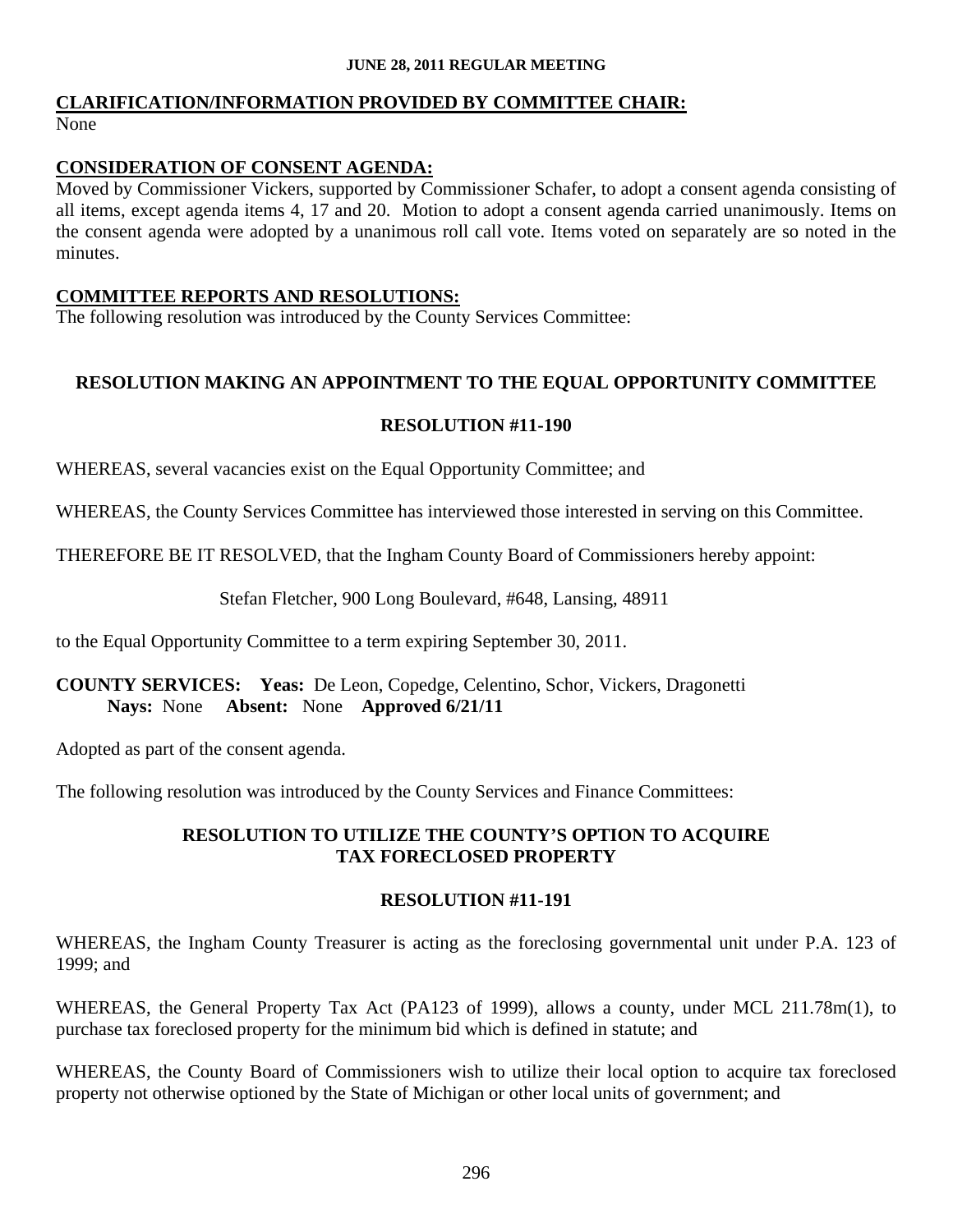**CLARIFICATION/INFORMATION PROVIDED BY COMMITTEE CHAIR:**
None

**CONSIDERATION OF CONSENT AGENDA:**
Moved by Commissioner Vickers, supported by Commissioner Schafer, to adopt a consent agenda consisting of all items, except agenda items 4, 17 and 20. Motion to adopt a consent agenda carried unanimously. Items on the consent agenda were adopted by a unanimous roll call vote. Items voted on separately are so noted in the minutes.

**COMMITTEE REPORTS AND RESOLUTIONS:**
The following resolution was introduced by the County Services Committee:

## RESOLUTION MAKING AN APPOINTMENT TO THE EQUAL OPPORTUNITY COMMITTEE

### RESOLUTION #11-190

WHEREAS, several vacancies exist on the Equal Opportunity Committee; and

WHEREAS, the County Services Committee has interviewed those interested in serving on this Committee.

THEREFORE BE IT RESOLVED, that the Ingham County Board of Commissioners hereby appoint:

Stefan Fletcher, 900 Long Boulevard, #648, Lansing, 48911

to the Equal Opportunity Committee to a term expiring September 30, 2011.

**COUNTY SERVICES: Yeas:** De Leon, Copedge, Celentino, Schor, Vickers, Dragonetti
**Nays:** None **Absent:** None **Approved 6/21/11**

Adopted as part of the consent agenda.

The following resolution was introduced by the County Services and Finance Committees:

## RESOLUTION TO UTILIZE THE COUNTY'S OPTION TO ACQUIRE TAX FORECLOSED PROPERTY

### RESOLUTION #11-191

WHEREAS, the Ingham County Treasurer is acting as the foreclosing governmental unit under P.A. 123 of 1999; and

WHEREAS, the General Property Tax Act (PA123 of 1999), allows a county, under MCL 211.78m(1), to purchase tax foreclosed property for the minimum bid which is defined in statute; and

WHEREAS, the County Board of Commissioners wish to utilize their local option to acquire tax foreclosed property not otherwise optioned by the State of Michigan or other local units of government; and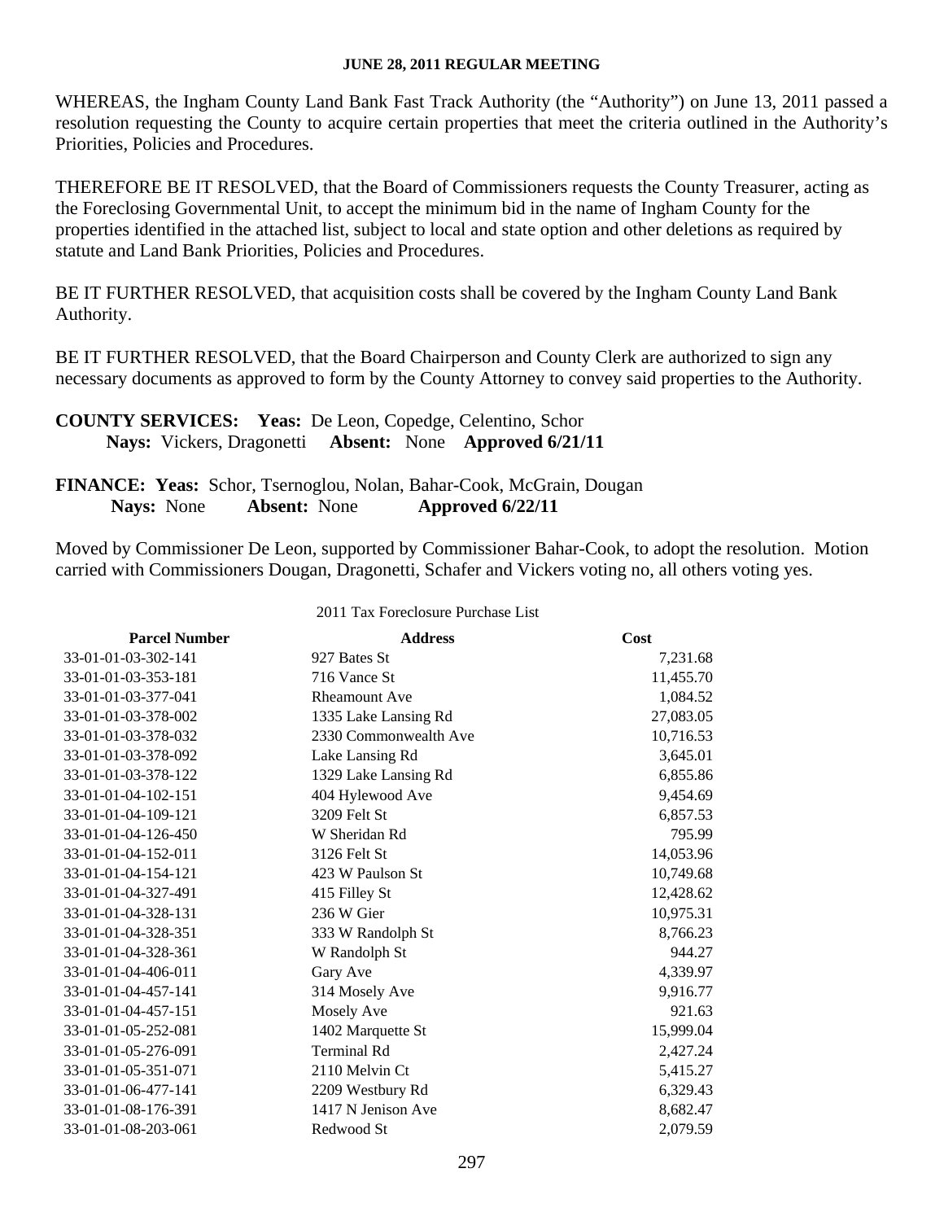WHEREAS, the Ingham County Land Bank Fast Track Authority (the "Authority") on June 13, 2011 passed a resolution requesting the County to acquire certain properties that meet the criteria outlined in the Authority's Priorities, Policies and Procedures.

THEREFORE BE IT RESOLVED, that the Board of Commissioners requests the County Treasurer, acting as the Foreclosing Governmental Unit, to accept the minimum bid in the name of Ingham County for the properties identified in the attached list, subject to local and state option and other deletions as required by statute and Land Bank Priorities, Policies and Procedures.

BE IT FURTHER RESOLVED, that acquisition costs shall be covered by the Ingham County Land Bank Authority.

BE IT FURTHER RESOLVED, that the Board Chairperson and County Clerk are authorized to sign any necessary documents as approved to form by the County Attorney to convey said properties to the Authority.

**COUNTY SERVICES: Yeas:** De Leon, Copedge, Celentino, Schor
**Nays:** Vickers, Dragonetti **Absent:** None **Approved 6/21/11**

**FINANCE: Yeas:** Schor, Tsernoglou, Nolan, Bahar-Cook, McGrain, Dougan
**Nays:** None **Absent:** None **Approved 6/22/11**

Moved by Commissioner De Leon, supported by Commissioner Bahar-Cook, to adopt the resolution. Motion carried with Commissioners Dougan, Dragonetti, Schafer and Vickers voting no, all others voting yes.

2011 Tax Foreclosure Purchase List

| Parcel Number | Address | Cost |
|---|---|---|
| 33-01-01-03-302-141 | 927 Bates St | 7,231.68 |
| 33-01-01-03-353-181 | 716 Vance St | 11,455.70 |
| 33-01-01-03-377-041 | Rheamount Ave | 1,084.52 |
| 33-01-01-03-378-002 | 1335 Lake Lansing Rd | 27,083.05 |
| 33-01-01-03-378-032 | 2330 Commonwealth Ave | 10,716.53 |
| 33-01-01-03-378-092 | Lake Lansing Rd | 3,645.01 |
| 33-01-01-03-378-122 | 1329 Lake Lansing Rd | 6,855.86 |
| 33-01-01-04-102-151 | 404 Hylewood Ave | 9,454.69 |
| 33-01-01-04-109-121 | 3209 Felt St | 6,857.53 |
| 33-01-01-04-126-450 | W Sheridan Rd | 795.99 |
| 33-01-01-04-152-011 | 3126 Felt St | 14,053.96 |
| 33-01-01-04-154-121 | 423 W Paulson St | 10,749.68 |
| 33-01-01-04-327-491 | 415 Filley St | 12,428.62 |
| 33-01-01-04-328-131 | 236 W Gier | 10,975.31 |
| 33-01-01-04-328-351 | 333 W Randolph St | 8,766.23 |
| 33-01-01-04-328-361 | W Randolph St | 944.27 |
| 33-01-01-04-406-011 | Gary Ave | 4,339.97 |
| 33-01-01-04-457-141 | 314 Mosely Ave | 9,916.77 |
| 33-01-01-04-457-151 | Mosely Ave | 921.63 |
| 33-01-01-05-252-081 | 1402 Marquette St | 15,999.04 |
| 33-01-01-05-276-091 | Terminal Rd | 2,427.24 |
| 33-01-01-05-351-071 | 2110 Melvin Ct | 5,415.27 |
| 33-01-01-06-477-141 | 2209 Westbury Rd | 6,329.43 |
| 33-01-01-08-176-391 | 1417 N Jenison Ave | 8,682.47 |
| 33-01-01-08-203-061 | Redwood St | 2,079.59 |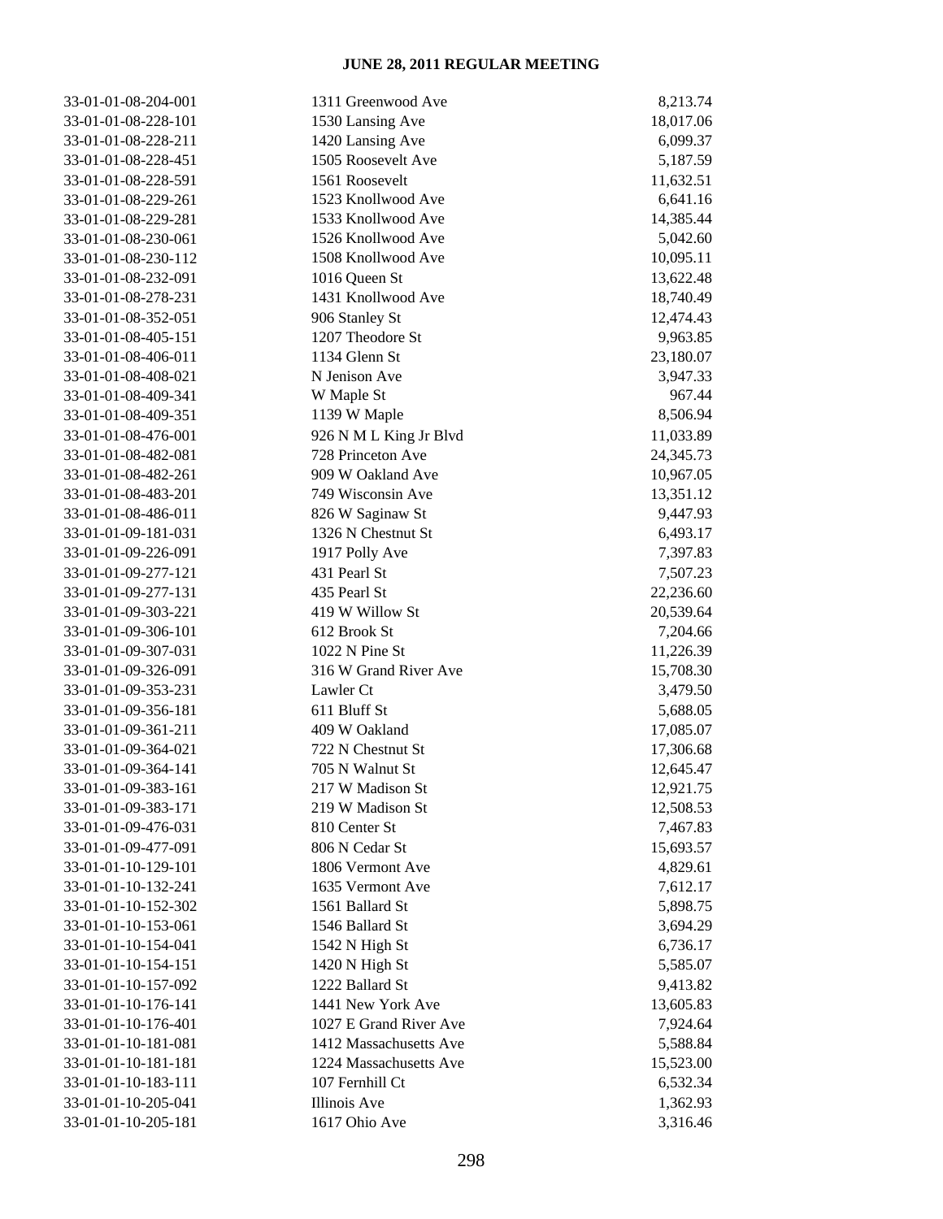| | | |
|---|---|---|
| 33-01-01-08-204-001 | 1311 Greenwood Ave | 8,213.74 |
| 33-01-01-08-228-101 | 1530 Lansing Ave | 18,017.06 |
| 33-01-01-08-228-211 | 1420 Lansing Ave | 6,099.37 |
| 33-01-01-08-228-451 | 1505 Roosevelt Ave | 5,187.59 |
| 33-01-01-08-228-591 | 1561 Roosevelt | 11,632.51 |
| 33-01-01-08-229-261 | 1523 Knollwood Ave | 6,641.16 |
| 33-01-01-08-229-281 | 1533 Knollwood Ave | 14,385.44 |
| 33-01-01-08-230-061 | 1526 Knollwood Ave | 5,042.60 |
| 33-01-01-08-230-112 | 1508 Knollwood Ave | 10,095.11 |
| 33-01-01-08-232-091 | 1016 Queen St | 13,622.48 |
| 33-01-01-08-278-231 | 1431 Knollwood Ave | 18,740.49 |
| 33-01-01-08-352-051 | 906 Stanley St | 12,474.43 |
| 33-01-01-08-405-151 | 1207 Theodore St | 9,963.85 |
| 33-01-01-08-406-011 | 1134 Glenn St | 23,180.07 |
| 33-01-01-08-408-021 | N Jenison Ave | 3,947.33 |
| 33-01-01-08-409-341 | W Maple St | 967.44 |
| 33-01-01-08-409-351 | 1139 W Maple | 8,506.94 |
| 33-01-01-08-476-001 | 926 N M L King Jr Blvd | 11,033.89 |
| 33-01-01-08-482-081 | 728 Princeton Ave | 24,345.73 |
| 33-01-01-08-482-261 | 909 W Oakland Ave | 10,967.05 |
| 33-01-01-08-483-201 | 749 Wisconsin Ave | 13,351.12 |
| 33-01-01-08-486-011 | 826 W Saginaw St | 9,447.93 |
| 33-01-01-09-181-031 | 1326 N Chestnut St | 6,493.17 |
| 33-01-01-09-226-091 | 1917 Polly Ave | 7,397.83 |
| 33-01-01-09-277-121 | 431 Pearl St | 7,507.23 |
| 33-01-01-09-277-131 | 435 Pearl St | 22,236.60 |
| 33-01-01-09-303-221 | 419 W Willow St | 20,539.64 |
| 33-01-01-09-306-101 | 612 Brook St | 7,204.66 |
| 33-01-01-09-307-031 | 1022 N Pine St | 11,226.39 |
| 33-01-01-09-326-091 | 316 W Grand River Ave | 15,708.30 |
| 33-01-01-09-353-231 | Lawler Ct | 3,479.50 |
| 33-01-01-09-356-181 | 611 Bluff St | 5,688.05 |
| 33-01-01-09-361-211 | 409 W Oakland | 17,085.07 |
| 33-01-01-09-364-021 | 722 N Chestnut St | 17,306.68 |
| 33-01-01-09-364-141 | 705 N Walnut St | 12,645.47 |
| 33-01-01-09-383-161 | 217 W Madison St | 12,921.75 |
| 33-01-01-09-383-171 | 219 W Madison St | 12,508.53 |
| 33-01-01-09-476-031 | 810 Center St | 7,467.83 |
| 33-01-01-09-477-091 | 806 N Cedar St | 15,693.57 |
| 33-01-01-10-129-101 | 1806 Vermont Ave | 4,829.61 |
| 33-01-01-10-132-241 | 1635 Vermont Ave | 7,612.17 |
| 33-01-01-10-152-302 | 1561 Ballard St | 5,898.75 |
| 33-01-01-10-153-061 | 1546 Ballard St | 3,694.29 |
| 33-01-01-10-154-041 | 1542 N High St | 6,736.17 |
| 33-01-01-10-154-151 | 1420 N High St | 5,585.07 |
| 33-01-01-10-157-092 | 1222 Ballard St | 9,413.82 |
| 33-01-01-10-176-141 | 1441 New York Ave | 13,605.83 |
| 33-01-01-10-176-401 | 1027 E Grand River Ave | 7,924.64 |
| 33-01-01-10-181-081 | 1412 Massachusetts Ave | 5,588.84 |
| 33-01-01-10-181-181 | 1224 Massachusetts Ave | 15,523.00 |
| 33-01-01-10-183-111 | 107 Fernhill Ct | 6,532.34 |
| 33-01-01-10-205-041 | Illinois Ave | 1,362.93 |
| 33-01-01-10-205-181 | 1617 Ohio Ave | 3,316.46 |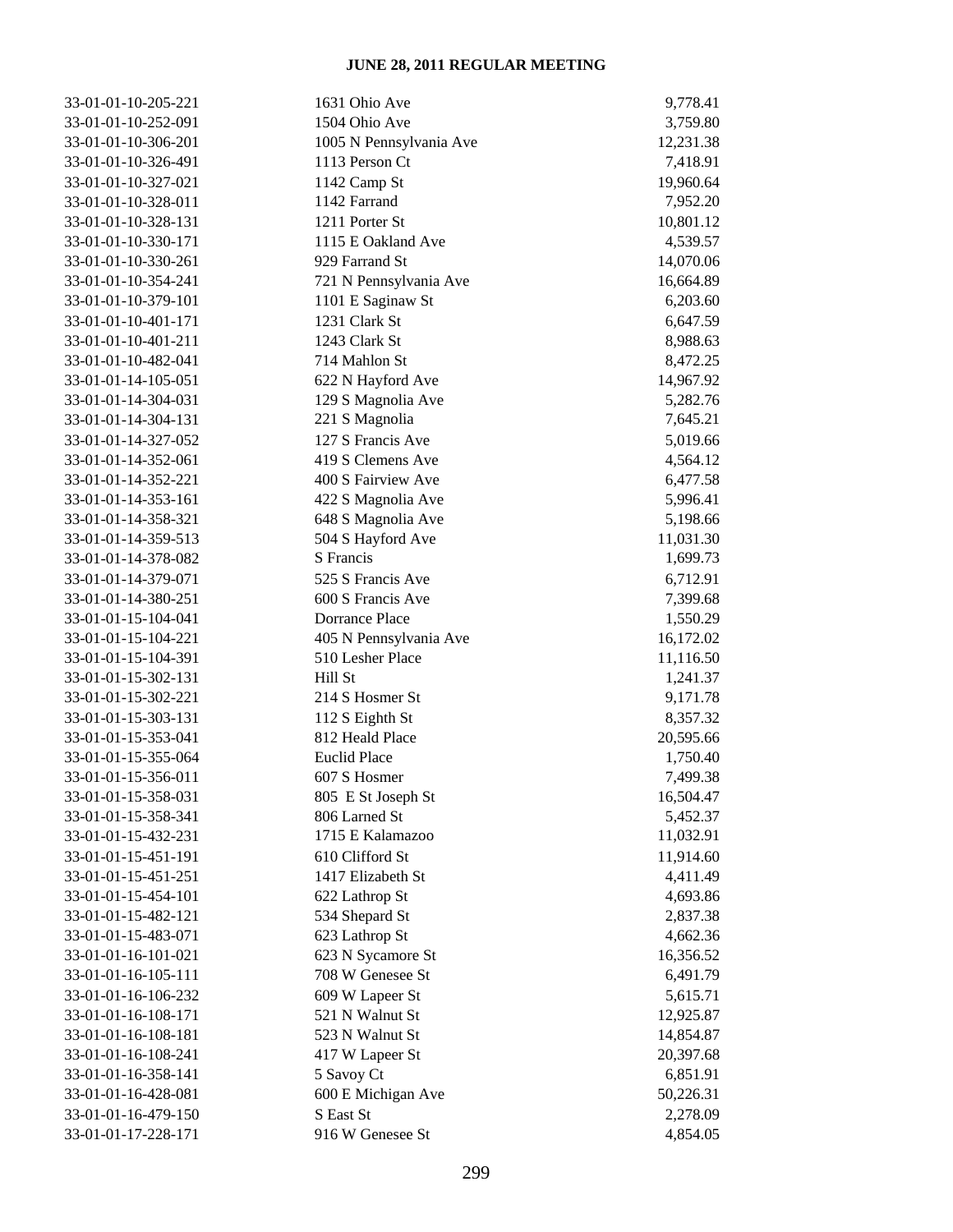| | | |
|---|---|---|
| 33-01-01-10-205-221 | 1631 Ohio Ave | 9,778.41 |
| 33-01-01-10-252-091 | 1504 Ohio Ave | 3,759.80 |
| 33-01-01-10-306-201 | 1005 N Pennsylvania Ave | 12,231.38 |
| 33-01-01-10-326-491 | 1113 Person Ct | 7,418.91 |
| 33-01-01-10-327-021 | 1142 Camp St | 19,960.64 |
| 33-01-01-10-328-011 | 1142 Farrand | 7,952.20 |
| 33-01-01-10-328-131 | 1211 Porter St | 10,801.12 |
| 33-01-01-10-330-171 | 1115 E Oakland Ave | 4,539.57 |
| 33-01-01-10-330-261 | 929 Farrand St | 14,070.06 |
| 33-01-01-10-354-241 | 721 N Pennsylvania Ave | 16,664.89 |
| 33-01-01-10-379-101 | 1101 E Saginaw St | 6,203.60 |
| 33-01-01-10-401-171 | 1231 Clark St | 6,647.59 |
| 33-01-01-10-401-211 | 1243 Clark St | 8,988.63 |
| 33-01-01-10-482-041 | 714 Mahlon St | 8,472.25 |
| 33-01-01-14-105-051 | 622 N Hayford Ave | 14,967.92 |
| 33-01-01-14-304-031 | 129 S Magnolia Ave | 5,282.76 |
| 33-01-01-14-304-131 | 221 S Magnolia | 7,645.21 |
| 33-01-01-14-327-052 | 127 S Francis Ave | 5,019.66 |
| 33-01-01-14-352-061 | 419 S Clemens Ave | 4,564.12 |
| 33-01-01-14-352-221 | 400 S Fairview Ave | 6,477.58 |
| 33-01-01-14-353-161 | 422 S Magnolia Ave | 5,996.41 |
| 33-01-01-14-358-321 | 648 S Magnolia Ave | 5,198.66 |
| 33-01-01-14-359-513 | 504 S Hayford Ave | 11,031.30 |
| 33-01-01-14-378-082 | S Francis | 1,699.73 |
| 33-01-01-14-379-071 | 525 S Francis Ave | 6,712.91 |
| 33-01-01-14-380-251 | 600 S Francis Ave | 7,399.68 |
| 33-01-01-15-104-041 | Dorrance Place | 1,550.29 |
| 33-01-01-15-104-221 | 405 N Pennsylvania Ave | 16,172.02 |
| 33-01-01-15-104-391 | 510 Lesher Place | 11,116.50 |
| 33-01-01-15-302-131 | Hill St | 1,241.37 |
| 33-01-01-15-302-221 | 214 S Hosmer St | 9,171.78 |
| 33-01-01-15-303-131 | 112 S Eighth St | 8,357.32 |
| 33-01-01-15-353-041 | 812 Heald Place | 20,595.66 |
| 33-01-01-15-355-064 | Euclid Place | 1,750.40 |
| 33-01-01-15-356-011 | 607 S Hosmer | 7,499.38 |
| 33-01-01-15-358-031 | 805 E St Joseph St | 16,504.47 |
| 33-01-01-15-358-341 | 806 Larned St | 5,452.37 |
| 33-01-01-15-432-231 | 1715 E Kalamazoo | 11,032.91 |
| 33-01-01-15-451-191 | 610 Clifford St | 11,914.60 |
| 33-01-01-15-451-251 | 1417 Elizabeth St | 4,411.49 |
| 33-01-01-15-454-101 | 622 Lathrop St | 4,693.86 |
| 33-01-01-15-482-121 | 534 Shepard St | 2,837.38 |
| 33-01-01-15-483-071 | 623 Lathrop St | 4,662.36 |
| 33-01-01-16-101-021 | 623 N Sycamore St | 16,356.52 |
| 33-01-01-16-105-111 | 708 W Genesee St | 6,491.79 |
| 33-01-01-16-106-232 | 609 W Lapeer St | 5,615.71 |
| 33-01-01-16-108-171 | 521 N Walnut St | 12,925.87 |
| 33-01-01-16-108-181 | 523 N Walnut St | 14,854.87 |
| 33-01-01-16-108-241 | 417 W Lapeer St | 20,397.68 |
| 33-01-01-16-358-141 | 5 Savoy Ct | 6,851.91 |
| 33-01-01-16-428-081 | 600 E Michigan Ave | 50,226.31 |
| 33-01-01-16-479-150 | S East St | 2,278.09 |
| 33-01-01-17-228-171 | 916 W Genesee St | 4,854.05 |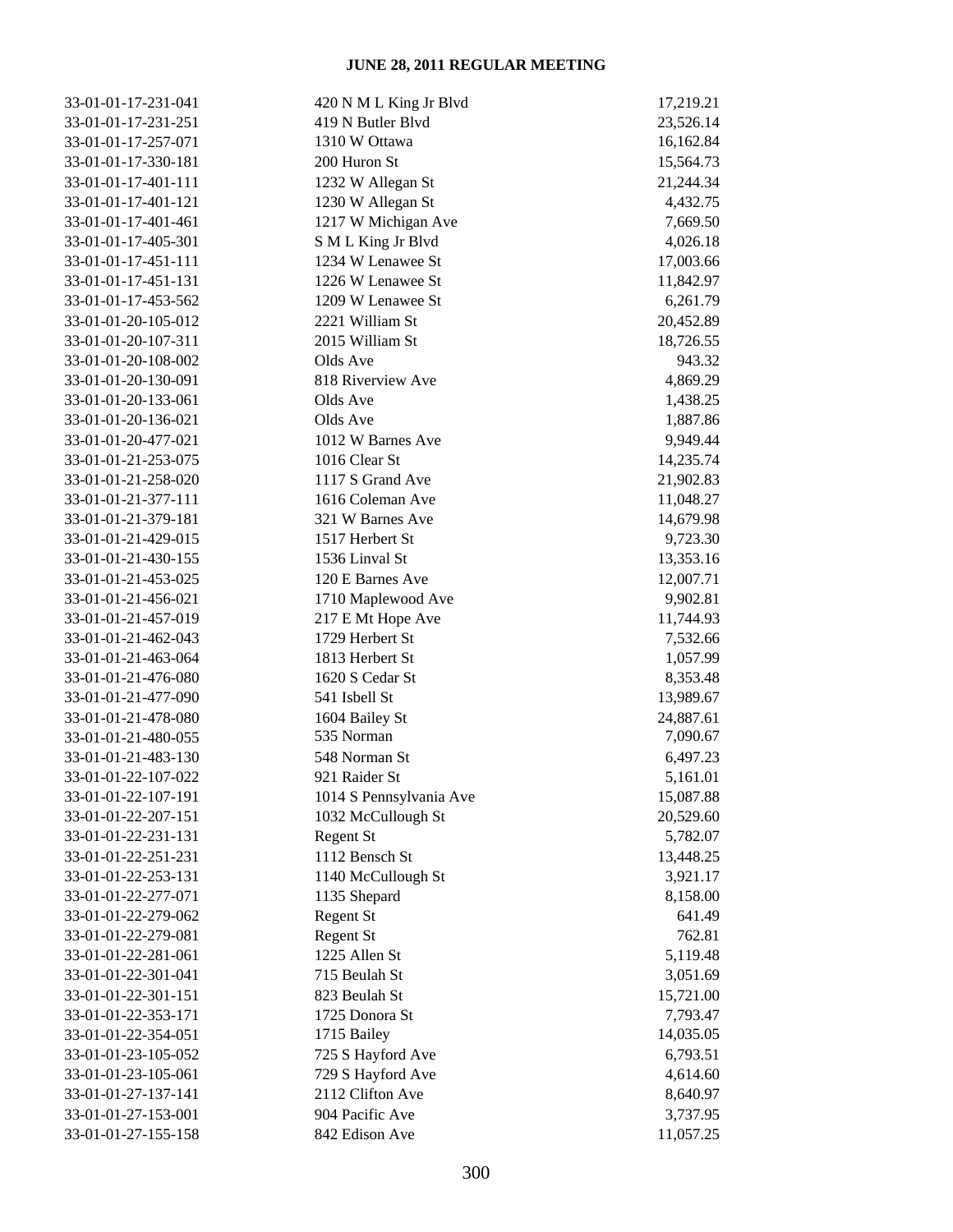| | | |
|---|---|---|
| 33-01-01-17-231-041 | 420 N M L King Jr Blvd | 17,219.21 |
| 33-01-01-17-231-251 | 419 N Butler Blvd | 23,526.14 |
| 33-01-01-17-257-071 | 1310 W Ottawa | 16,162.84 |
| 33-01-01-17-330-181 | 200 Huron St | 15,564.73 |
| 33-01-01-17-401-111 | 1232 W Allegan St | 21,244.34 |
| 33-01-01-17-401-121 | 1230 W Allegan St | 4,432.75 |
| 33-01-01-17-401-461 | 1217 W Michigan Ave | 7,669.50 |
| 33-01-01-17-405-301 | S M L King Jr Blvd | 4,026.18 |
| 33-01-01-17-451-111 | 1234 W Lenawee St | 17,003.66 |
| 33-01-01-17-451-131 | 1226 W Lenawee St | 11,842.97 |
| 33-01-01-17-453-562 | 1209 W Lenawee St | 6,261.79 |
| 33-01-01-20-105-012 | 2221 William St | 20,452.89 |
| 33-01-01-20-107-311 | 2015 William St | 18,726.55 |
| 33-01-01-20-108-002 | Olds Ave | 943.32 |
| 33-01-01-20-130-091 | 818 Riverview Ave | 4,869.29 |
| 33-01-01-20-133-061 | Olds Ave | 1,438.25 |
| 33-01-01-20-136-021 | Olds Ave | 1,887.86 |
| 33-01-01-20-477-021 | 1012 W Barnes Ave | 9,949.44 |
| 33-01-01-21-253-075 | 1016 Clear St | 14,235.74 |
| 33-01-01-21-258-020 | 1117 S Grand Ave | 21,902.83 |
| 33-01-01-21-377-111 | 1616 Coleman Ave | 11,048.27 |
| 33-01-01-21-379-181 | 321 W Barnes Ave | 14,679.98 |
| 33-01-01-21-429-015 | 1517 Herbert St | 9,723.30 |
| 33-01-01-21-430-155 | 1536 Linval St | 13,353.16 |
| 33-01-01-21-453-025 | 120 E Barnes Ave | 12,007.71 |
| 33-01-01-21-456-021 | 1710 Maplewood Ave | 9,902.81 |
| 33-01-01-21-457-019 | 217 E Mt Hope Ave | 11,744.93 |
| 33-01-01-21-462-043 | 1729 Herbert St | 7,532.66 |
| 33-01-01-21-463-064 | 1813 Herbert St | 1,057.99 |
| 33-01-01-21-476-080 | 1620 S Cedar St | 8,353.48 |
| 33-01-01-21-477-090 | 541 Isbell St | 13,989.67 |
| 33-01-01-21-478-080 | 1604 Bailey St | 24,887.61 |
| 33-01-01-21-480-055 | 535 Norman | 7,090.67 |
| 33-01-01-21-483-130 | 548 Norman St | 6,497.23 |
| 33-01-01-22-107-022 | 921 Raider St | 5,161.01 |
| 33-01-01-22-107-191 | 1014 S Pennsylvania Ave | 15,087.88 |
| 33-01-01-22-207-151 | 1032 McCullough St | 20,529.60 |
| 33-01-01-22-231-131 | Regent St | 5,782.07 |
| 33-01-01-22-251-231 | 1112 Bensch St | 13,448.25 |
| 33-01-01-22-253-131 | 1140 McCullough St | 3,921.17 |
| 33-01-01-22-277-071 | 1135 Shepard | 8,158.00 |
| 33-01-01-22-279-062 | Regent St | 641.49 |
| 33-01-01-22-279-081 | Regent St | 762.81 |
| 33-01-01-22-281-061 | 1225 Allen St | 5,119.48 |
| 33-01-01-22-301-041 | 715 Beulah St | 3,051.69 |
| 33-01-01-22-301-151 | 823 Beulah St | 15,721.00 |
| 33-01-01-22-353-171 | 1725 Donora St | 7,793.47 |
| 33-01-01-22-354-051 | 1715 Bailey | 14,035.05 |
| 33-01-01-23-105-052 | 725 S Hayford Ave | 6,793.51 |
| 33-01-01-23-105-061 | 729 S Hayford Ave | 4,614.60 |
| 33-01-01-27-137-141 | 2112 Clifton Ave | 8,640.97 |
| 33-01-01-27-153-001 | 904 Pacific Ave | 3,737.95 |
| 33-01-01-27-155-158 | 842 Edison Ave | 11,057.25 |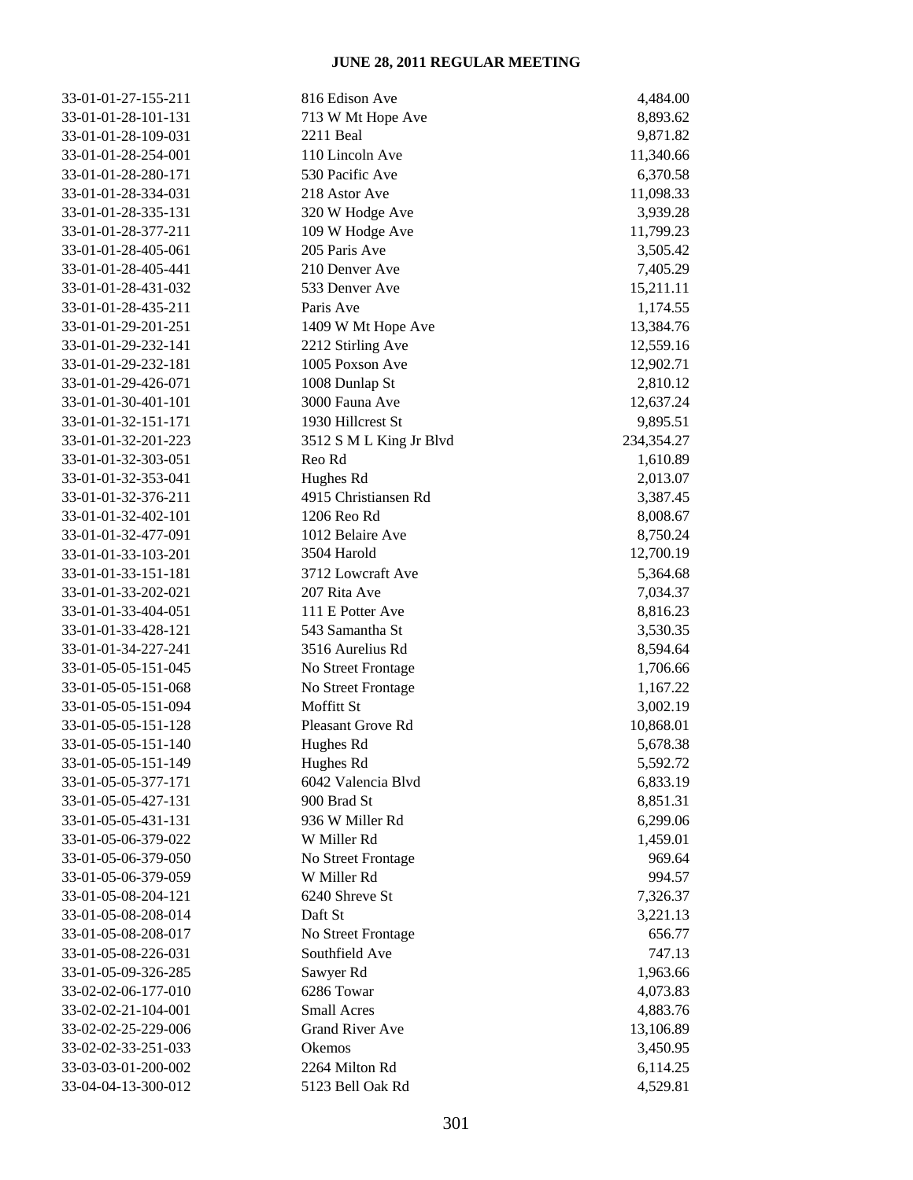| | | |
|---|---|---|
| 33-01-01-27-155-211 | 816 Edison Ave | 4,484.00 |
| 33-01-01-28-101-131 | 713 W Mt Hope Ave | 8,893.62 |
| 33-01-01-28-109-031 | 2211 Beal | 9,871.82 |
| 33-01-01-28-254-001 | 110 Lincoln Ave | 11,340.66 |
| 33-01-01-28-280-171 | 530 Pacific Ave | 6,370.58 |
| 33-01-01-28-334-031 | 218 Astor Ave | 11,098.33 |
| 33-01-01-28-335-131 | 320 W Hodge Ave | 3,939.28 |
| 33-01-01-28-377-211 | 109 W Hodge Ave | 11,799.23 |
| 33-01-01-28-405-061 | 205 Paris Ave | 3,505.42 |
| 33-01-01-28-405-441 | 210 Denver Ave | 7,405.29 |
| 33-01-01-28-431-032 | 533 Denver Ave | 15,211.11 |
| 33-01-01-28-435-211 | Paris Ave | 1,174.55 |
| 33-01-01-29-201-251 | 1409 W Mt Hope Ave | 13,384.76 |
| 33-01-01-29-232-141 | 2212 Stirling Ave | 12,559.16 |
| 33-01-01-29-232-181 | 1005 Poxson Ave | 12,902.71 |
| 33-01-01-29-426-071 | 1008 Dunlap St | 2,810.12 |
| 33-01-01-30-401-101 | 3000 Fauna Ave | 12,637.24 |
| 33-01-01-32-151-171 | 1930 Hillcrest St | 9,895.51 |
| 33-01-01-32-201-223 | 3512 S M L King Jr Blvd | 234,354.27 |
| 33-01-01-32-303-051 | Reo Rd | 1,610.89 |
| 33-01-01-32-353-041 | Hughes Rd | 2,013.07 |
| 33-01-01-32-376-211 | 4915 Christiansen Rd | 3,387.45 |
| 33-01-01-32-402-101 | 1206 Reo Rd | 8,008.67 |
| 33-01-01-32-477-091 | 1012 Belaire Ave | 8,750.24 |
| 33-01-01-33-103-201 | 3504 Harold | 12,700.19 |
| 33-01-01-33-151-181 | 3712 Lowcraft Ave | 5,364.68 |
| 33-01-01-33-202-021 | 207 Rita Ave | 7,034.37 |
| 33-01-01-33-404-051 | 111 E Potter Ave | 8,816.23 |
| 33-01-01-33-428-121 | 543 Samantha St | 3,530.35 |
| 33-01-01-34-227-241 | 3516 Aurelius Rd | 8,594.64 |
| 33-01-05-05-151-045 | No Street Frontage | 1,706.66 |
| 33-01-05-05-151-068 | No Street Frontage | 1,167.22 |
| 33-01-05-05-151-094 | Moffitt St | 3,002.19 |
| 33-01-05-05-151-128 | Pleasant Grove Rd | 10,868.01 |
| 33-01-05-05-151-140 | Hughes Rd | 5,678.38 |
| 33-01-05-05-151-149 | Hughes Rd | 5,592.72 |
| 33-01-05-05-377-171 | 6042 Valencia Blvd | 6,833.19 |
| 33-01-05-05-427-131 | 900 Brad St | 8,851.31 |
| 33-01-05-05-431-131 | 936 W Miller Rd | 6,299.06 |
| 33-01-05-06-379-022 | W Miller Rd | 1,459.01 |
| 33-01-05-06-379-050 | No Street Frontage | 969.64 |
| 33-01-05-06-379-059 | W Miller Rd | 994.57 |
| 33-01-05-08-204-121 | 6240 Shreve St | 7,326.37 |
| 33-01-05-08-208-014 | Daft St | 3,221.13 |
| 33-01-05-08-208-017 | No Street Frontage | 656.77 |
| 33-01-05-08-226-031 | Southfield Ave | 747.13 |
| 33-01-05-09-326-285 | Sawyer Rd | 1,963.66 |
| 33-02-02-06-177-010 | 6286 Towar | 4,073.83 |
| 33-02-02-21-104-001 | Small Acres | 4,883.76 |
| 33-02-02-25-229-006 | Grand River Ave | 13,106.89 |
| 33-02-02-33-251-033 | Okemos | 3,450.95 |
| 33-03-03-01-200-002 | 2264 Milton Rd | 6,114.25 |
| 33-04-04-13-300-012 | 5123 Bell Oak Rd | 4,529.81 |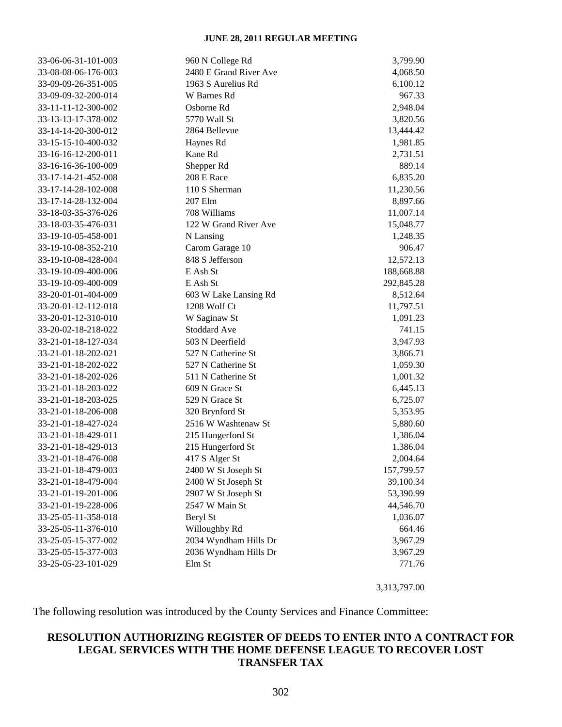| | | |
|---|---|---|
| 33-06-06-31-101-003 | 960 N College Rd | 3,799.90 |
| 33-08-08-06-176-003 | 2480 E Grand River Ave | 4,068.50 |
| 33-09-09-26-351-005 | 1963 S Aurelius Rd | 6,100.12 |
| 33-09-09-32-200-014 | W Barnes Rd | 967.33 |
| 33-11-11-12-300-002 | Osborne Rd | 2,948.04 |
| 33-13-13-17-378-002 | 5770 Wall St | 3,820.56 |
| 33-14-14-20-300-012 | 2864 Bellevue | 13,444.42 |
| 33-15-15-10-400-032 | Haynes Rd | 1,981.85 |
| 33-16-16-12-200-011 | Kane Rd | 2,731.51 |
| 33-16-16-36-100-009 | Shepper Rd | 889.14 |
| 33-17-14-21-452-008 | 208 E Race | 6,835.20 |
| 33-17-14-28-102-008 | 110 S Sherman | 11,230.56 |
| 33-17-14-28-132-004 | 207 Elm | 8,897.66 |
| 33-18-03-35-376-026 | 708 Williams | 11,007.14 |
| 33-18-03-35-476-031 | 122 W Grand River Ave | 15,048.77 |
| 33-19-10-05-458-001 | N Lansing | 1,248.35 |
| 33-19-10-08-352-210 | Carom Garage 10 | 906.47 |
| 33-19-10-08-428-004 | 848 S Jefferson | 12,572.13 |
| 33-19-10-09-400-006 | E Ash St | 188,668.88 |
| 33-19-10-09-400-009 | E Ash St | 292,845.28 |
| 33-20-01-01-404-009 | 603 W Lake Lansing Rd | 8,512.64 |
| 33-20-01-12-112-018 | 1208 Wolf Ct | 11,797.51 |
| 33-20-01-12-310-010 | W Saginaw St | 1,091.23 |
| 33-20-02-18-218-022 | Stoddard Ave | 741.15 |
| 33-21-01-18-127-034 | 503 N Deerfield | 3,947.93 |
| 33-21-01-18-202-021 | 527 N Catherine St | 3,866.71 |
| 33-21-01-18-202-022 | 527 N Catherine St | 1,059.30 |
| 33-21-01-18-202-026 | 511 N Catherine St | 1,001.32 |
| 33-21-01-18-203-022 | 609 N Grace St | 6,445.13 |
| 33-21-01-18-203-025 | 529 N Grace St | 6,725.07 |
| 33-21-01-18-206-008 | 320 Brynford St | 5,353.95 |
| 33-21-01-18-427-024 | 2516 W Washtenaw St | 5,880.60 |
| 33-21-01-18-429-011 | 215 Hungerford St | 1,386.04 |
| 33-21-01-18-429-013 | 215 Hungerford St | 1,386.04 |
| 33-21-01-18-476-008 | 417 S Alger St | 2,004.64 |
| 33-21-01-18-479-003 | 2400 W St Joseph St | 157,799.57 |
| 33-21-01-18-479-004 | 2400 W St Joseph St | 39,100.34 |
| 33-21-01-19-201-006 | 2907 W St Joseph St | 53,390.99 |
| 33-21-01-19-228-006 | 2547 W Main St | 44,546.70 |
| 33-25-05-11-358-018 | Beryl St | 1,036.07 |
| 33-25-05-11-376-010 | Willoughby Rd | 664.46 |
| 33-25-05-15-377-002 | 2034 Wyndham Hills Dr | 3,967.29 |
| 33-25-05-15-377-003 | 2036 Wyndham Hills Dr | 3,967.29 |
| 33-25-05-23-101-029 | Elm St | 771.76 |
| | | 3,313,797.00 |

The following resolution was introduced by the County Services and Finance Committee:

## RESOLUTION AUTHORIZING REGISTER OF DEEDS TO ENTER INTO A CONTRACT FOR LEGAL SERVICES WITH THE HOME DEFENSE LEAGUE TO RECOVER LOST TRANSFER TAX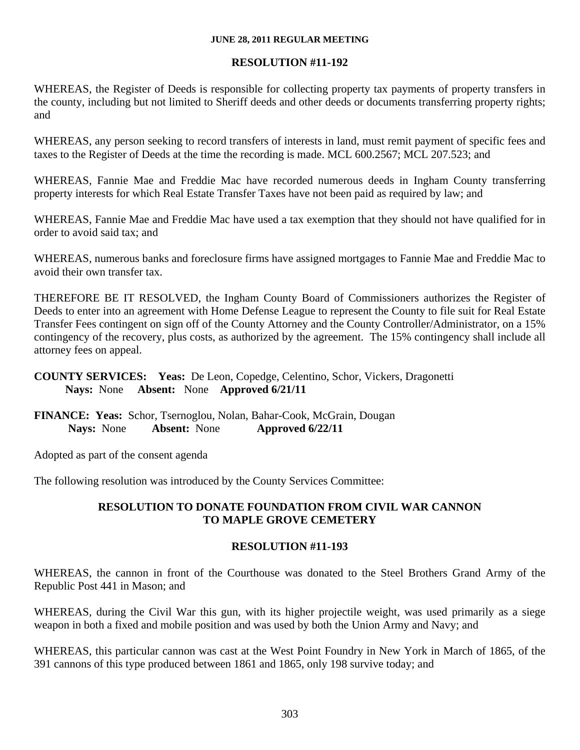**JUNE 28, 2011 REGULAR MEETING**

**RESOLUTION #11-192**

WHEREAS, the Register of Deeds is responsible for collecting property tax payments of property transfers in the county, including but not limited to Sheriff deeds and other deeds or documents transferring property rights; and

WHEREAS, any person seeking to record transfers of interests in land, must remit payment of specific fees and taxes to the Register of Deeds at the time the recording is made. MCL 600.2567; MCL 207.523; and

WHEREAS, Fannie Mae and Freddie Mac have recorded numerous deeds in Ingham County transferring property interests for which Real Estate Transfer Taxes have not been paid as required by law; and

WHEREAS, Fannie Mae and Freddie Mac have used a tax exemption that they should not have qualified for in order to avoid said tax; and

WHEREAS, numerous banks and foreclosure firms have assigned mortgages to Fannie Mae and Freddie Mac to avoid their own transfer tax.

THEREFORE BE IT RESOLVED, the Ingham County Board of Commissioners authorizes the Register of Deeds to enter into an agreement with Home Defense League to represent the County to file suit for Real Estate Transfer Fees contingent on sign off of the County Attorney and the County Controller/Administrator, on a 15% contingency of the recovery, plus costs, as authorized by the agreement. The 15% contingency shall include all attorney fees on appeal.

**COUNTY SERVICES: Yeas:** De Leon, Copedge, Celentino, Schor, Vickers, Dragonetti
**Nays:** None **Absent:** None **Approved 6/21/11**

**FINANCE: Yeas:** Schor, Tsernoglou, Nolan, Bahar-Cook, McGrain, Dougan
**Nays:** None **Absent:** None **Approved 6/22/11**

Adopted as part of the consent agenda

The following resolution was introduced by the County Services Committee:

**RESOLUTION TO DONATE FOUNDATION FROM CIVIL WAR CANNON TO MAPLE GROVE CEMETERY**

**RESOLUTION #11-193**

WHEREAS, the cannon in front of the Courthouse was donated to the Steel Brothers Grand Army of the Republic Post 441 in Mason; and

WHEREAS, during the Civil War this gun, with its higher projectile weight, was used primarily as a siege weapon in both a fixed and mobile position and was used by both the Union Army and Navy; and

WHEREAS, this particular cannon was cast at the West Point Foundry in New York in March of 1865, of the 391 cannons of this type produced between 1861 and 1865, only 198 survive today; and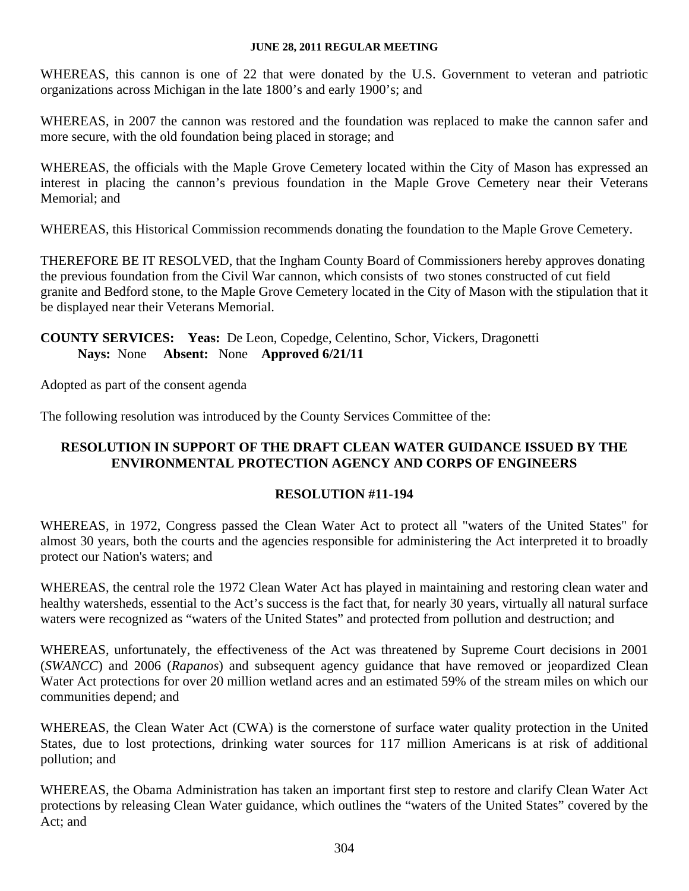WHEREAS, this cannon is one of 22 that were donated by the U.S. Government to veteran and patriotic organizations across Michigan in the late 1800's and early 1900's; and

WHEREAS, in 2007 the cannon was restored and the foundation was replaced to make the cannon safer and more secure, with the old foundation being placed in storage; and

WHEREAS, the officials with the Maple Grove Cemetery located within the City of Mason has expressed an interest in placing the cannon's previous foundation in the Maple Grove Cemetery near their Veterans Memorial; and

WHEREAS, this Historical Commission recommends donating the foundation to the Maple Grove Cemetery.

THEREFORE BE IT RESOLVED, that the Ingham County Board of Commissioners hereby approves donating the previous foundation from the Civil War cannon, which consists of two stones constructed of cut field granite and Bedford stone, to the Maple Grove Cemetery located in the City of Mason with the stipulation that it be displayed near their Veterans Memorial.

**COUNTY SERVICES: Yeas:** De Leon, Copedge, Celentino, Schor, Vickers, Dragonetti
**Nays:** None **Absent:** None **Approved 6/21/11**

Adopted as part of the consent agenda

The following resolution was introduced by the County Services Committee of the:

## RESOLUTION IN SUPPORT OF THE DRAFT CLEAN WATER GUIDANCE ISSUED BY THE ENVIRONMENTAL PROTECTION AGENCY AND CORPS OF ENGINEERS

## RESOLUTION #11-194

WHEREAS, in 1972, Congress passed the Clean Water Act to protect all "waters of the United States" for almost 30 years, both the courts and the agencies responsible for administering the Act interpreted it to broadly protect our Nation's waters; and

WHEREAS, the central role the 1972 Clean Water Act has played in maintaining and restoring clean water and healthy watersheds, essential to the Act's success is the fact that, for nearly 30 years, virtually all natural surface waters were recognized as "waters of the United States" and protected from pollution and destruction; and

WHEREAS, unfortunately, the effectiveness of the Act was threatened by Supreme Court decisions in 2001 (*SWANCC*) and 2006 (*Rapanos*) and subsequent agency guidance that have removed or jeopardized Clean Water Act protections for over 20 million wetland acres and an estimated 59% of the stream miles on which our communities depend; and

WHEREAS, the Clean Water Act (CWA) is the cornerstone of surface water quality protection in the United States, due to lost protections, drinking water sources for 117 million Americans is at risk of additional pollution; and

WHEREAS, the Obama Administration has taken an important first step to restore and clarify Clean Water Act protections by releasing Clean Water guidance, which outlines the "waters of the United States" covered by the Act; and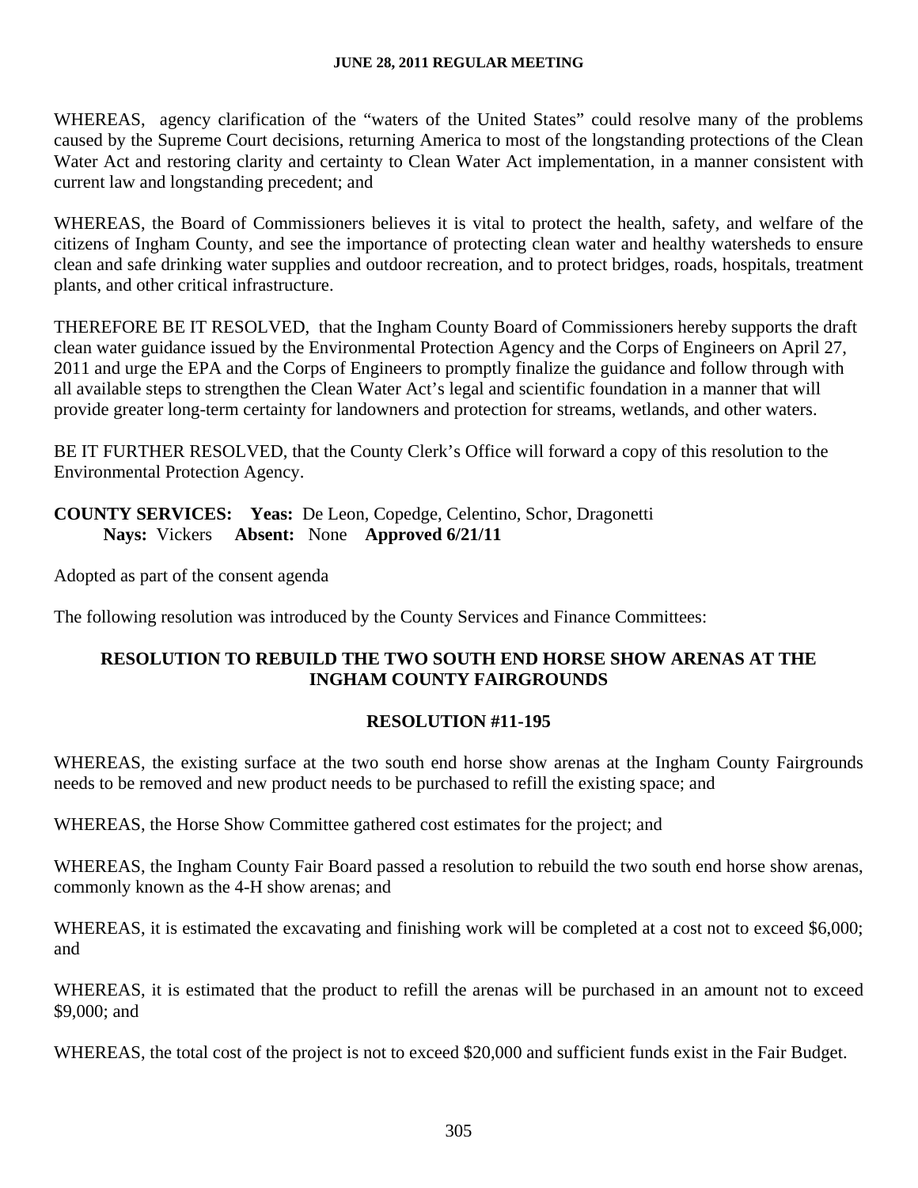WHEREAS, agency clarification of the "waters of the United States" could resolve many of the problems caused by the Supreme Court decisions, returning America to most of the longstanding protections of the Clean Water Act and restoring clarity and certainty to Clean Water Act implementation, in a manner consistent with current law and longstanding precedent; and

WHEREAS, the Board of Commissioners believes it is vital to protect the health, safety, and welfare of the citizens of Ingham County, and see the importance of protecting clean water and healthy watersheds to ensure clean and safe drinking water supplies and outdoor recreation, and to protect bridges, roads, hospitals, treatment plants, and other critical infrastructure.

THEREFORE BE IT RESOLVED, that the Ingham County Board of Commissioners hereby supports the draft clean water guidance issued by the Environmental Protection Agency and the Corps of Engineers on April 27, 2011 and urge the EPA and the Corps of Engineers to promptly finalize the guidance and follow through with all available steps to strengthen the Clean Water Act's legal and scientific foundation in a manner that will provide greater long-term certainty for landowners and protection for streams, wetlands, and other waters.

BE IT FURTHER RESOLVED, that the County Clerk's Office will forward a copy of this resolution to the Environmental Protection Agency.

**COUNTY SERVICES: Yeas:** De Leon, Copedge, Celentino, Schor, Dragonetti
**Nays:** Vickers **Absent:** None **Approved 6/21/11**

Adopted as part of the consent agenda

The following resolution was introduced by the County Services and Finance Committees:

**RESOLUTION TO REBUILD THE TWO SOUTH END HORSE SHOW ARENAS AT THE INGHAM COUNTY FAIRGROUNDS**

**RESOLUTION #11-195**

WHEREAS, the existing surface at the two south end horse show arenas at the Ingham County Fairgrounds needs to be removed and new product needs to be purchased to refill the existing space; and

WHEREAS, the Horse Show Committee gathered cost estimates for the project; and

WHEREAS, the Ingham County Fair Board passed a resolution to rebuild the two south end horse show arenas, commonly known as the 4-H show arenas; and

WHEREAS, it is estimated the excavating and finishing work will be completed at a cost not to exceed $6,000; and

WHEREAS, it is estimated that the product to refill the arenas will be purchased in an amount not to exceed $9,000; and

WHEREAS, the total cost of the project is not to exceed $20,000 and sufficient funds exist in the Fair Budget.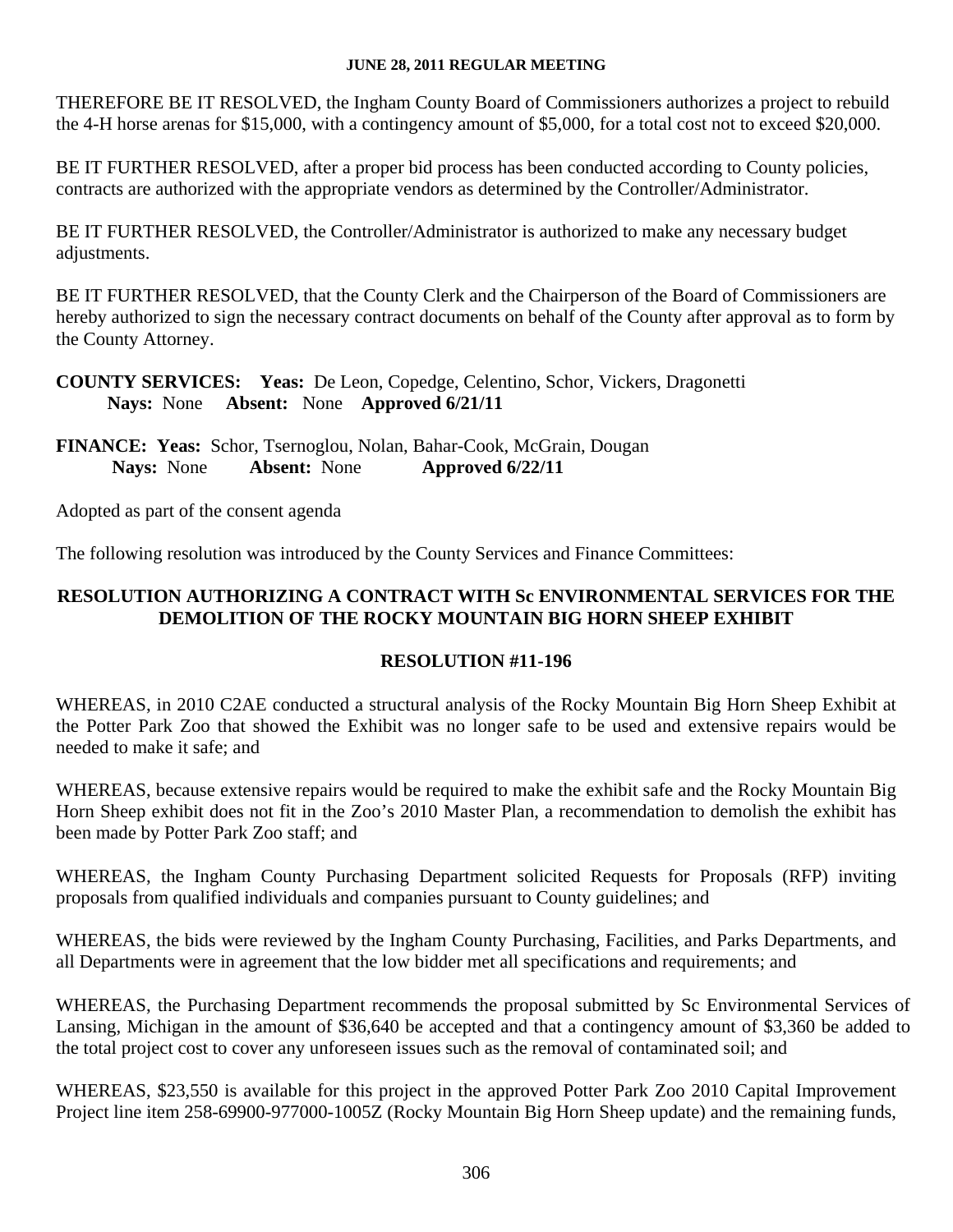THEREFORE BE IT RESOLVED, the Ingham County Board of Commissioners authorizes a project to rebuild the 4-H horse arenas for $15,000, with a contingency amount of $5,000, for a total cost not to exceed $20,000.

BE IT FURTHER RESOLVED, after a proper bid process has been conducted according to County policies, contracts are authorized with the appropriate vendors as determined by the Controller/Administrator.

BE IT FURTHER RESOLVED, the Controller/Administrator is authorized to make any necessary budget adjustments.

BE IT FURTHER RESOLVED, that the County Clerk and the Chairperson of the Board of Commissioners are hereby authorized to sign the necessary contract documents on behalf of the County after approval as to form by the County Attorney.

**COUNTY SERVICES: Yeas:** De Leon, Copedge, Celentino, Schor, Vickers, Dragonetti
**Nays:** None **Absent:** None **Approved 6/21/11**

**FINANCE: Yeas:** Schor, Tsernoglou, Nolan, Bahar-Cook, McGrain, Dougan
**Nays:** None **Absent:** None **Approved 6/22/11**

Adopted as part of the consent agenda

The following resolution was introduced by the County Services and Finance Committees:

**RESOLUTION AUTHORIZING A CONTRACT WITH Sc ENVIRONMENTAL SERVICES FOR THE DEMOLITION OF THE ROCKY MOUNTAIN BIG HORN SHEEP EXHIBIT**

**RESOLUTION #11-196**

WHEREAS, in 2010 C2AE conducted a structural analysis of the Rocky Mountain Big Horn Sheep Exhibit at the Potter Park Zoo that showed the Exhibit was no longer safe to be used and extensive repairs would be needed to make it safe; and

WHEREAS, because extensive repairs would be required to make the exhibit safe and the Rocky Mountain Big Horn Sheep exhibit does not fit in the Zoo's 2010 Master Plan, a recommendation to demolish the exhibit has been made by Potter Park Zoo staff; and

WHEREAS, the Ingham County Purchasing Department solicited Requests for Proposals (RFP) inviting proposals from qualified individuals and companies pursuant to County guidelines; and

WHEREAS, the bids were reviewed by the Ingham County Purchasing, Facilities, and Parks Departments, and all Departments were in agreement that the low bidder met all specifications and requirements; and

WHEREAS, the Purchasing Department recommends the proposal submitted by Sc Environmental Services of Lansing, Michigan in the amount of $36,640 be accepted and that a contingency amount of $3,360 be added to the total project cost to cover any unforeseen issues such as the removal of contaminated soil; and

WHEREAS, $23,550 is available for this project in the approved Potter Park Zoo 2010 Capital Improvement Project line item 258-69900-977000-1005Z (Rocky Mountain Big Horn Sheep update) and the remaining funds,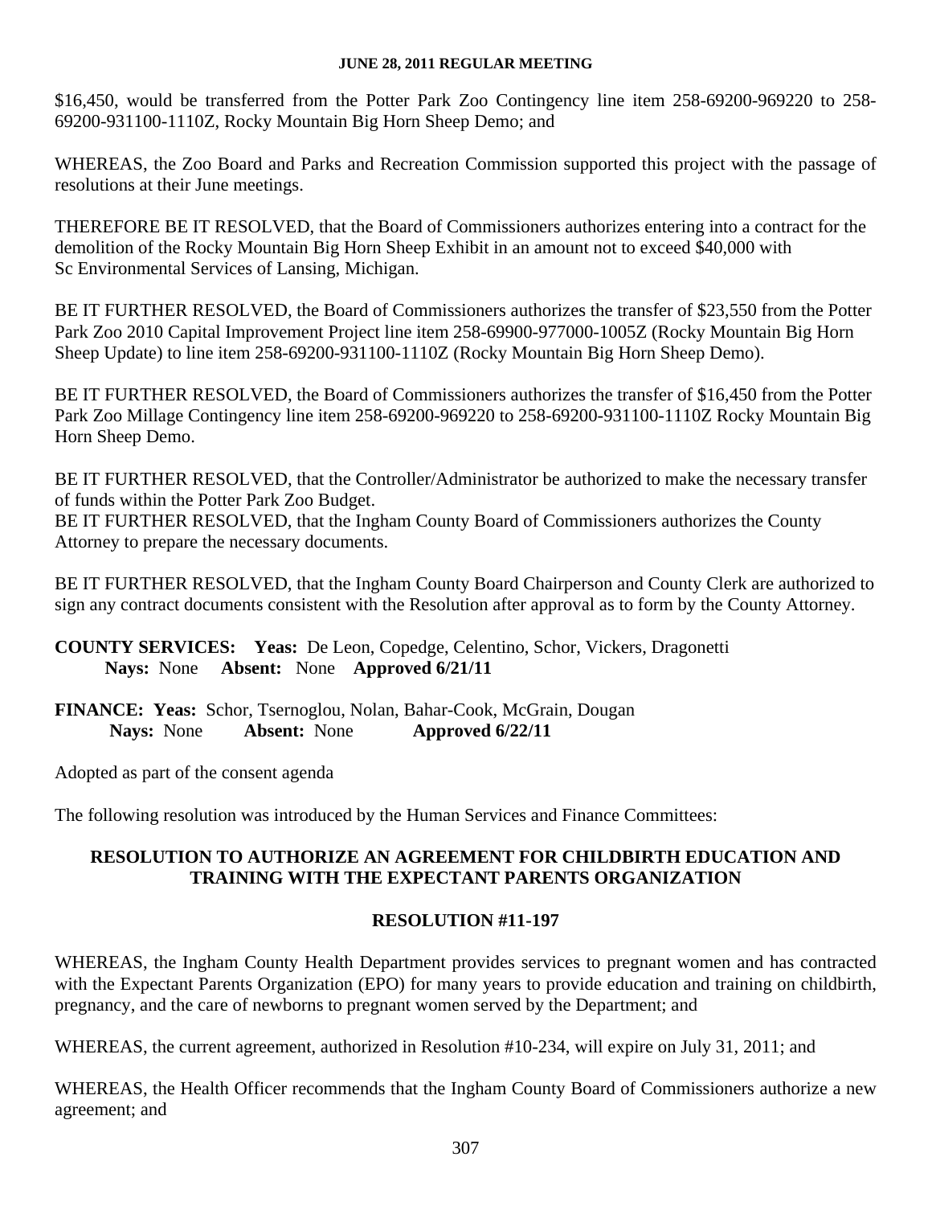$16,450, would be transferred from the Potter Park Zoo Contingency line item 258-69200-969220 to 258-69200-931100-1110Z, Rocky Mountain Big Horn Sheep Demo; and

WHEREAS, the Zoo Board and Parks and Recreation Commission supported this project with the passage of resolutions at their June meetings.

THEREFORE BE IT RESOLVED, that the Board of Commissioners authorizes entering into a contract for the demolition of the Rocky Mountain Big Horn Sheep Exhibit in an amount not to exceed $40,000 with Sc Environmental Services of Lansing, Michigan.

BE IT FURTHER RESOLVED, the Board of Commissioners authorizes the transfer of $23,550 from the Potter Park Zoo 2010 Capital Improvement Project line item 258-69900-977000-1005Z (Rocky Mountain Big Horn Sheep Update) to line item 258-69200-931100-1110Z (Rocky Mountain Big Horn Sheep Demo).

BE IT FURTHER RESOLVED, the Board of Commissioners authorizes the transfer of $16,450 from the Potter Park Zoo Millage Contingency line item 258-69200-969220 to 258-69200-931100-1110Z Rocky Mountain Big Horn Sheep Demo.

BE IT FURTHER RESOLVED, that the Controller/Administrator be authorized to make the necessary transfer of funds within the Potter Park Zoo Budget.

BE IT FURTHER RESOLVED, that the Ingham County Board of Commissioners authorizes the County Attorney to prepare the necessary documents.

BE IT FURTHER RESOLVED, that the Ingham County Board Chairperson and County Clerk are authorized to sign any contract documents consistent with the Resolution after approval as to form by the County Attorney.

**COUNTY SERVICES: Yeas:** De Leon, Copedge, Celentino, Schor, Vickers, Dragonetti
**Nays:** None **Absent:** None **Approved 6/21/11**

**FINANCE: Yeas:** Schor, Tsernoglou, Nolan, Bahar-Cook, McGrain, Dougan
**Nays:** None **Absent:** None **Approved 6/22/11**

Adopted as part of the consent agenda

The following resolution was introduced by the Human Services and Finance Committees:

## RESOLUTION TO AUTHORIZE AN AGREEMENT FOR CHILDBIRTH EDUCATION AND TRAINING WITH THE EXPECTANT PARENTS ORGANIZATION

## RESOLUTION #11-197

WHEREAS, the Ingham County Health Department provides services to pregnant women and has contracted with the Expectant Parents Organization (EPO) for many years to provide education and training on childbirth, pregnancy, and the care of newborns to pregnant women served by the Department; and

WHEREAS, the current agreement, authorized in Resolution #10-234, will expire on July 31, 2011; and

WHEREAS, the Health Officer recommends that the Ingham County Board of Commissioners authorize a new agreement; and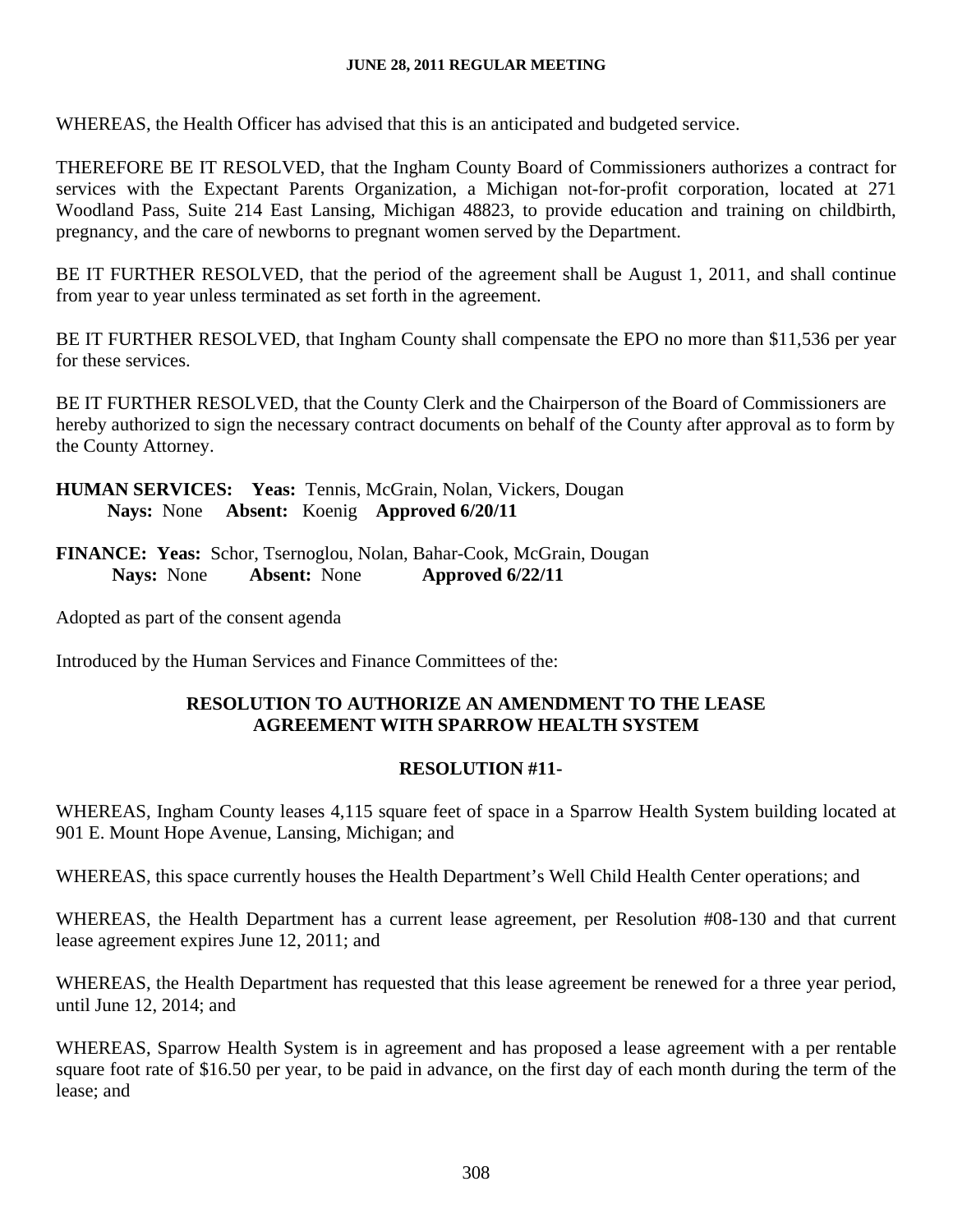WHEREAS, the Health Officer has advised that this is an anticipated and budgeted service.

THEREFORE BE IT RESOLVED, that the Ingham County Board of Commissioners authorizes a contract for services with the Expectant Parents Organization, a Michigan not-for-profit corporation, located at 271 Woodland Pass, Suite 214 East Lansing, Michigan 48823, to provide education and training on childbirth, pregnancy, and the care of newborns to pregnant women served by the Department.

BE IT FURTHER RESOLVED, that the period of the agreement shall be August 1, 2011, and shall continue from year to year unless terminated as set forth in the agreement.

BE IT FURTHER RESOLVED, that Ingham County shall compensate the EPO no more than $11,536 per year for these services.

BE IT FURTHER RESOLVED, that the County Clerk and the Chairperson of the Board of Commissioners are hereby authorized to sign the necessary contract documents on behalf of the County after approval as to form by the County Attorney.

**HUMAN SERVICES: Yeas:** Tennis, McGrain, Nolan, Vickers, Dougan
**Nays:** None **Absent:** Koenig **Approved 6/20/11**

**FINANCE: Yeas:** Schor, Tsernoglou, Nolan, Bahar-Cook, McGrain, Dougan
**Nays:** None **Absent:** None **Approved 6/22/11**

Adopted as part of the consent agenda

Introduced by the Human Services and Finance Committees of the:

## RESOLUTION TO AUTHORIZE AN AMENDMENT TO THE LEASE AGREEMENT WITH SPARROW HEALTH SYSTEM

### RESOLUTION #11-

WHEREAS, Ingham County leases 4,115 square feet of space in a Sparrow Health System building located at 901 E. Mount Hope Avenue, Lansing, Michigan; and

WHEREAS, this space currently houses the Health Department's Well Child Health Center operations; and

WHEREAS, the Health Department has a current lease agreement, per Resolution #08-130 and that current lease agreement expires June 12, 2011; and

WHEREAS, the Health Department has requested that this lease agreement be renewed for a three year period, until June 12, 2014; and

WHEREAS, Sparrow Health System is in agreement and has proposed a lease agreement with a per rentable square foot rate of $16.50 per year, to be paid in advance, on the first day of each month during the term of the lease; and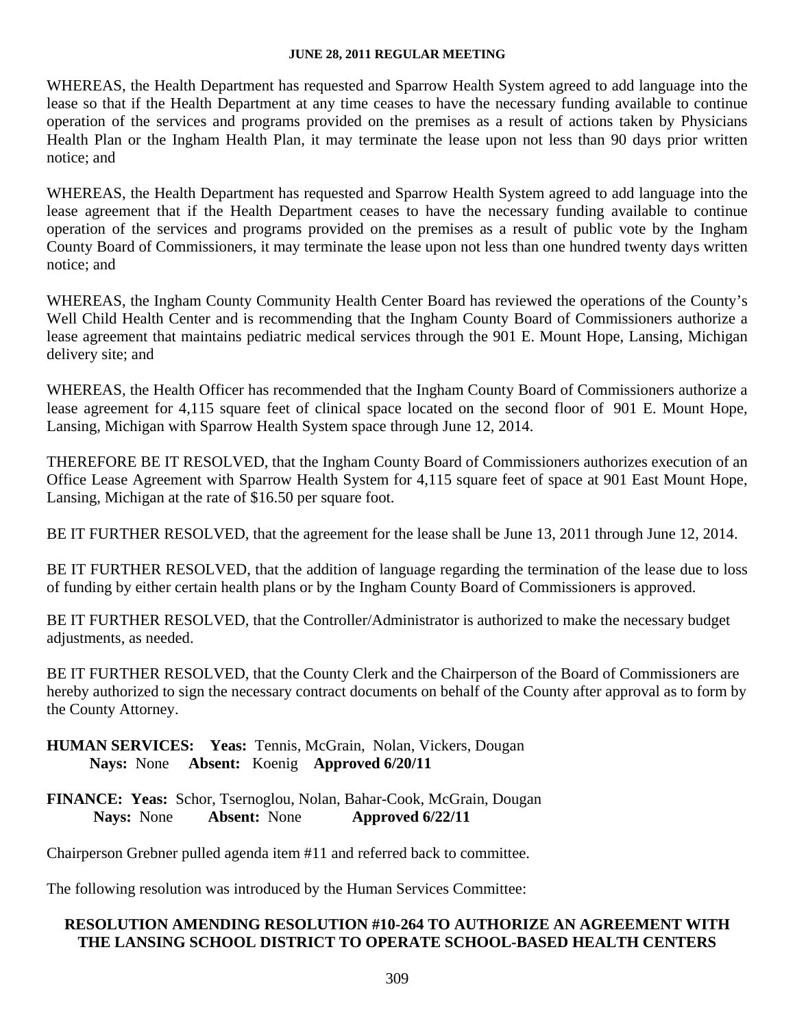WHEREAS, the Health Department has requested and Sparrow Health System agreed to add language into the lease so that if the Health Department at any time ceases to have the necessary funding available to continue operation of the services and programs provided on the premises as a result of actions taken by Physicians Health Plan or the Ingham Health Plan, it may terminate the lease upon not less than 90 days prior written notice; and

WHEREAS, the Health Department has requested and Sparrow Health System agreed to add language into the lease agreement that if the Health Department ceases to have the necessary funding available to continue operation of the services and programs provided on the premises as a result of public vote by the Ingham County Board of Commissioners, it may terminate the lease upon not less than one hundred twenty days written notice; and

WHEREAS, the Ingham County Community Health Center Board has reviewed the operations of the County's Well Child Health Center and is recommending that the Ingham County Board of Commissioners authorize a lease agreement that maintains pediatric medical services through the 901 E. Mount Hope, Lansing, Michigan delivery site; and

WHEREAS, the Health Officer has recommended that the Ingham County Board of Commissioners authorize a lease agreement for 4,115 square feet of clinical space located on the second floor of 901 E. Mount Hope, Lansing, Michigan with Sparrow Health System space through June 12, 2014.

THEREFORE BE IT RESOLVED, that the Ingham County Board of Commissioners authorizes execution of an Office Lease Agreement with Sparrow Health System for 4,115 square feet of space at 901 East Mount Hope, Lansing, Michigan at the rate of $16.50 per square foot.

BE IT FURTHER RESOLVED, that the agreement for the lease shall be June 13, 2011 through June 12, 2014.

BE IT FURTHER RESOLVED, that the addition of language regarding the termination of the lease due to loss of funding by either certain health plans or by the Ingham County Board of Commissioners is approved.

BE IT FURTHER RESOLVED, that the Controller/Administrator is authorized to make the necessary budget adjustments, as needed.

BE IT FURTHER RESOLVED, that the County Clerk and the Chairperson of the Board of Commissioners are hereby authorized to sign the necessary contract documents on behalf of the County after approval as to form by the County Attorney.

**HUMAN SERVICES:** **Yeas:** Tennis, McGrain, Nolan, Vickers, Dougan
**Nays:** None **Absent:** Koenig **Approved 6/20/11**

**FINANCE:** **Yeas:** Schor, Tsernoglou, Nolan, Bahar-Cook, McGrain, Dougan
**Nays:** None **Absent:** None **Approved 6/22/11**

Chairperson Grebner pulled agenda item #11 and referred back to committee.

The following resolution was introduced by the Human Services Committee:

## RESOLUTION AMENDING RESOLUTION #10-264 TO AUTHORIZE AN AGREEMENT WITH THE LANSING SCHOOL DISTRICT TO OPERATE SCHOOL-BASED HEALTH CENTERS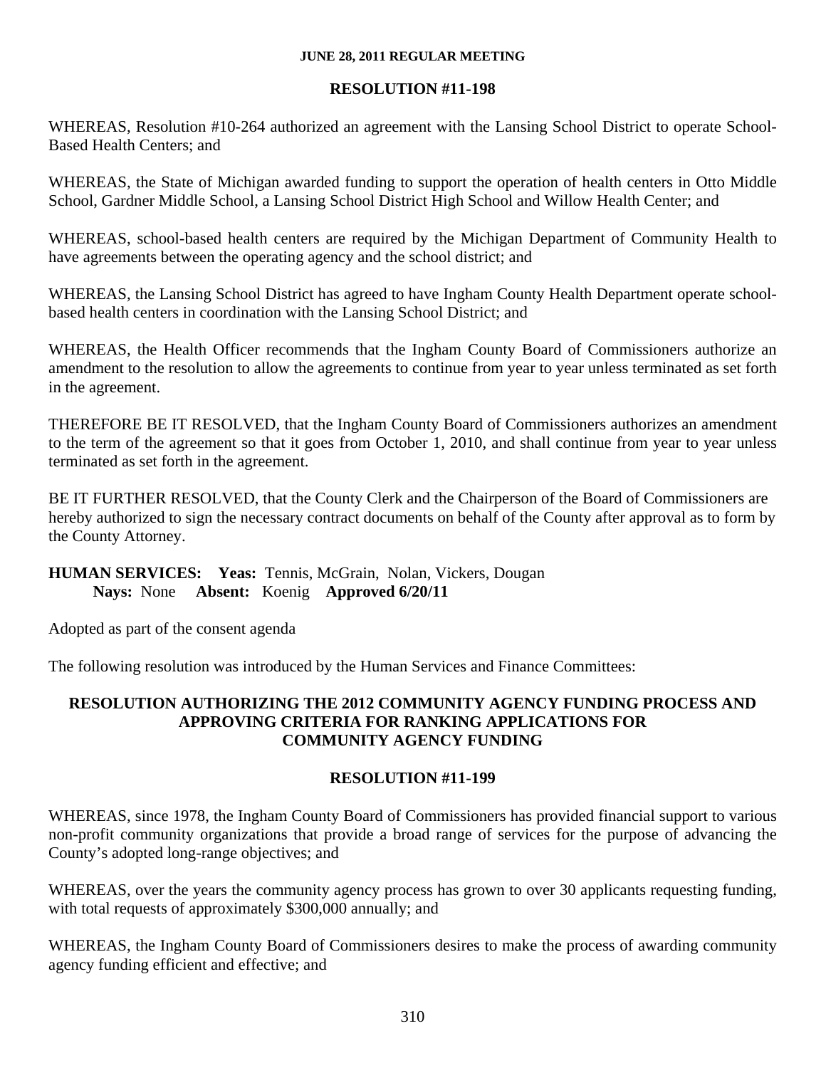**RESOLUTION #11-198**

WHEREAS, Resolution #10-264 authorized an agreement with the Lansing School District to operate School-Based Health Centers; and

WHEREAS, the State of Michigan awarded funding to support the operation of health centers in Otto Middle School, Gardner Middle School, a Lansing School District High School and Willow Health Center; and

WHEREAS, school-based health centers are required by the Michigan Department of Community Health to have agreements between the operating agency and the school district; and

WHEREAS, the Lansing School District has agreed to have Ingham County Health Department operate school-based health centers in coordination with the Lansing School District; and

WHEREAS, the Health Officer recommends that the Ingham County Board of Commissioners authorize an amendment to the resolution to allow the agreements to continue from year to year unless terminated as set forth in the agreement.

THEREFORE BE IT RESOLVED, that the Ingham County Board of Commissioners authorizes an amendment to the term of the agreement so that it goes from October 1, 2010, and shall continue from year to year unless terminated as set forth in the agreement.

BE IT FURTHER RESOLVED, that the County Clerk and the Chairperson of the Board of Commissioners are hereby authorized to sign the necessary contract documents on behalf of the County after approval as to form by the County Attorney.

**HUMAN SERVICES: Yeas:** Tennis, McGrain, Nolan, Vickers, Dougan
**Nays:** None **Absent:** Koenig **Approved 6/20/11**

Adopted as part of the consent agenda

The following resolution was introduced by the Human Services and Finance Committees:

**RESOLUTION AUTHORIZING THE 2012 COMMUNITY AGENCY FUNDING PROCESS AND APPROVING CRITERIA FOR RANKING APPLICATIONS FOR COMMUNITY AGENCY FUNDING**

**RESOLUTION #11-199**

WHEREAS, since 1978, the Ingham County Board of Commissioners has provided financial support to various non-profit community organizations that provide a broad range of services for the purpose of advancing the County's adopted long-range objectives; and

WHEREAS, over the years the community agency process has grown to over 30 applicants requesting funding, with total requests of approximately $300,000 annually; and

WHEREAS, the Ingham County Board of Commissioners desires to make the process of awarding community agency funding efficient and effective; and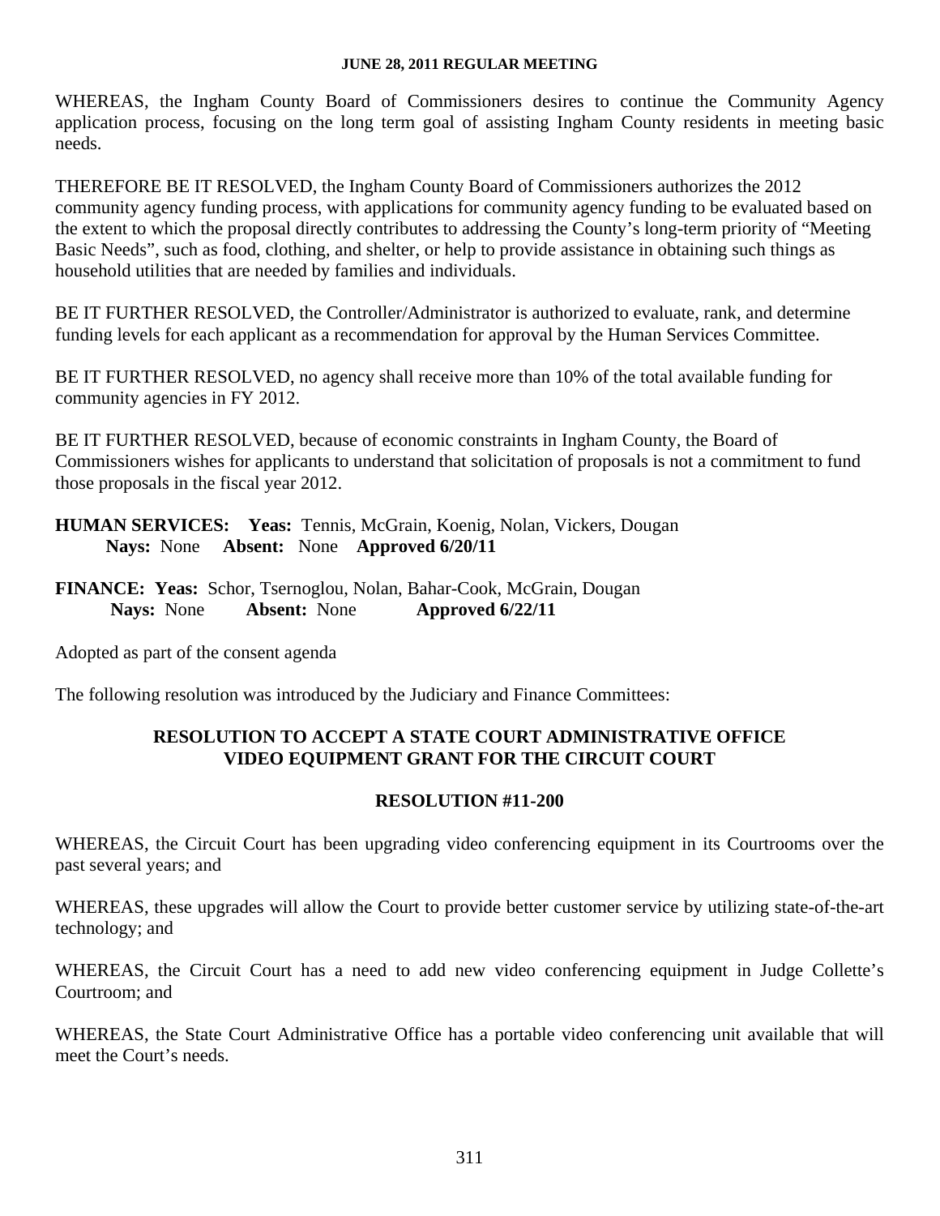WHEREAS, the Ingham County Board of Commissioners desires to continue the Community Agency application process, focusing on the long term goal of assisting Ingham County residents in meeting basic needs.

THEREFORE BE IT RESOLVED, the Ingham County Board of Commissioners authorizes the 2012 community agency funding process, with applications for community agency funding to be evaluated based on the extent to which the proposal directly contributes to addressing the County's long-term priority of "Meeting Basic Needs", such as food, clothing, and shelter, or help to provide assistance in obtaining such things as household utilities that are needed by families and individuals.

BE IT FURTHER RESOLVED, the Controller/Administrator is authorized to evaluate, rank, and determine funding levels for each applicant as a recommendation for approval by the Human Services Committee.

BE IT FURTHER RESOLVED, no agency shall receive more than 10% of the total available funding for community agencies in FY 2012.

BE IT FURTHER RESOLVED, because of economic constraints in Ingham County, the Board of Commissioners wishes for applicants to understand that solicitation of proposals is not a commitment to fund those proposals in the fiscal year 2012.

**HUMAN SERVICES: Yeas:** Tennis, McGrain, Koenig, Nolan, Vickers, Dougan
**Nays:** None **Absent:** None **Approved 6/20/11**

**FINANCE: Yeas:** Schor, Tsernoglou, Nolan, Bahar-Cook, McGrain, Dougan
**Nays:** None **Absent:** None **Approved 6/22/11**

Adopted as part of the consent agenda

The following resolution was introduced by the Judiciary and Finance Committees:

## RESOLUTION TO ACCEPT A STATE COURT ADMINISTRATIVE OFFICE VIDEO EQUIPMENT GRANT FOR THE CIRCUIT COURT

### RESOLUTION #11-200

WHEREAS, the Circuit Court has been upgrading video conferencing equipment in its Courtrooms over the past several years; and

WHEREAS, these upgrades will allow the Court to provide better customer service by utilizing state-of-the-art technology; and

WHEREAS, the Circuit Court has a need to add new video conferencing equipment in Judge Collette's Courtroom; and

WHEREAS, the State Court Administrative Office has a portable video conferencing unit available that will meet the Court's needs.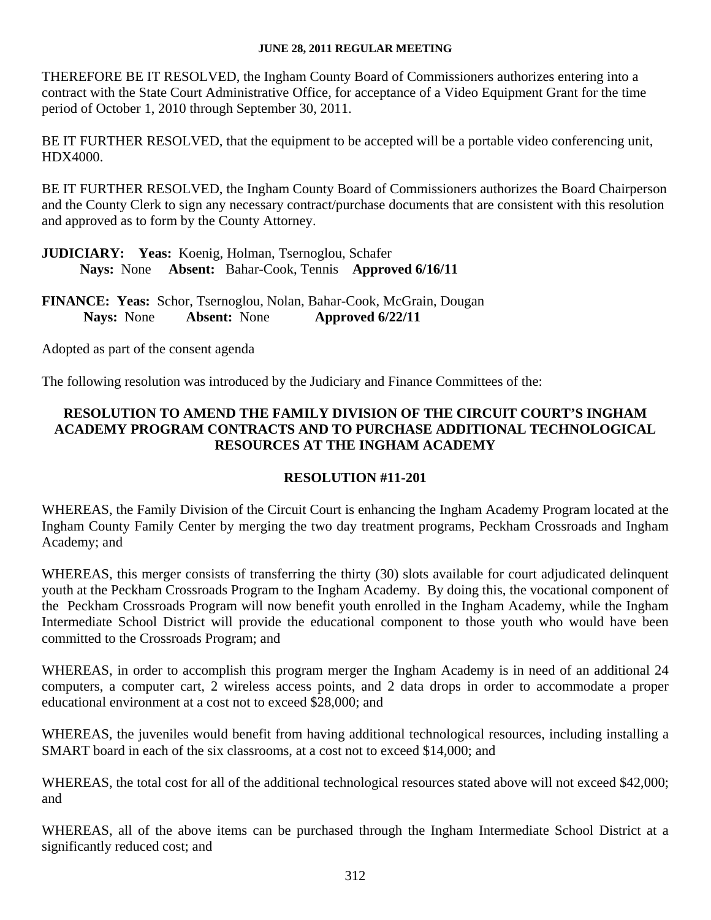THEREFORE BE IT RESOLVED, the Ingham County Board of Commissioners authorizes entering into a contract with the State Court Administrative Office, for acceptance of a Video Equipment Grant for the time period of October 1, 2010 through September 30, 2011.

BE IT FURTHER RESOLVED, that the equipment to be accepted will be a portable video conferencing unit, HDX4000.

BE IT FURTHER RESOLVED, the Ingham County Board of Commissioners authorizes the Board Chairperson and the County Clerk to sign any necessary contract/purchase documents that are consistent with this resolution and approved as to form by the County Attorney.

**JUDICIARY: Yeas:** Koenig, Holman, Tsernoglou, Schafer
**Nays:** None **Absent:** Bahar-Cook, Tennis **Approved 6/16/11**

**FINANCE: Yeas:** Schor, Tsernoglou, Nolan, Bahar-Cook, McGrain, Dougan
**Nays:** None **Absent:** None **Approved 6/22/11**

Adopted as part of the consent agenda

The following resolution was introduced by the Judiciary and Finance Committees of the:

**RESOLUTION TO AMEND THE FAMILY DIVISION OF THE CIRCUIT COURT'S INGHAM ACADEMY PROGRAM CONTRACTS AND TO PURCHASE ADDITIONAL TECHNOLOGICAL RESOURCES AT THE INGHAM ACADEMY**

**RESOLUTION #11-201**

WHEREAS, the Family Division of the Circuit Court is enhancing the Ingham Academy Program located at the Ingham County Family Center by merging the two day treatment programs, Peckham Crossroads and Ingham Academy; and

WHEREAS, this merger consists of transferring the thirty (30) slots available for court adjudicated delinquent youth at the Peckham Crossroads Program to the Ingham Academy. By doing this, the vocational component of the Peckham Crossroads Program will now benefit youth enrolled in the Ingham Academy, while the Ingham Intermediate School District will provide the educational component to those youth who would have been committed to the Crossroads Program; and

WHEREAS, in order to accomplish this program merger the Ingham Academy is in need of an additional 24 computers, a computer cart, 2 wireless access points, and 2 data drops in order to accommodate a proper educational environment at a cost not to exceed $28,000; and

WHEREAS, the juveniles would benefit from having additional technological resources, including installing a SMART board in each of the six classrooms, at a cost not to exceed $14,000; and

WHEREAS, the total cost for all of the additional technological resources stated above will not exceed $42,000; and

WHEREAS, all of the above items can be purchased through the Ingham Intermediate School District at a significantly reduced cost; and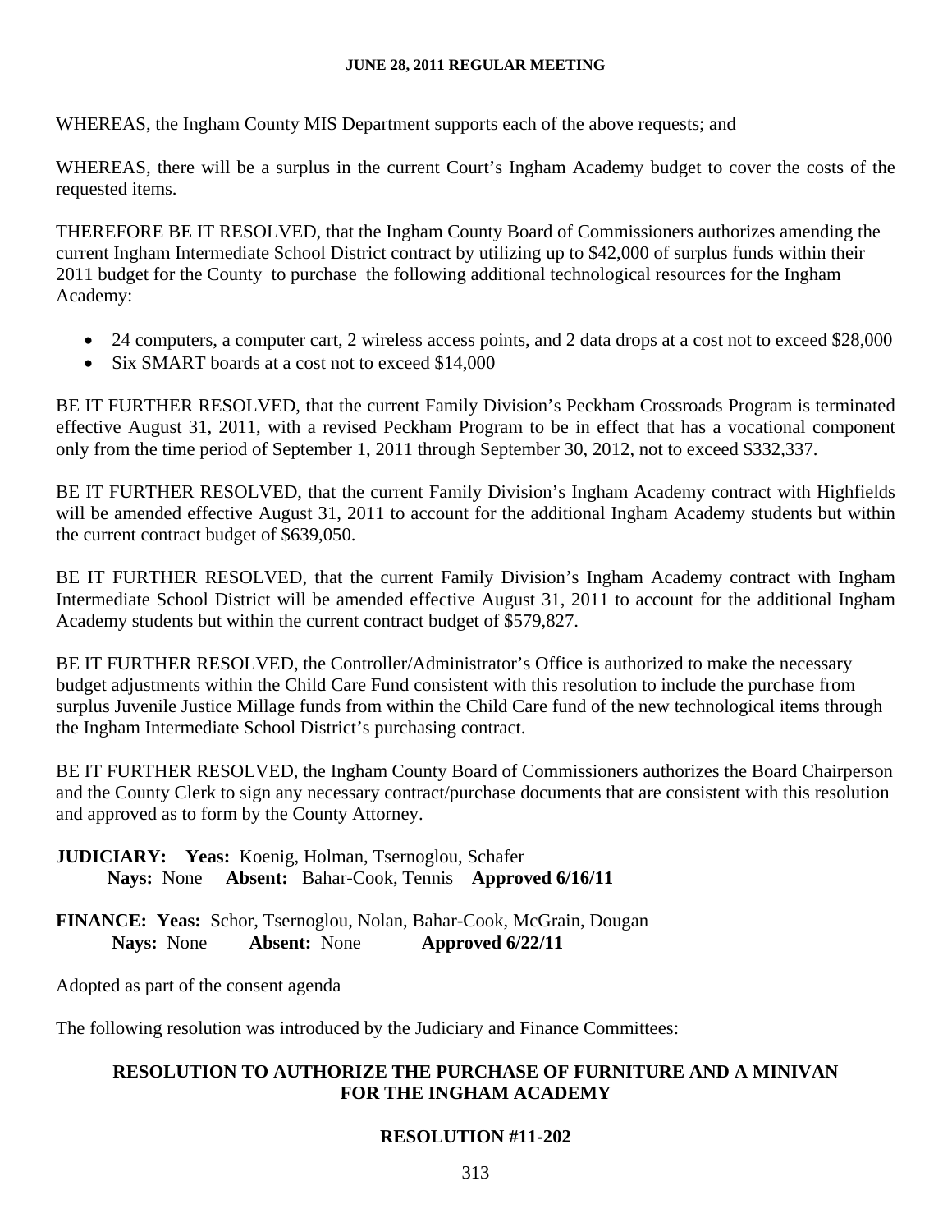WHEREAS, the Ingham County MIS Department supports each of the above requests; and

WHEREAS, there will be a surplus in the current Court's Ingham Academy budget to cover the costs of the requested items.

THEREFORE BE IT RESOLVED, that the Ingham County Board of Commissioners authorizes amending the current Ingham Intermediate School District contract by utilizing up to $42,000 of surplus funds within their 2011 budget for the County to purchase the following additional technological resources for the Ingham Academy:

- 24 computers, a computer cart, 2 wireless access points, and 2 data drops at a cost not to exceed $28,000
- Six SMART boards at a cost not to exceed $14,000

BE IT FURTHER RESOLVED, that the current Family Division's Peckham Crossroads Program is terminated effective August 31, 2011, with a revised Peckham Program to be in effect that has a vocational component only from the time period of September 1, 2011 through September 30, 2012, not to exceed $332,337.

BE IT FURTHER RESOLVED, that the current Family Division's Ingham Academy contract with Highfields will be amended effective August 31, 2011 to account for the additional Ingham Academy students but within the current contract budget of $639,050.

BE IT FURTHER RESOLVED, that the current Family Division's Ingham Academy contract with Ingham Intermediate School District will be amended effective August 31, 2011 to account for the additional Ingham Academy students but within the current contract budget of $579,827.

BE IT FURTHER RESOLVED, the Controller/Administrator's Office is authorized to make the necessary budget adjustments within the Child Care Fund consistent with this resolution to include the purchase from surplus Juvenile Justice Millage funds from within the Child Care fund of the new technological items through the Ingham Intermediate School District's purchasing contract.

BE IT FURTHER RESOLVED, the Ingham County Board of Commissioners authorizes the Board Chairperson and the County Clerk to sign any necessary contract/purchase documents that are consistent with this resolution and approved as to form by the County Attorney.

**JUDICIARY: Yeas:** Koenig, Holman, Tsernoglou, Schafer
**Nays:** None **Absent:** Bahar-Cook, Tennis **Approved 6/16/11**

**FINANCE: Yeas:** Schor, Tsernoglou, Nolan, Bahar-Cook, McGrain, Dougan
**Nays:** None **Absent:** None **Approved 6/22/11**

Adopted as part of the consent agenda

The following resolution was introduced by the Judiciary and Finance Committees:

## RESOLUTION TO AUTHORIZE THE PURCHASE OF FURNITURE AND A MINIVAN FOR THE INGHAM ACADEMY

## RESOLUTION #11-202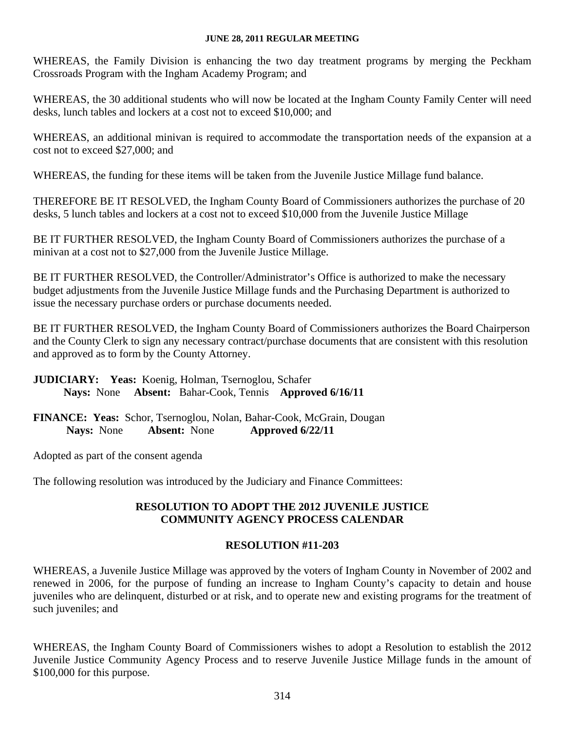WHEREAS, the Family Division is enhancing the two day treatment programs by merging the Peckham Crossroads Program with the Ingham Academy Program; and

WHEREAS, the 30 additional students who will now be located at the Ingham County Family Center will need desks, lunch tables and lockers at a cost not to exceed $10,000; and

WHEREAS, an additional minivan is required to accommodate the transportation needs of the expansion at a cost not to exceed $27,000; and

WHEREAS, the funding for these items will be taken from the Juvenile Justice Millage fund balance.

THEREFORE BE IT RESOLVED, the Ingham County Board of Commissioners authorizes the purchase of 20 desks, 5 lunch tables and lockers at a cost not to exceed $10,000 from the Juvenile Justice Millage

BE IT FURTHER RESOLVED, the Ingham County Board of Commissioners authorizes the purchase of a minivan at a cost not to $27,000 from the Juvenile Justice Millage.

BE IT FURTHER RESOLVED, the Controller/Administrator's Office is authorized to make the necessary budget adjustments from the Juvenile Justice Millage funds and the Purchasing Department is authorized to issue the necessary purchase orders or purchase documents needed.

BE IT FURTHER RESOLVED, the Ingham County Board of Commissioners authorizes the Board Chairperson and the County Clerk to sign any necessary contract/purchase documents that are consistent with this resolution and approved as to form by the County Attorney.

**JUDICIARY: Yeas:** Koenig, Holman, Tsernoglou, Schafer
**Nays:** None **Absent:** Bahar-Cook, Tennis **Approved 6/16/11**

**FINANCE: Yeas:** Schor, Tsernoglou, Nolan, Bahar-Cook, McGrain, Dougan
**Nays:** None **Absent:** None **Approved 6/22/11**

Adopted as part of the consent agenda

The following resolution was introduced by the Judiciary and Finance Committees:

## RESOLUTION TO ADOPT THE 2012 JUVENILE JUSTICE COMMUNITY AGENCY PROCESS CALENDAR

## RESOLUTION #11-203

WHEREAS, a Juvenile Justice Millage was approved by the voters of Ingham County in November of 2002 and renewed in 2006, for the purpose of funding an increase to Ingham County's capacity to detain and house juveniles who are delinquent, disturbed or at risk, and to operate new and existing programs for the treatment of such juveniles; and

WHEREAS, the Ingham County Board of Commissioners wishes to adopt a Resolution to establish the 2012 Juvenile Justice Community Agency Process and to reserve Juvenile Justice Millage funds in the amount of $100,000 for this purpose.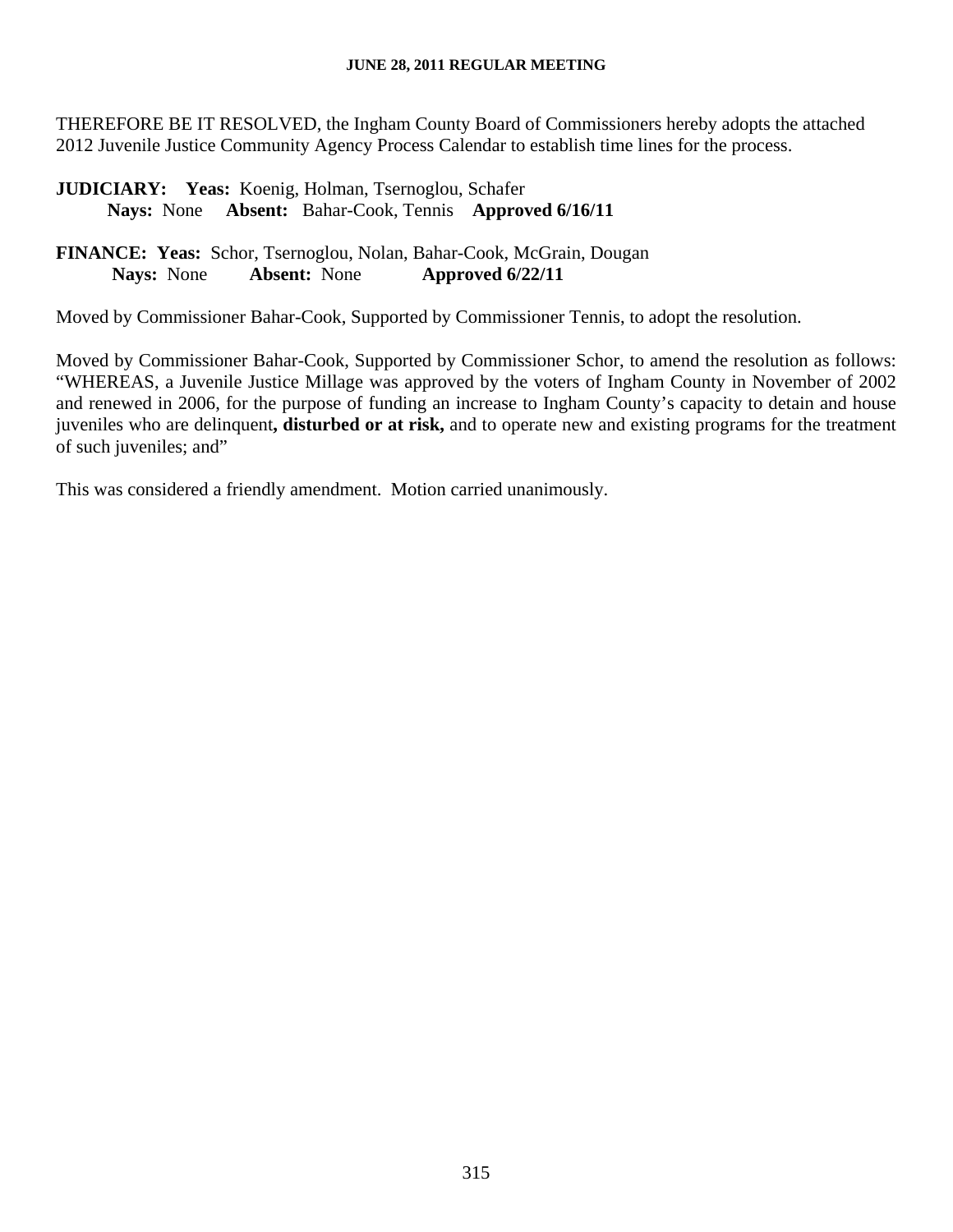THEREFORE BE IT RESOLVED, the Ingham County Board of Commissioners hereby adopts the attached 2012 Juvenile Justice Community Agency Process Calendar to establish time lines for the process.

**JUDICIARY: Yeas:** Koenig, Holman, Tsernoglou, Schafer
**Nays:** None **Absent:** Bahar-Cook, Tennis **Approved 6/16/11**

**FINANCE: Yeas:** Schor, Tsernoglou, Nolan, Bahar-Cook, McGrain, Dougan
**Nays:** None **Absent:** None **Approved 6/22/11**

Moved by Commissioner Bahar-Cook, Supported by Commissioner Tennis, to adopt the resolution.

Moved by Commissioner Bahar-Cook, Supported by Commissioner Schor, to amend the resolution as follows: "WHEREAS, a Juvenile Justice Millage was approved by the voters of Ingham County in November of 2002 and renewed in 2006, for the purpose of funding an increase to Ingham County's capacity to detain and house juveniles who are delinquent**, disturbed or at risk,** and to operate new and existing programs for the treatment of such juveniles; and"

This was considered a friendly amendment. Motion carried unanimously.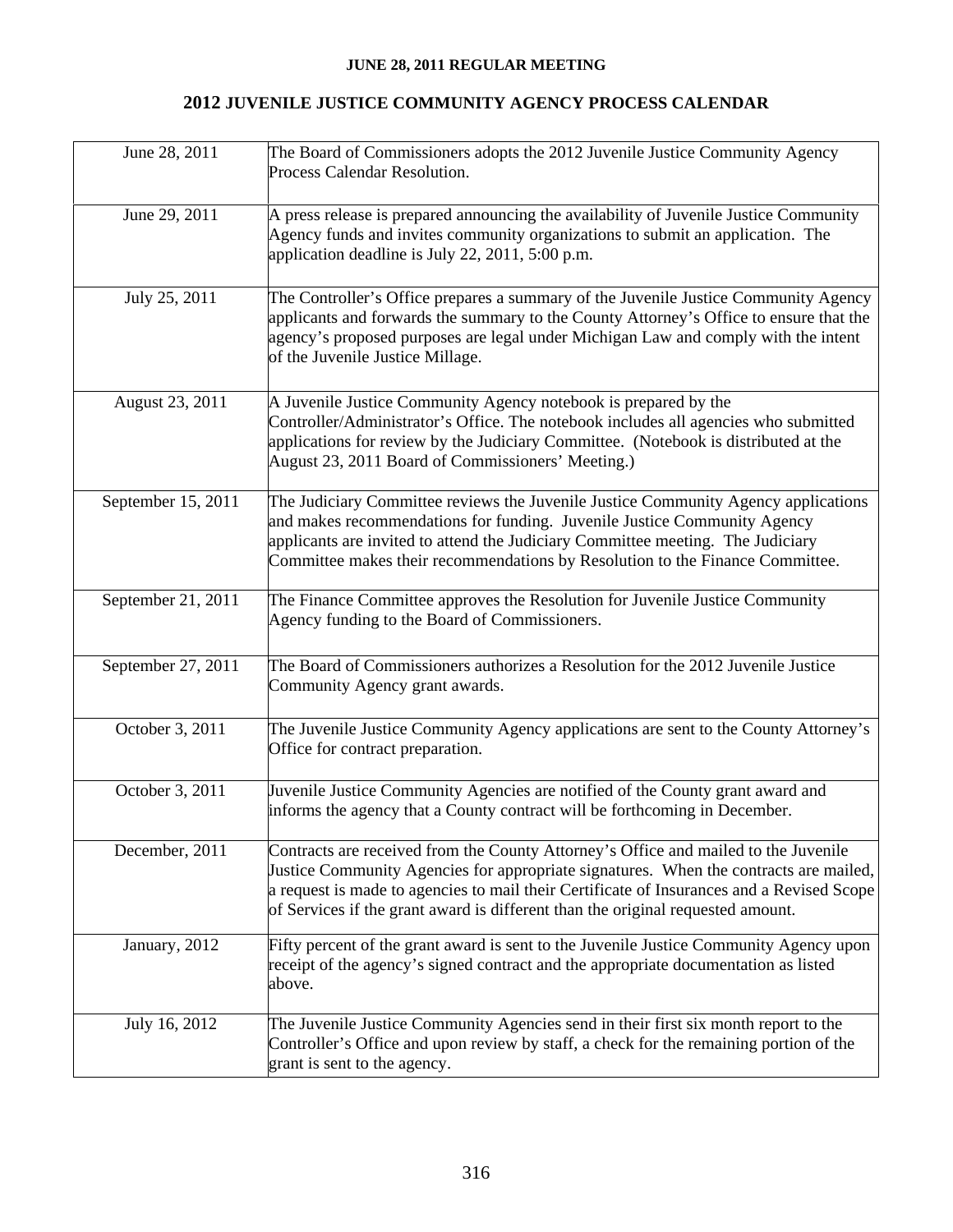**JUNE 28, 2011 REGULAR MEETING**

## 2012 JUVENILE JUSTICE COMMUNITY AGENCY PROCESS CALENDAR

| | |
|---|---|
| June 28, 2011 | The Board of Commissioners adopts the 2012 Juvenile Justice Community Agency Process Calendar Resolution. |
| June 29, 2011 | A press release is prepared announcing the availability of Juvenile Justice Community Agency funds and invites community organizations to submit an application. The application deadline is July 22, 2011, 5:00 p.m. |
| July 25, 2011 | The Controller's Office prepares a summary of the Juvenile Justice Community Agency applicants and forwards the summary to the County Attorney's Office to ensure that the agency's proposed purposes are legal under Michigan Law and comply with the intent of the Juvenile Justice Millage. |
| August 23, 2011 | A Juvenile Justice Community Agency notebook is prepared by the Controller/Administrator's Office. The notebook includes all agencies who submitted applications for review by the Judiciary Committee. (Notebook is distributed at the August 23, 2011 Board of Commissioners' Meeting.) |
| September 15, 2011 | The Judiciary Committee reviews the Juvenile Justice Community Agency applications and makes recommendations for funding. Juvenile Justice Community Agency applicants are invited to attend the Judiciary Committee meeting. The Judiciary Committee makes their recommendations by Resolution to the Finance Committee. |
| September 21, 2011 | The Finance Committee approves the Resolution for Juvenile Justice Community Agency funding to the Board of Commissioners. |
| September 27, 2011 | The Board of Commissioners authorizes a Resolution for the 2012 Juvenile Justice Community Agency grant awards. |
| October 3, 2011 | The Juvenile Justice Community Agency applications are sent to the County Attorney's Office for contract preparation. |
| October 3, 2011 | Juvenile Justice Community Agencies are notified of the County grant award and informs the agency that a County contract will be forthcoming in December. |
| December, 2011 | Contracts are received from the County Attorney's Office and mailed to the Juvenile Justice Community Agencies for appropriate signatures. When the contracts are mailed, a request is made to agencies to mail their Certificate of Insurances and a Revised Scope of Services if the grant award is different than the original requested amount. |
| January, 2012 | Fifty percent of the grant award is sent to the Juvenile Justice Community Agency upon receipt of the agency's signed contract and the appropriate documentation as listed above. |
| July 16, 2012 | The Juvenile Justice Community Agencies send in their first six month report to the Controller's Office and upon review by staff, a check for the remaining portion of the grant is sent to the agency. |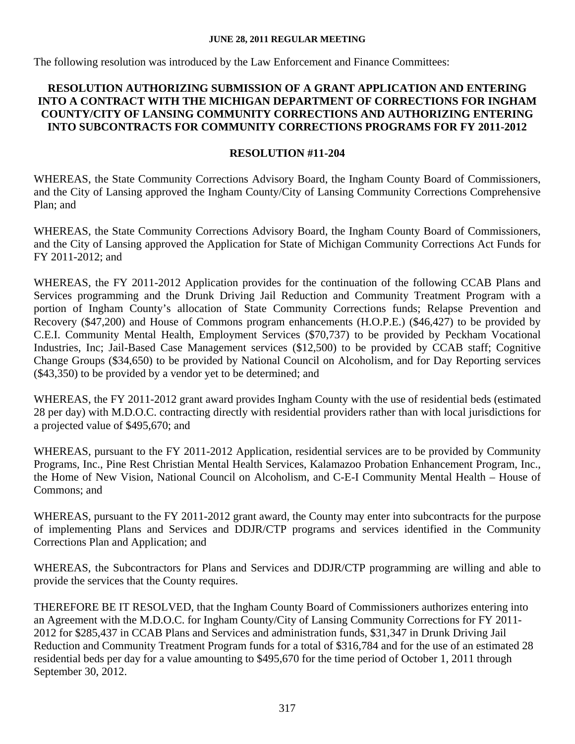The following resolution was introduced by the Law Enforcement and Finance Committees:

## RESOLUTION AUTHORIZING SUBMISSION OF A GRANT APPLICATION AND ENTERING INTO A CONTRACT WITH THE MICHIGAN DEPARTMENT OF CORRECTIONS FOR INGHAM COUNTY/CITY OF LANSING COMMUNITY CORRECTIONS AND AUTHORIZING ENTERING INTO SUBCONTRACTS FOR COMMUNITY CORRECTIONS PROGRAMS FOR FY 2011-2012

### RESOLUTION #11-204

WHEREAS, the State Community Corrections Advisory Board, the Ingham County Board of Commissioners, and the City of Lansing approved the Ingham County/City of Lansing Community Corrections Comprehensive Plan; and

WHEREAS, the State Community Corrections Advisory Board, the Ingham County Board of Commissioners, and the City of Lansing approved the Application for State of Michigan Community Corrections Act Funds for FY 2011-2012; and

WHEREAS, the FY 2011-2012 Application provides for the continuation of the following CCAB Plans and Services programming and the Drunk Driving Jail Reduction and Community Treatment Program with a portion of Ingham County's allocation of State Community Corrections funds; Relapse Prevention and Recovery ($47,200) and House of Commons program enhancements (H.O.P.E.) ($46,427) to be provided by C.E.I. Community Mental Health, Employment Services ($70,737) to be provided by Peckham Vocational Industries, Inc; Jail-Based Case Management services ($12,500) to be provided by CCAB staff; Cognitive Change Groups ($34,650) to be provided by National Council on Alcoholism, and for Day Reporting services ($43,350) to be provided by a vendor yet to be determined; and

WHEREAS, the FY 2011-2012 grant award provides Ingham County with the use of residential beds (estimated 28 per day) with M.D.O.C. contracting directly with residential providers rather than with local jurisdictions for a projected value of $495,670; and

WHEREAS, pursuant to the FY 2011-2012 Application, residential services are to be provided by Community Programs, Inc., Pine Rest Christian Mental Health Services, Kalamazoo Probation Enhancement Program, Inc., the Home of New Vision, National Council on Alcoholism, and C-E-I Community Mental Health – House of Commons; and

WHEREAS, pursuant to the FY 2011-2012 grant award, the County may enter into subcontracts for the purpose of implementing Plans and Services and DDJR/CTP programs and services identified in the Community Corrections Plan and Application; and

WHEREAS, the Subcontractors for Plans and Services and DDJR/CTP programming are willing and able to provide the services that the County requires.

THEREFORE BE IT RESOLVED, that the Ingham County Board of Commissioners authorizes entering into an Agreement with the M.D.O.C. for Ingham County/City of Lansing Community Corrections for FY 2011-2012 for $285,437 in CCAB Plans and Services and administration funds, $31,347 in Drunk Driving Jail Reduction and Community Treatment Program funds for a total of $316,784 and for the use of an estimated 28 residential beds per day for a value amounting to $495,670 for the time period of October 1, 2011 through September 30, 2012.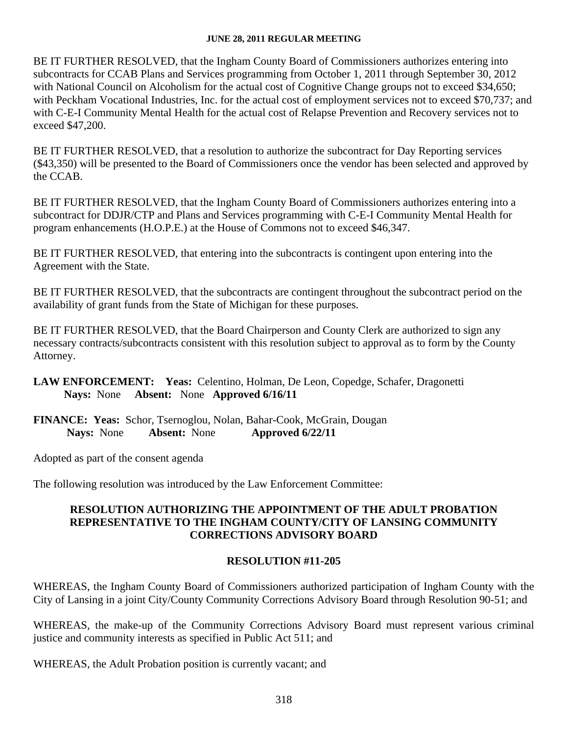BE IT FURTHER RESOLVED, that the Ingham County Board of Commissioners authorizes entering into subcontracts for CCAB Plans and Services programming from October 1, 2011 through September 30, 2012 with National Council on Alcoholism for the actual cost of Cognitive Change groups not to exceed $34,650; with Peckham Vocational Industries, Inc. for the actual cost of employment services not to exceed $70,737; and with C-E-I Community Mental Health for the actual cost of Relapse Prevention and Recovery services not to exceed $47,200.

BE IT FURTHER RESOLVED, that a resolution to authorize the subcontract for Day Reporting services ($43,350) will be presented to the Board of Commissioners once the vendor has been selected and approved by the CCAB.

BE IT FURTHER RESOLVED, that the Ingham County Board of Commissioners authorizes entering into a subcontract for DDJR/CTP and Plans and Services programming with C-E-I Community Mental Health for program enhancements (H.O.P.E.) at the House of Commons not to exceed $46,347.

BE IT FURTHER RESOLVED, that entering into the subcontracts is contingent upon entering into the Agreement with the State.

BE IT FURTHER RESOLVED, that the subcontracts are contingent throughout the subcontract period on the availability of grant funds from the State of Michigan for these purposes.

BE IT FURTHER RESOLVED, that the Board Chairperson and County Clerk are authorized to sign any necessary contracts/subcontracts consistent with this resolution subject to approval as to form by the County Attorney.

**LAW ENFORCEMENT: Yeas:** Celentino, Holman, De Leon, Copedge, Schafer, Dragonetti
**Nays:** None **Absent:** None **Approved 6/16/11**

**FINANCE: Yeas:** Schor, Tsernoglou, Nolan, Bahar-Cook, McGrain, Dougan
**Nays:** None **Absent:** None **Approved 6/22/11**

Adopted as part of the consent agenda

The following resolution was introduced by the Law Enforcement Committee:

**RESOLUTION AUTHORIZING THE APPOINTMENT OF THE ADULT PROBATION REPRESENTATIVE TO THE INGHAM COUNTY/CITY OF LANSING COMMUNITY CORRECTIONS ADVISORY BOARD**

**RESOLUTION #11-205**

WHEREAS, the Ingham County Board of Commissioners authorized participation of Ingham County with the City of Lansing in a joint City/County Community Corrections Advisory Board through Resolution 90-51; and

WHEREAS, the make-up of the Community Corrections Advisory Board must represent various criminal justice and community interests as specified in Public Act 511; and

WHEREAS, the Adult Probation position is currently vacant; and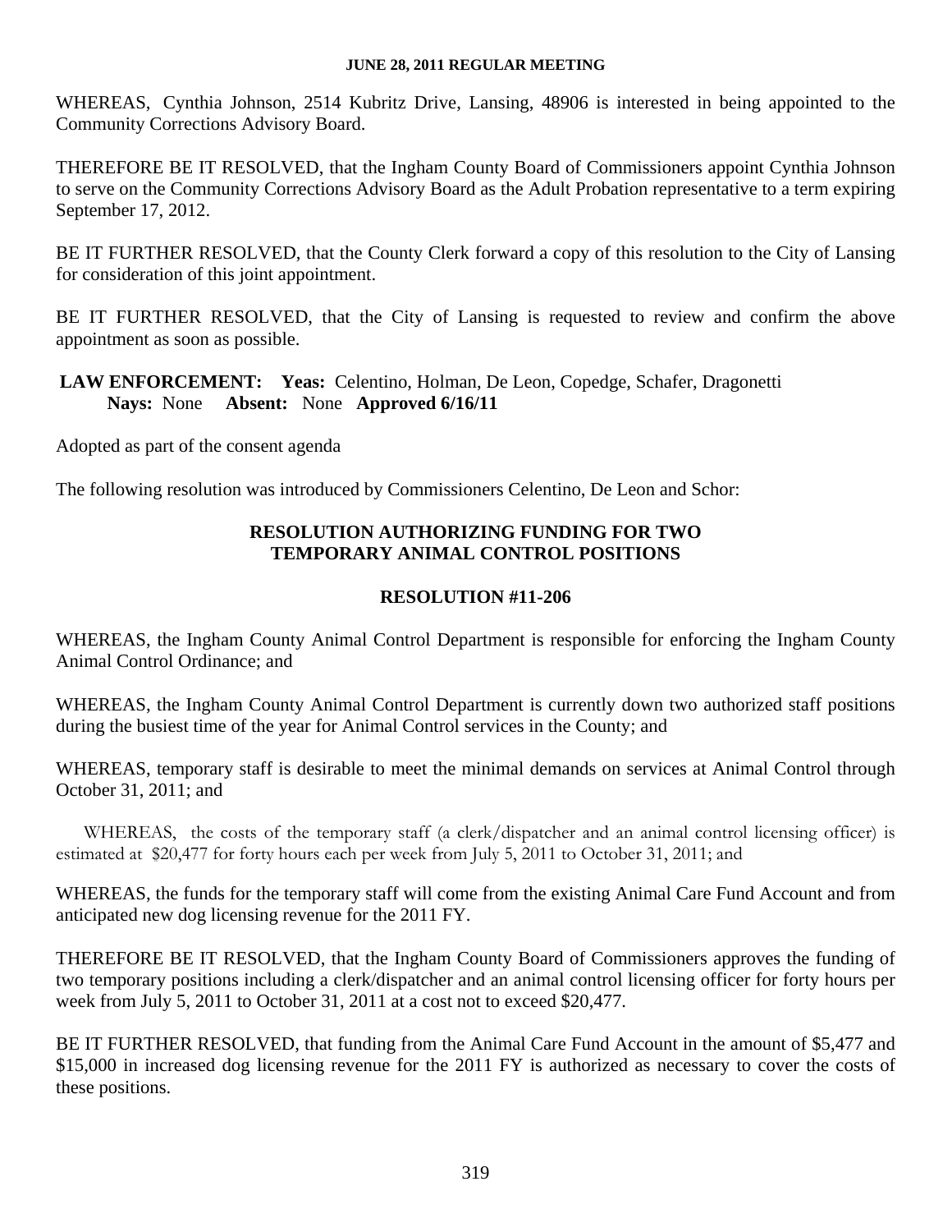WHEREAS, Cynthia Johnson, 2514 Kubritz Drive, Lansing, 48906 is interested in being appointed to the Community Corrections Advisory Board.

THEREFORE BE IT RESOLVED, that the Ingham County Board of Commissioners appoint Cynthia Johnson to serve on the Community Corrections Advisory Board as the Adult Probation representative to a term expiring September 17, 2012.

BE IT FURTHER RESOLVED, that the County Clerk forward a copy of this resolution to the City of Lansing for consideration of this joint appointment.

BE IT FURTHER RESOLVED, that the City of Lansing is requested to review and confirm the above appointment as soon as possible.

**LAW ENFORCEMENT:** **Yeas:** Celentino, Holman, De Leon, Copedge, Schafer, Dragonetti
**Nays:** None **Absent:** None **Approved 6/16/11**

Adopted as part of the consent agenda

The following resolution was introduced by Commissioners Celentino, De Leon and Schor:

## RESOLUTION AUTHORIZING FUNDING FOR TWO TEMPORARY ANIMAL CONTROL POSITIONS

## RESOLUTION #11-206

WHEREAS, the Ingham County Animal Control Department is responsible for enforcing the Ingham County Animal Control Ordinance; and

WHEREAS, the Ingham County Animal Control Department is currently down two authorized staff positions during the busiest time of the year for Animal Control services in the County; and

WHEREAS, temporary staff is desirable to meet the minimal demands on services at Animal Control through October 31, 2011; and

WHEREAS, the costs of the temporary staff (a clerk/dispatcher and an animal control licensing officer) is estimated at $20,477 for forty hours each per week from July 5, 2011 to October 31, 2011; and

WHEREAS, the funds for the temporary staff will come from the existing Animal Care Fund Account and from anticipated new dog licensing revenue for the 2011 FY.

THEREFORE BE IT RESOLVED, that the Ingham County Board of Commissioners approves the funding of two temporary positions including a clerk/dispatcher and an animal control licensing officer for forty hours per week from July 5, 2011 to October 31, 2011 at a cost not to exceed $20,477.

BE IT FURTHER RESOLVED, that funding from the Animal Care Fund Account in the amount of $5,477 and $15,000 in increased dog licensing revenue for the 2011 FY is authorized as necessary to cover the costs of these positions.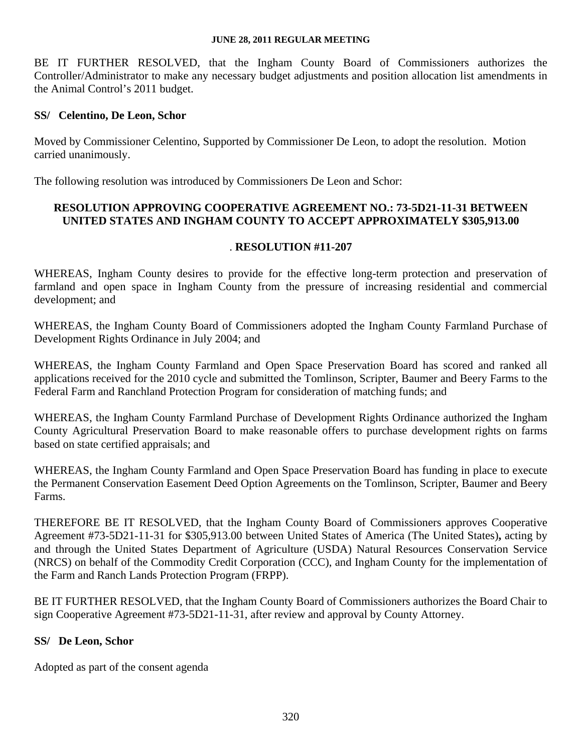BE IT FURTHER RESOLVED, that the Ingham County Board of Commissioners authorizes the Controller/Administrator to make any necessary budget adjustments and position allocation list amendments in the Animal Control's 2011 budget.

**SS/ Celentino, De Leon, Schor**

Moved by Commissioner Celentino, Supported by Commissioner De Leon, to adopt the resolution. Motion carried unanimously.

The following resolution was introduced by Commissioners De Leon and Schor:

**RESOLUTION APPROVING COOPERATIVE AGREEMENT NO.: 73-5D21-11-31 BETWEEN UNITED STATES AND INGHAM COUNTY TO ACCEPT APPROXIMATELY $305,913.00**

. **RESOLUTION #11-207**

WHEREAS, Ingham County desires to provide for the effective long-term protection and preservation of farmland and open space in Ingham County from the pressure of increasing residential and commercial development; and

WHEREAS, the Ingham County Board of Commissioners adopted the Ingham County Farmland Purchase of Development Rights Ordinance in July 2004; and

WHEREAS, the Ingham County Farmland and Open Space Preservation Board has scored and ranked all applications received for the 2010 cycle and submitted the Tomlinson, Scripter, Baumer and Beery Farms to the Federal Farm and Ranchland Protection Program for consideration of matching funds; and

WHEREAS, the Ingham County Farmland Purchase of Development Rights Ordinance authorized the Ingham County Agricultural Preservation Board to make reasonable offers to purchase development rights on farms based on state certified appraisals; and

WHEREAS, the Ingham County Farmland and Open Space Preservation Board has funding in place to execute the Permanent Conservation Easement Deed Option Agreements on the Tomlinson, Scripter, Baumer and Beery Farms.

THEREFORE BE IT RESOLVED, that the Ingham County Board of Commissioners approves Cooperative Agreement #73-5D21-11-31 for $305,913.00 between United States of America (The United States)**,** acting by and through the United States Department of Agriculture (USDA) Natural Resources Conservation Service (NRCS) on behalf of the Commodity Credit Corporation (CCC), and Ingham County for the implementation of the Farm and Ranch Lands Protection Program (FRPP).

BE IT FURTHER RESOLVED, that the Ingham County Board of Commissioners authorizes the Board Chair to sign Cooperative Agreement #73-5D21-11-31, after review and approval by County Attorney.

**SS/ De Leon, Schor**

Adopted as part of the consent agenda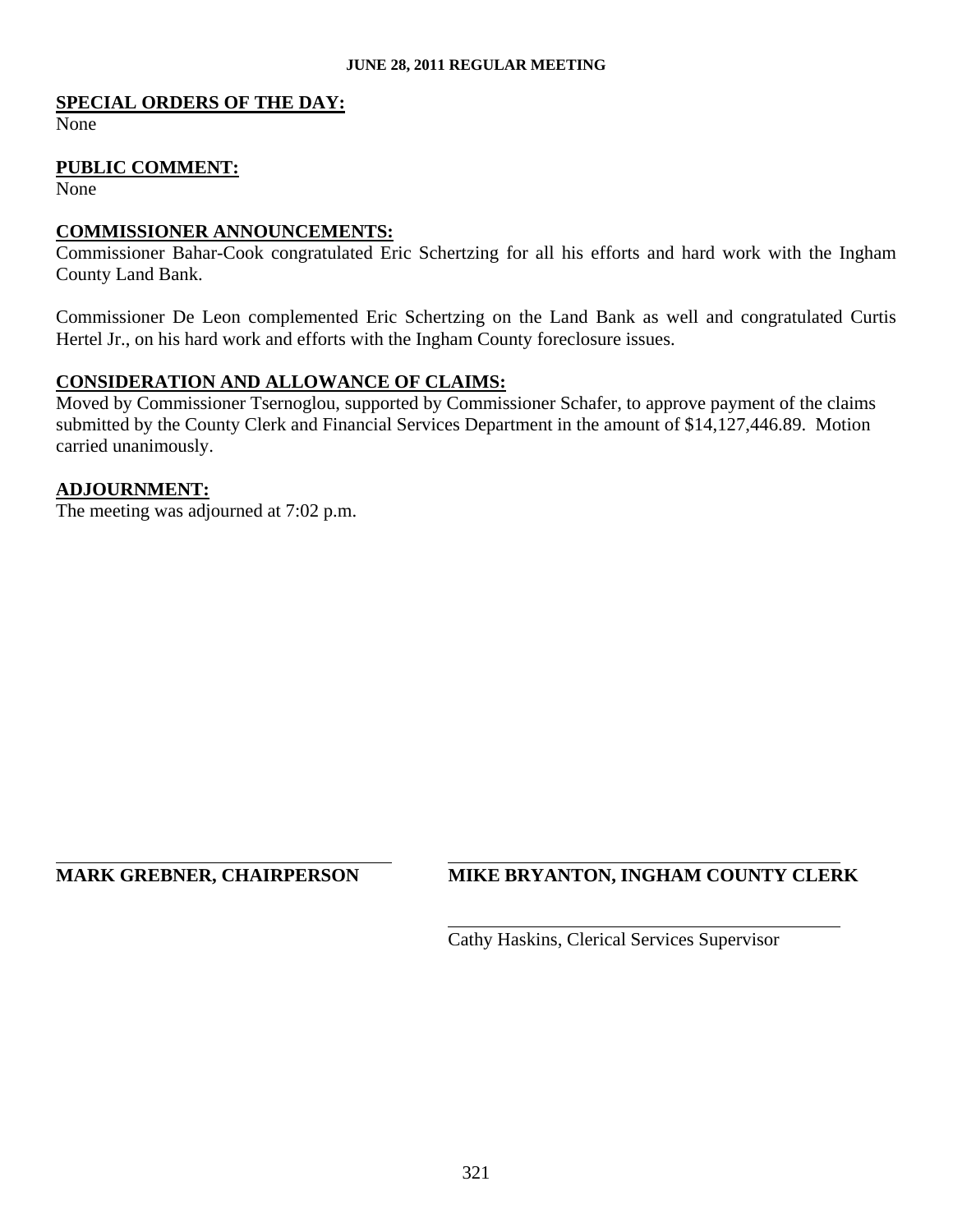**SPECIAL ORDERS OF THE DAY:**
None

**PUBLIC COMMENT:**
None

**COMMISSIONER ANNOUNCEMENTS:**
Commissioner Bahar-Cook congratulated Eric Schertzing for all his efforts and hard work with the Ingham County Land Bank.

Commissioner De Leon complemented Eric Schertzing on the Land Bank as well and congratulated Curtis Hertel Jr., on his hard work and efforts with the Ingham County foreclosure issues.

**CONSIDERATION AND ALLOWANCE OF CLAIMS:**
Moved by Commissioner Tsernoglou, supported by Commissioner Schafer, to approve payment of the claims submitted by the County Clerk and Financial Services Department in the amount of $14,127,446.89. Motion carried unanimously.

**ADJOURNMENT:**
The meeting was adjourned at 7:02 p.m.

**MARK GREBNER, CHAIRPERSON**

**MIKE BRYANTON, INGHAM COUNTY CLERK**

Cathy Haskins, Clerical Services Supervisor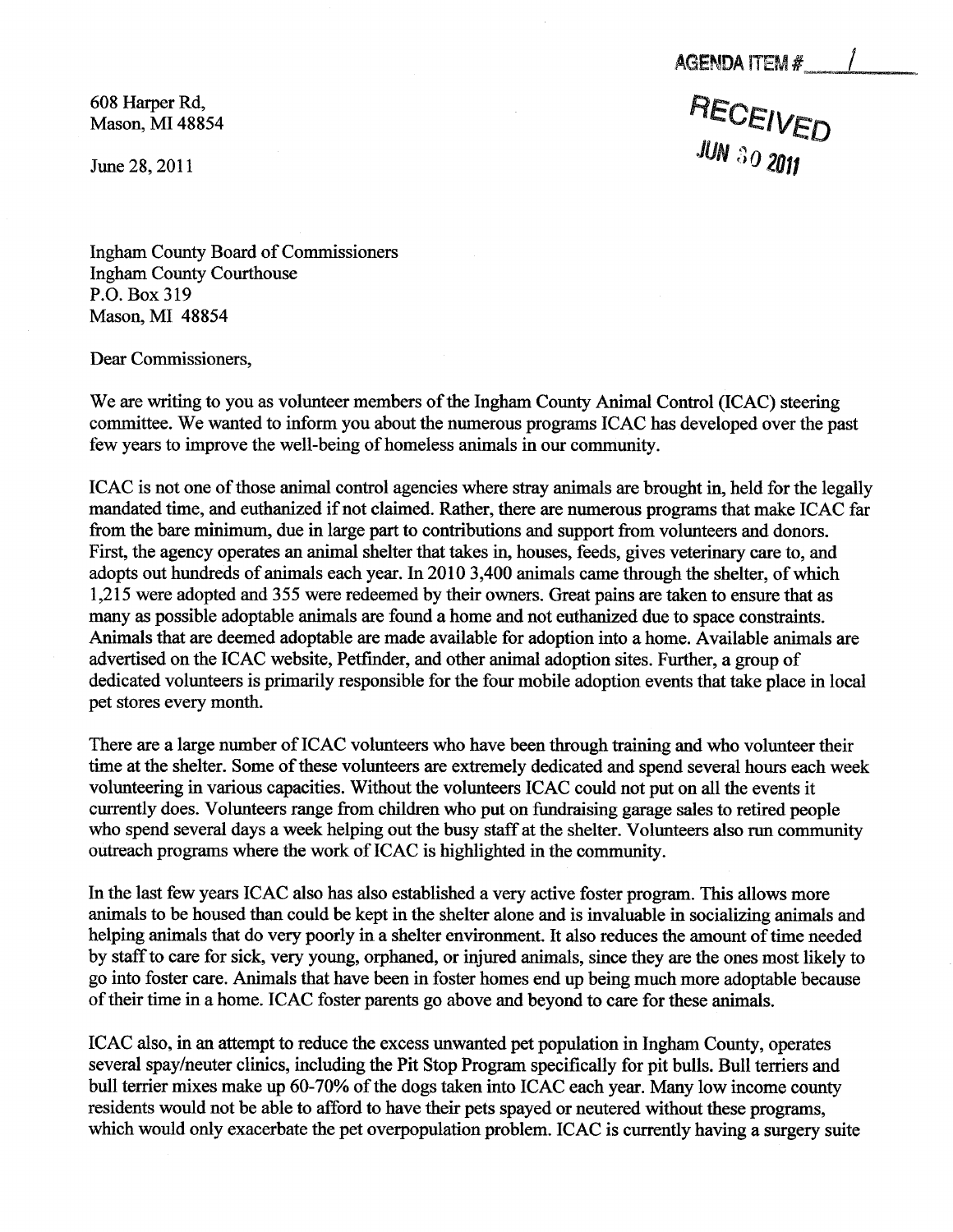AGENDA ITEM # 1

608 Harper Rd,
Mason, MI 48854

RECEIVED
JUN 30 2011

June 28, 2011

Ingham County Board of Commissioners
Ingham County Courthouse
P.O. Box 319
Mason, MI 48854

Dear Commissioners,

We are writing to you as volunteer members of the Ingham County Animal Control (ICAC) steering committee. We wanted to inform you about the numerous programs ICAC has developed over the past few years to improve the well-being of homeless animals in our community.

ICAC is not one of those animal control agencies where stray animals are brought in, held for the legally mandated time, and euthanized if not claimed. Rather, there are numerous programs that make ICAC far from the bare minimum, due in large part to contributions and support from volunteers and donors. First, the agency operates an animal shelter that takes in, houses, feeds, gives veterinary care to, and adopts out hundreds of animals each year. In 2010 3,400 animals came through the shelter, of which 1,215 were adopted and 355 were redeemed by their owners. Great pains are taken to ensure that as many as possible adoptable animals are found a home and not euthanized due to space constraints. Animals that are deemed adoptable are made available for adoption into a home. Available animals are advertised on the ICAC website, Petfinder, and other animal adoption sites. Further, a group of dedicated volunteers is primarily responsible for the four mobile adoption events that take place in local pet stores every month.

There are a large number of ICAC volunteers who have been through training and who volunteer their time at the shelter. Some of these volunteers are extremely dedicated and spend several hours each week volunteering in various capacities. Without the volunteers ICAC could not put on all the events it currently does. Volunteers range from children who put on fundraising garage sales to retired people who spend several days a week helping out the busy staff at the shelter. Volunteers also run community outreach programs where the work of ICAC is highlighted in the community.

In the last few years ICAC also has also established a very active foster program. This allows more animals to be housed than could be kept in the shelter alone and is invaluable in socializing animals and helping animals that do very poorly in a shelter environment. It also reduces the amount of time needed by staff to care for sick, very young, orphaned, or injured animals, since they are the ones most likely to go into foster care. Animals that have been in foster homes end up being much more adoptable because of their time in a home. ICAC foster parents go above and beyond to care for these animals.

ICAC also, in an attempt to reduce the excess unwanted pet population in Ingham County, operates several spay/neuter clinics, including the Pit Stop Program specifically for pit bulls. Bull terriers and bull terrier mixes make up 60-70% of the dogs taken into ICAC each year. Many low income county residents would not be able to afford to have their pets spayed or neutered without these programs, which would only exacerbate the pet overpopulation problem. ICAC is currently having a surgery suite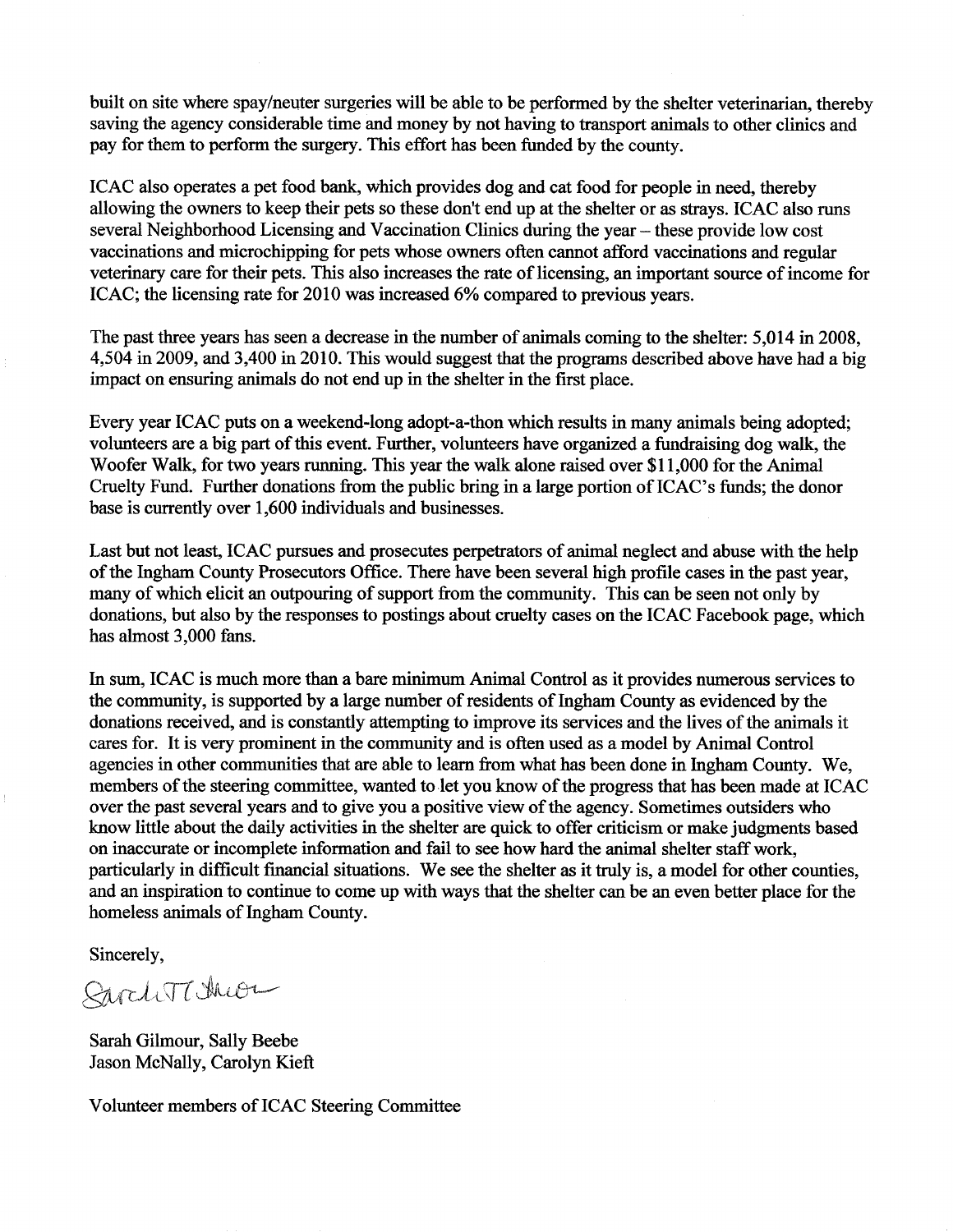built on site where spay/neuter surgeries will be able to be performed by the shelter veterinarian, thereby saving the agency considerable time and money by not having to transport animals to other clinics and pay for them to perform the surgery. This effort has been funded by the county.

ICAC also operates a pet food bank, which provides dog and cat food for people in need, thereby allowing the owners to keep their pets so these don't end up at the shelter or as strays. ICAC also runs several Neighborhood Licensing and Vaccination Clinics during the year – these provide low cost vaccinations and microchipping for pets whose owners often cannot afford vaccinations and regular veterinary care for their pets. This also increases the rate of licensing, an important source of income for ICAC; the licensing rate for 2010 was increased 6% compared to previous years.

The past three years has seen a decrease in the number of animals coming to the shelter: 5,014 in 2008, 4,504 in 2009, and 3,400 in 2010. This would suggest that the programs described above have had a big impact on ensuring animals do not end up in the shelter in the first place.

Every year ICAC puts on a weekend-long adopt-a-thon which results in many animals being adopted; volunteers are a big part of this event. Further, volunteers have organized a fundraising dog walk, the Woofer Walk, for two years running. This year the walk alone raised over $11,000 for the Animal Cruelty Fund. Further donations from the public bring in a large portion of ICAC's funds; the donor base is currently over 1,600 individuals and businesses.

Last but not least, ICAC pursues and prosecutes perpetrators of animal neglect and abuse with the help of the Ingham County Prosecutors Office. There have been several high profile cases in the past year, many of which elicit an outpouring of support from the community. This can be seen not only by donations, but also by the responses to postings about cruelty cases on the ICAC Facebook page, which has almost 3,000 fans.

In sum, ICAC is much more than a bare minimum Animal Control as it provides numerous services to the community, is supported by a large number of residents of Ingham County as evidenced by the donations received, and is constantly attempting to improve its services and the lives of the animals it cares for. It is very prominent in the community and is often used as a model by Animal Control agencies in other communities that are able to learn from what has been done in Ingham County. We, members of the steering committee, wanted to let you know of the progress that has been made at ICAC over the past several years and to give you a positive view of the agency. Sometimes outsiders who know little about the daily activities in the shelter are quick to offer criticism or make judgments based on inaccurate or incomplete information and fail to see how hard the animal shelter staff work, particularly in difficult financial situations. We see the shelter as it truly is, a model for other counties, and an inspiration to continue to come up with ways that the shelter can be an even better place for the homeless animals of Ingham County.

Sincerely,

Sarah Gilmour, Sally Beebe
Jason McNally, Carolyn Kieft

Volunteer members of ICAC Steering Committee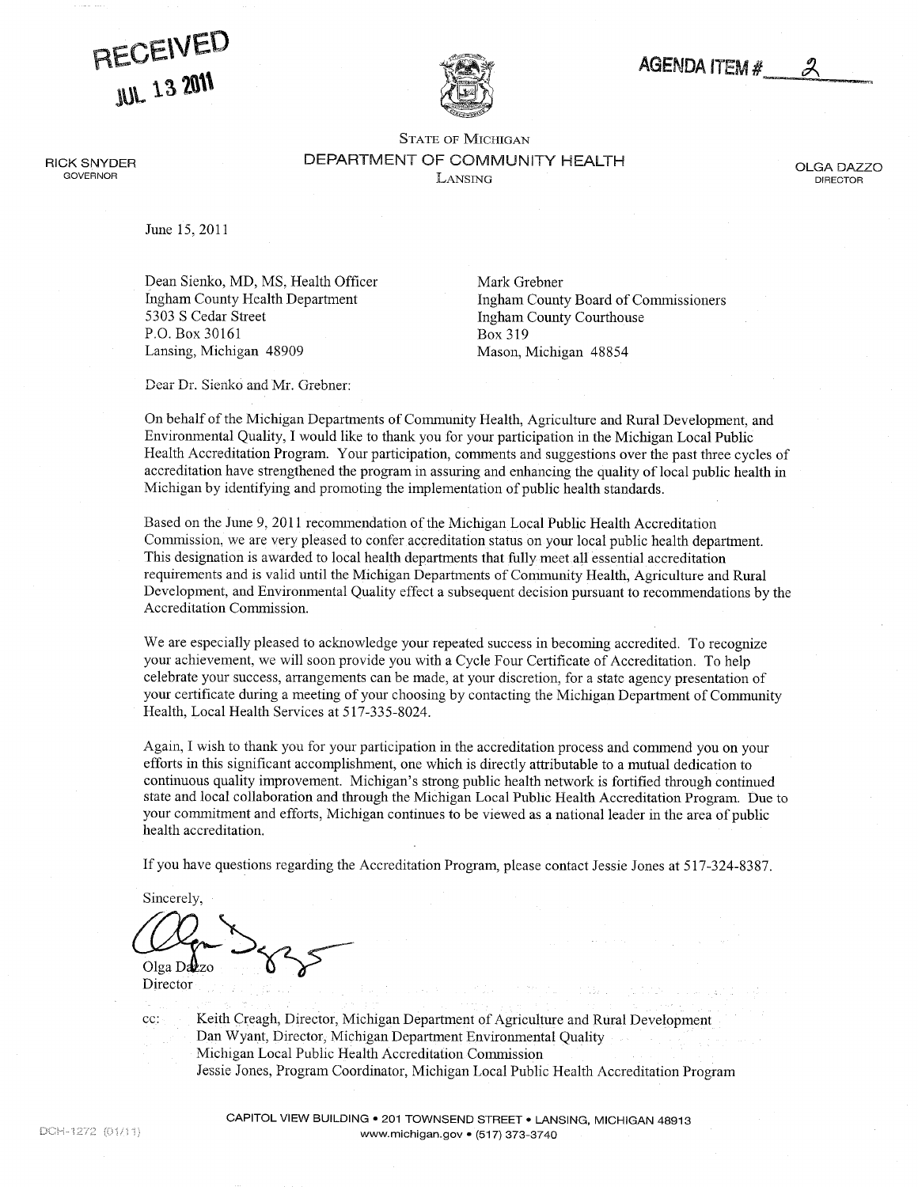RECEIVED
JUL 13 2011

AGENDA ITEM # 2

STATE OF MICHIGAN
DEPARTMENT OF COMMUNITY HEALTH
LANSING

RICK SNYDER
GOVERNOR

OLGA DAZZO
DIRECTOR

June 15, 2011

Dean Sienko, MD, MS, Health Officer
Ingham County Health Department
5303 S Cedar Street
P.O. Box 30161
Lansing, Michigan 48909

Mark Grebner
Ingham County Board of Commissioners
Ingham County Courthouse
Box 319
Mason, Michigan 48854

Dear Dr. Sienko and Mr. Grebner:

On behalf of the Michigan Departments of Community Health, Agriculture and Rural Development, and Environmental Quality, I would like to thank you for your participation in the Michigan Local Public Health Accreditation Program. Your participation, comments and suggestions over the past three cycles of accreditation have strengthened the program in assuring and enhancing the quality of local public health in Michigan by identifying and promoting the implementation of public health standards.

Based on the June 9, 2011 recommendation of the Michigan Local Public Health Accreditation Commission, we are very pleased to confer accreditation status on your local public health department. This designation is awarded to local health departments that fully meet all essential accreditation requirements and is valid until the Michigan Departments of Community Health, Agriculture and Rural Development, and Environmental Quality effect a subsequent decision pursuant to recommendations by the Accreditation Commission.

We are especially pleased to acknowledge your repeated success in becoming accredited. To recognize your achievement, we will soon provide you with a Cycle Four Certificate of Accreditation. To help celebrate your success, arrangements can be made, at your discretion, for a state agency presentation of your certificate during a meeting of your choosing by contacting the Michigan Department of Community Health, Local Health Services at 517-335-8024.

Again, I wish to thank you for your participation in the accreditation process and commend you on your efforts in this significant accomplishment, one which is directly attributable to a mutual dedication to continuous quality improvement. Michigan's strong public health network is fortified through continued state and local collaboration and through the Michigan Local Public Health Accreditation Program. Due to your commitment and efforts, Michigan continues to be viewed as a national leader in the area of public health accreditation.

If you have questions regarding the Accreditation Program, please contact Jessie Jones at 517-324-8387.

Sincerely,

Olga Dazzo
Director

cc: Keith Creagh, Director, Michigan Department of Agriculture and Rural Development
Dan Wyant, Director, Michigan Department Environmental Quality
Michigan Local Public Health Accreditation Commission
Jessie Jones, Program Coordinator, Michigan Local Public Health Accreditation Program

CAPITOL VIEW BUILDING • 201 TOWNSEND STREET • LANSING, MICHIGAN 48913
www.michigan.gov • (517) 373-3740

DCH-1272 (01/11)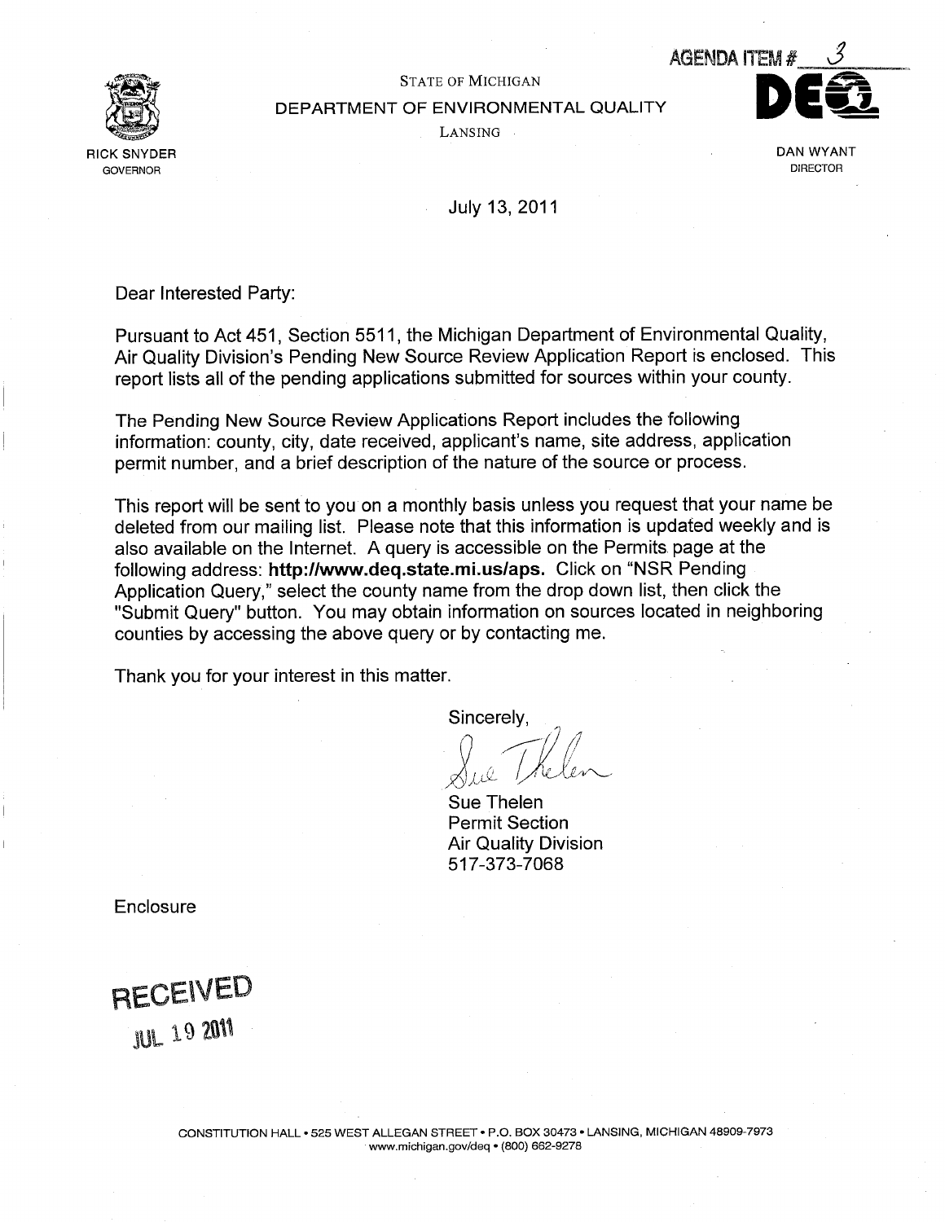AGENDA ITEM # 3

STATE OF MICHIGAN

DEPARTMENT OF ENVIRONMENTAL QUALITY

LANSING

RICK SNYDER
GOVERNOR

DAN WYANT
DIRECTOR

July 13, 2011

Dear Interested Party:

Pursuant to Act 451, Section 5511, the Michigan Department of Environmental Quality, Air Quality Division's Pending New Source Review Application Report is enclosed. This report lists all of the pending applications submitted for sources within your county.

The Pending New Source Review Applications Report includes the following information: county, city, date received, applicant's name, site address, application permit number, and a brief description of the nature of the source or process.

This report will be sent to you on a monthly basis unless you request that your name be deleted from our mailing list. Please note that this information is updated weekly and is also available on the Internet. A query is accessible on the Permits page at the following address: **http://www.deq.state.mi.us/aps.** Click on "NSR Pending Application Query," select the county name from the drop down list, then click the "Submit Query" button. You may obtain information on sources located in neighboring counties by accessing the above query or by contacting me.

Thank you for your interest in this matter.

Sincerely,

Sue Thelen

Sue Thelen
Permit Section
Air Quality Division
517-373-7068

Enclosure

RECEIVED
JUL 19 2011

CONSTITUTION HALL • 525 WEST ALLEGAN STREET • P.O. BOX 30473 • LANSING, MICHIGAN 48909-7973
www.michigan.gov/deq • (800) 662-9278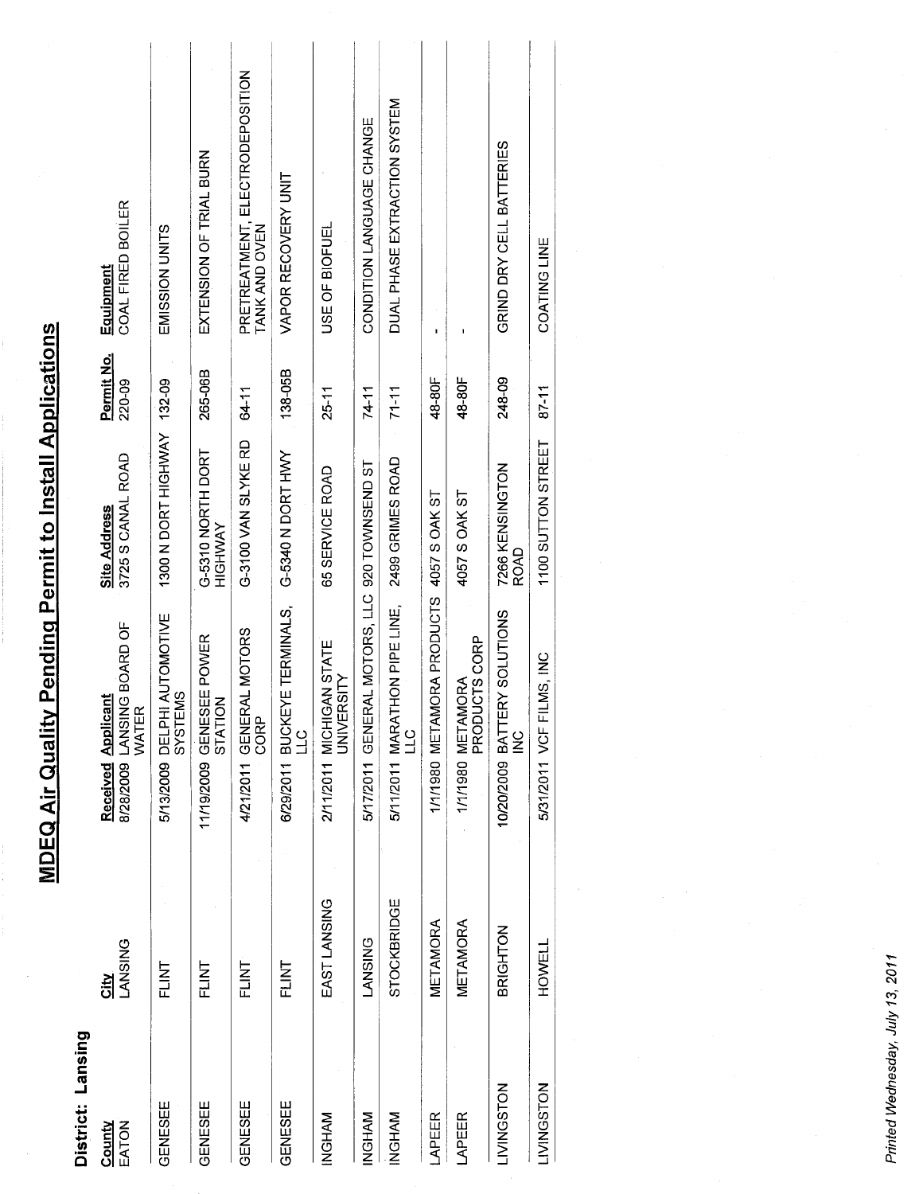# MDEQ Air Quality Pending Permit to Install Applications

**District: Lansing**

| County | City | Received | Applicant | Site Address | Permit No. | Equipment |
|---|---|---|---|---|---|---|
| EATON | LANSING | 8/28/2009 | LANSING BOARD OF WATER | 3725 S CANAL ROAD | 220-09 | COAL FIRED BOILER |
| GENESEE | FLINT | 5/13/2009 | DELPHI AUTOMOTIVE SYSTEMS | 1300 N DORT HIGHWAY | 132-09 | EMISSION UNITS |
| GENESEE | FLINT | 11/19/2009 | GENESEE POWER STATION | G-5310 NORTH DORT HIGHWAY | 265-06B | EXTENSION OF TRIAL BURN |
| GENESEE | FLINT | 4/21/2011 | GENERAL MOTORS CORP | G-3100 VAN SLYKE RD | 64-11 | PRETREATMENT, ELECTRODEPOSITION TANK AND OVEN |
| GENESEE | FLINT | 6/29/2011 | BUCKEYE TERMINALS, LLC | G-5340 N DORT HWY | 138-05B | VAPOR RECOVERY UNIT |
| INGHAM | EAST LANSING | 2/11/2011 | MICHIGAN STATE UNIVERSITY | 65 SERVICE ROAD | 25-11 | USE OF BIOFUEL |
| INGHAM | LANSING | 5/17/2011 | GENERAL MOTORS, LLC | 920 TOWNSEND ST | 74-11 | CONDITION LANGUAGE CHANGE |
| INGHAM | STOCKBRIDGE | 5/11/2011 | MARATHON PIPE LINE, LLC | 2499 GRIMES ROAD | 71-11 | DUAL PHASE EXTRACTION SYSTEM |
| LAPEER | METAMORA | 1/1/1980 | METAMORA PRODUCTS | 4057 S OAK ST | 48-80F | - |
| LAPEER | METAMORA | 1/1/1980 | METAMORA PRODUCTS CORP | 4057 S OAK ST | 48-80F | - |
| LIVINGSTON | BRIGHTON | 10/20/2009 | BATTERY SOLUTIONS INC | 7266 KENSINGTON ROAD | 248-09 | GRIND DRY CELL BATTERIES |
| LIVINGSTON | HOWELL | 5/31/2011 | VCF FILMS, INC | 1100 SUTTON STREET | 87-11 | COATING LINE |

*Printed Wednesday, July 13, 2011*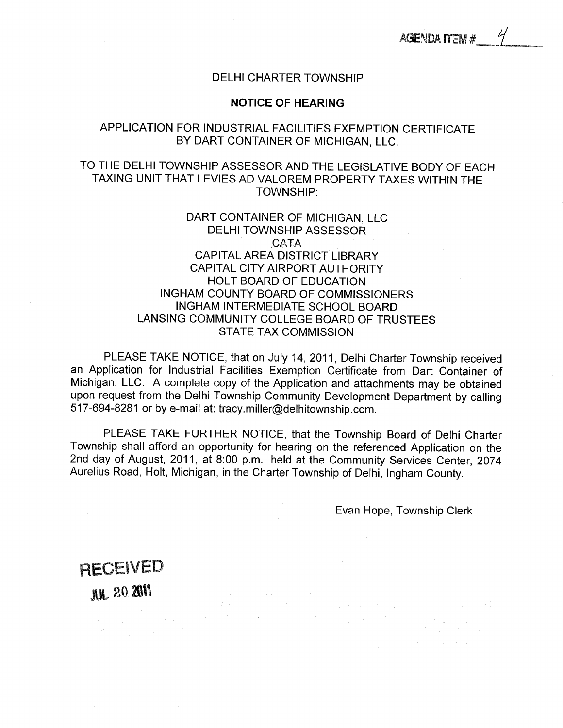AGENDA ITEM # 4

DELHI CHARTER TOWNSHIP

**NOTICE OF HEARING**

APPLICATION FOR INDUSTRIAL FACILITIES EXEMPTION CERTIFICATE BY DART CONTAINER OF MICHIGAN, LLC.

TO THE DELHI TOWNSHIP ASSESSOR AND THE LEGISLATIVE BODY OF EACH TAXING UNIT THAT LEVIES AD VALOREM PROPERTY TAXES WITHIN THE TOWNSHIP:

DART CONTAINER OF MICHIGAN, LLC
DELHI TOWNSHIP ASSESSOR
CATA
CAPITAL AREA DISTRICT LIBRARY
CAPITAL CITY AIRPORT AUTHORITY
HOLT BOARD OF EDUCATION
INGHAM COUNTY BOARD OF COMMISSIONERS
INGHAM INTERMEDIATE SCHOOL BOARD
LANSING COMMUNITY COLLEGE BOARD OF TRUSTEES
STATE TAX COMMISSION

PLEASE TAKE NOTICE, that on July 14, 2011, Delhi Charter Township received an Application for Industrial Facilities Exemption Certificate from Dart Container of Michigan, LLC. A complete copy of the Application and attachments may be obtained upon request from the Delhi Township Community Development Department by calling 517-694-8281 or by e-mail at: tracy.miller@delhitownship.com.

PLEASE TAKE FURTHER NOTICE, that the Township Board of Delhi Charter Township shall afford an opportunity for hearing on the referenced Application on the 2nd day of August, 2011, at 8:00 p.m., held at the Community Services Center, 2074 Aurelius Road, Holt, Michigan, in the Charter Township of Delhi, Ingham County.

Evan Hope, Township Clerk

RECEIVED
JUL 20 2011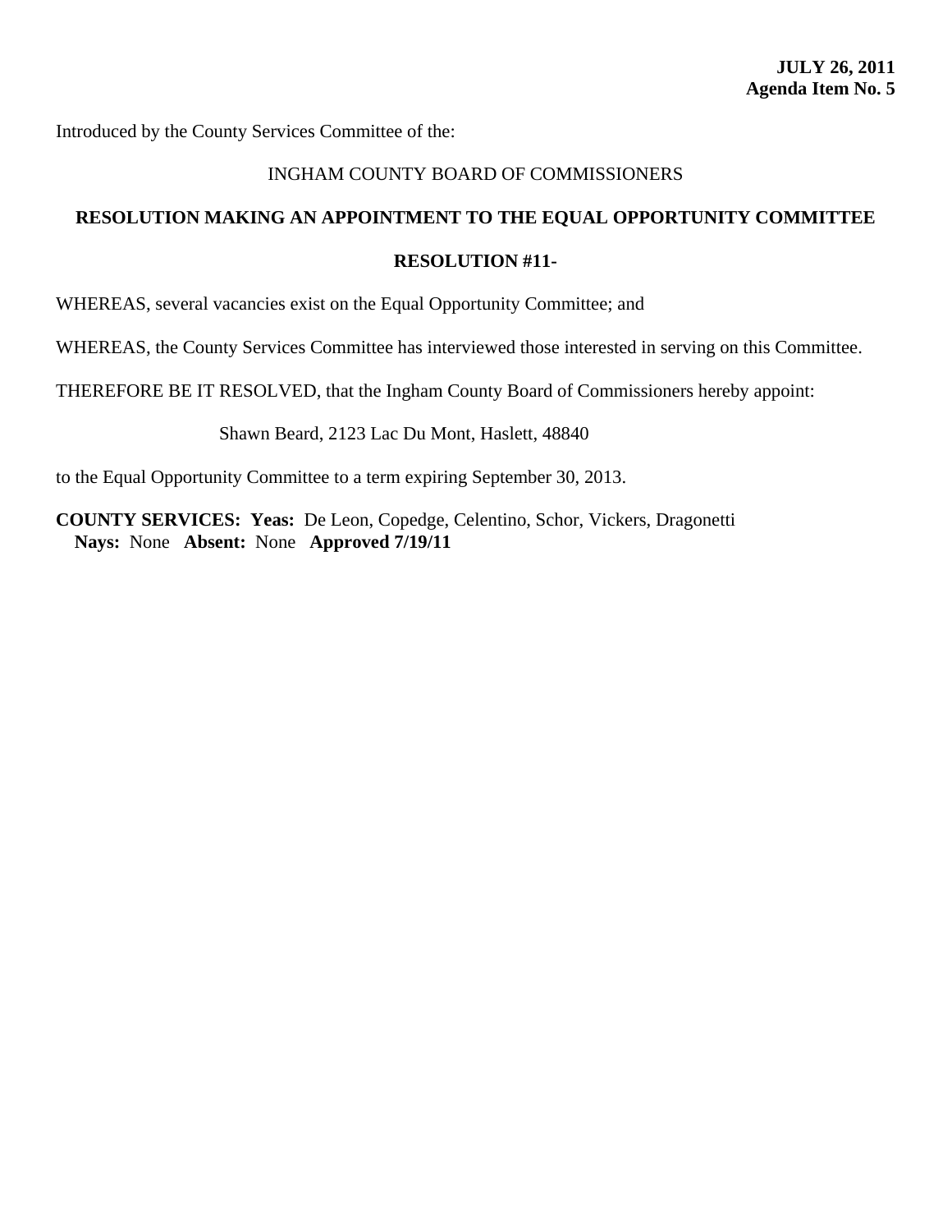**JULY 26, 2011**
**Agenda Item No. 5**

Introduced by the County Services Committee of the:

INGHAM COUNTY BOARD OF COMMISSIONERS

**RESOLUTION MAKING AN APPOINTMENT TO THE EQUAL OPPORTUNITY COMMITTEE**

**RESOLUTION #11-**

WHEREAS, several vacancies exist on the Equal Opportunity Committee; and

WHEREAS, the County Services Committee has interviewed those interested in serving on this Committee.

THEREFORE BE IT RESOLVED, that the Ingham County Board of Commissioners hereby appoint:

Shawn Beard, 2123 Lac Du Mont, Haslett, 48840

to the Equal Opportunity Committee to a term expiring September 30, 2013.

**COUNTY SERVICES: Yeas:** De Leon, Copedge, Celentino, Schor, Vickers, Dragonetti
**Nays:** None **Absent:** None **Approved 7/19/11**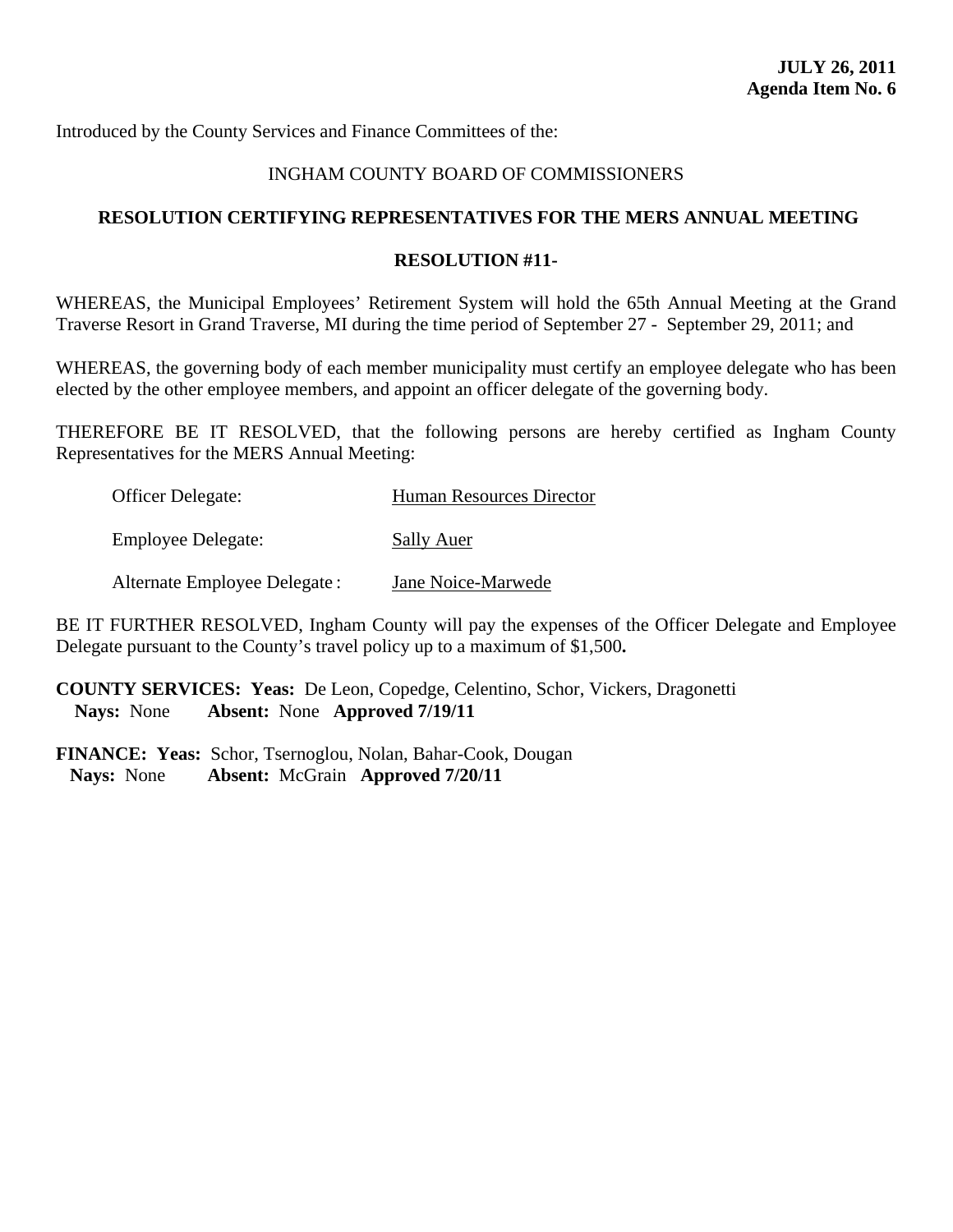**JULY 26, 2011**
**Agenda Item No. 6**

Introduced by the County Services and Finance Committees of the:

INGHAM COUNTY BOARD OF COMMISSIONERS

**RESOLUTION CERTIFYING REPRESENTATIVES FOR THE MERS ANNUAL MEETING**

**RESOLUTION #11-**

WHEREAS, the Municipal Employees' Retirement System will hold the 65th Annual Meeting at the Grand Traverse Resort in Grand Traverse, MI during the time period of September 27 - September 29, 2011; and

WHEREAS, the governing body of each member municipality must certify an employee delegate who has been elected by the other employee members, and appoint an officer delegate of the governing body.

THEREFORE BE IT RESOLVED, that the following persons are hereby certified as Ingham County Representatives for the MERS Annual Meeting:

Officer Delegate: Human Resources Director

Employee Delegate: Sally Auer

Alternate Employee Delegate : Jane Noice-Marwede

BE IT FURTHER RESOLVED, Ingham County will pay the expenses of the Officer Delegate and Employee Delegate pursuant to the County's travel policy up to a maximum of $1,500**.**

**COUNTY SERVICES: Yeas:** De Leon, Copedge, Celentino, Schor, Vickers, Dragonetti
**Nays:** None **Absent:** None **Approved 7/19/11**

**FINANCE: Yeas:** Schor, Tsernoglou, Nolan, Bahar-Cook, Dougan
**Nays:** None **Absent:** McGrain **Approved 7/20/11**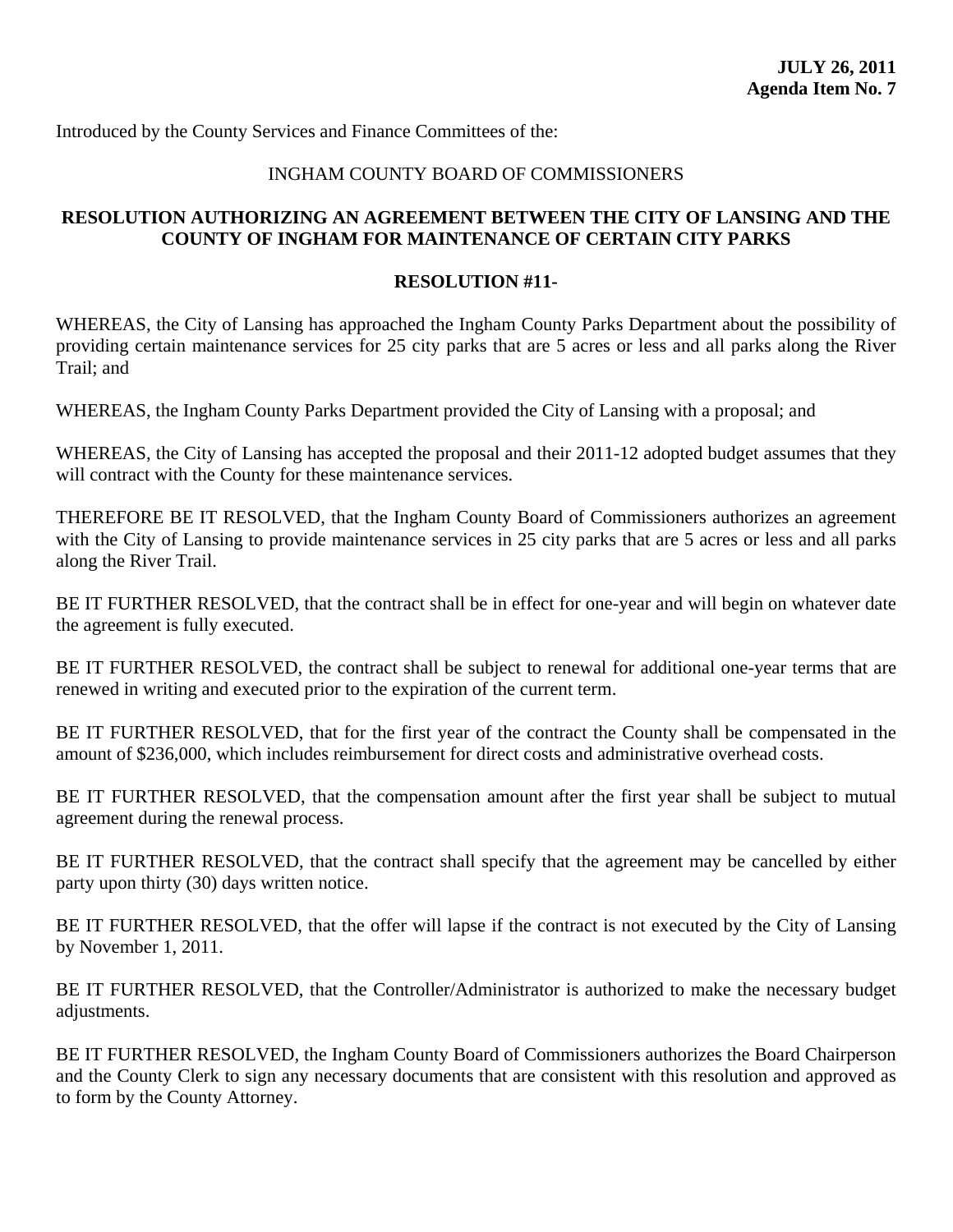**JULY 26, 2011**
**Agenda Item No. 7**

Introduced by the County Services and Finance Committees of the:

INGHAM COUNTY BOARD OF COMMISSIONERS

**RESOLUTION AUTHORIZING AN AGREEMENT BETWEEN THE CITY OF LANSING AND THE COUNTY OF INGHAM FOR MAINTENANCE OF CERTAIN CITY PARKS**

**RESOLUTION #11-**

WHEREAS, the City of Lansing has approached the Ingham County Parks Department about the possibility of providing certain maintenance services for 25 city parks that are 5 acres or less and all parks along the River Trail; and

WHEREAS, the Ingham County Parks Department provided the City of Lansing with a proposal; and

WHEREAS, the City of Lansing has accepted the proposal and their 2011-12 adopted budget assumes that they will contract with the County for these maintenance services.

THEREFORE BE IT RESOLVED, that the Ingham County Board of Commissioners authorizes an agreement with the City of Lansing to provide maintenance services in 25 city parks that are 5 acres or less and all parks along the River Trail.

BE IT FURTHER RESOLVED, that the contract shall be in effect for one-year and will begin on whatever date the agreement is fully executed.

BE IT FURTHER RESOLVED, the contract shall be subject to renewal for additional one-year terms that are renewed in writing and executed prior to the expiration of the current term.

BE IT FURTHER RESOLVED, that for the first year of the contract the County shall be compensated in the amount of $236,000, which includes reimbursement for direct costs and administrative overhead costs.

BE IT FURTHER RESOLVED, that the compensation amount after the first year shall be subject to mutual agreement during the renewal process.

BE IT FURTHER RESOLVED, that the contract shall specify that the agreement may be cancelled by either party upon thirty (30) days written notice.

BE IT FURTHER RESOLVED, that the offer will lapse if the contract is not executed by the City of Lansing by November 1, 2011.

BE IT FURTHER RESOLVED, that the Controller/Administrator is authorized to make the necessary budget adjustments.

BE IT FURTHER RESOLVED, the Ingham County Board of Commissioners authorizes the Board Chairperson and the County Clerk to sign any necessary documents that are consistent with this resolution and approved as to form by the County Attorney.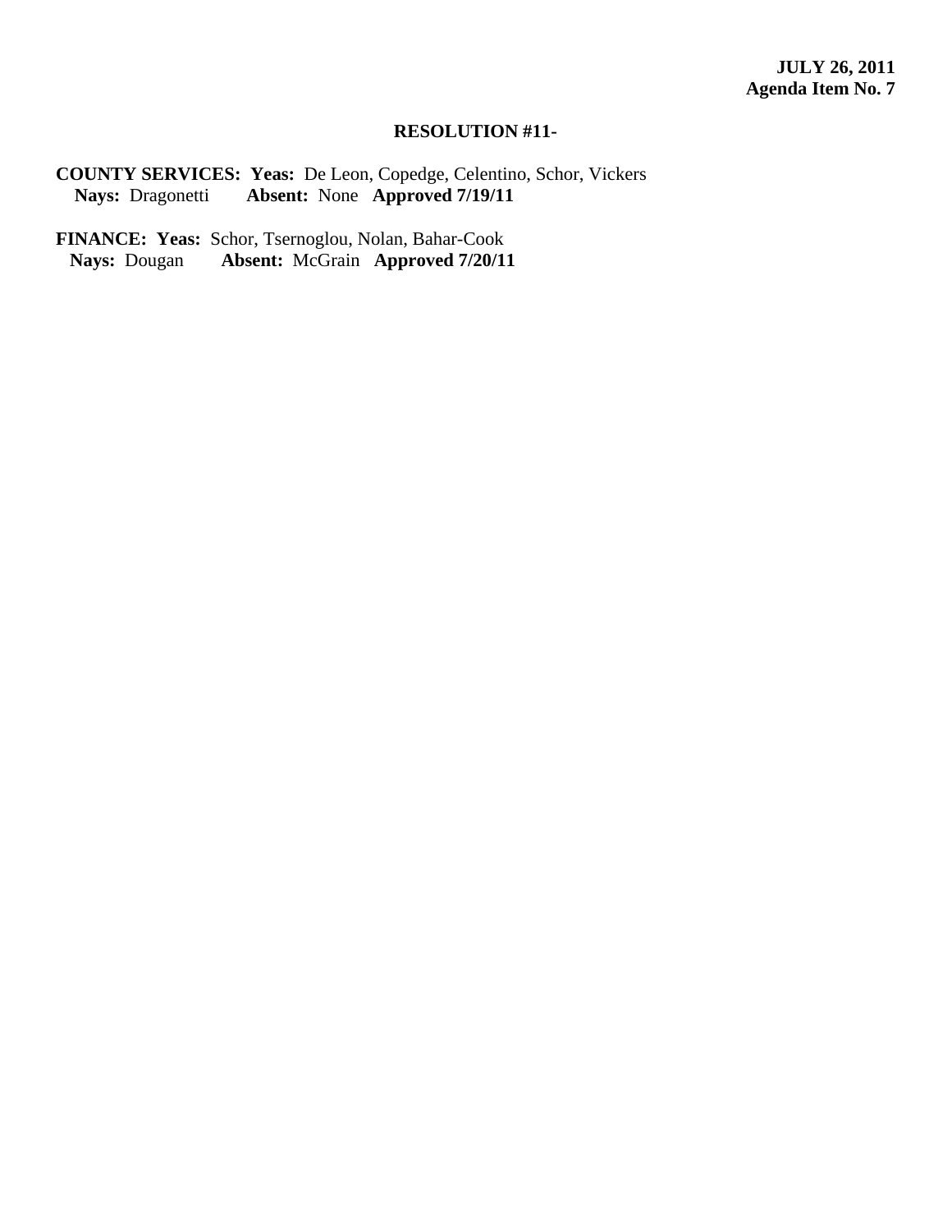**JULY 26, 2011**
**Agenda Item No. 7**

**RESOLUTION #11-**

**COUNTY SERVICES: Yeas:** De Leon, Copedge, Celentino, Schor, Vickers
**Nays:** Dragonetti **Absent:** None **Approved 7/19/11**

**FINANCE: Yeas:** Schor, Tsernoglou, Nolan, Bahar-Cook
**Nays:** Dougan **Absent:** McGrain **Approved 7/20/11**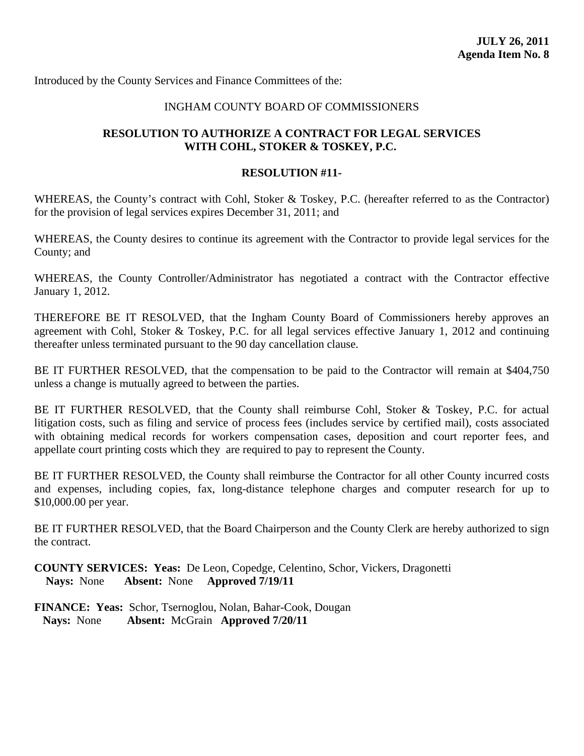**JULY 26, 2011**
**Agenda Item No. 8**

Introduced by the County Services and Finance Committees of the:

INGHAM COUNTY BOARD OF COMMISSIONERS

**RESOLUTION TO AUTHORIZE A CONTRACT FOR LEGAL SERVICES WITH COHL, STOKER & TOSKEY, P.C.**

**RESOLUTION #11-**

WHEREAS, the County's contract with Cohl, Stoker & Toskey, P.C. (hereafter referred to as the Contractor) for the provision of legal services expires December 31, 2011; and

WHEREAS, the County desires to continue its agreement with the Contractor to provide legal services for the County; and

WHEREAS, the County Controller/Administrator has negotiated a contract with the Contractor effective January 1, 2012.

THEREFORE BE IT RESOLVED, that the Ingham County Board of Commissioners hereby approves an agreement with Cohl, Stoker & Toskey, P.C. for all legal services effective January 1, 2012 and continuing thereafter unless terminated pursuant to the 90 day cancellation clause.

BE IT FURTHER RESOLVED, that the compensation to be paid to the Contractor will remain at $404,750 unless a change is mutually agreed to between the parties.

BE IT FURTHER RESOLVED, that the County shall reimburse Cohl, Stoker & Toskey, P.C. for actual litigation costs, such as filing and service of process fees (includes service by certified mail), costs associated with obtaining medical records for workers compensation cases, deposition and court reporter fees, and appellate court printing costs which they are required to pay to represent the County.

BE IT FURTHER RESOLVED, the County shall reimburse the Contractor for all other County incurred costs and expenses, including copies, fax, long-distance telephone charges and computer research for up to $10,000.00 per year.

BE IT FURTHER RESOLVED, that the Board Chairperson and the County Clerk are hereby authorized to sign the contract.

**COUNTY SERVICES: Yeas:** De Leon, Copedge, Celentino, Schor, Vickers, Dragonetti
**Nays:** None **Absent:** None **Approved 7/19/11**

**FINANCE: Yeas:** Schor, Tsernoglou, Nolan, Bahar-Cook, Dougan
**Nays:** None **Absent:** McGrain **Approved 7/20/11**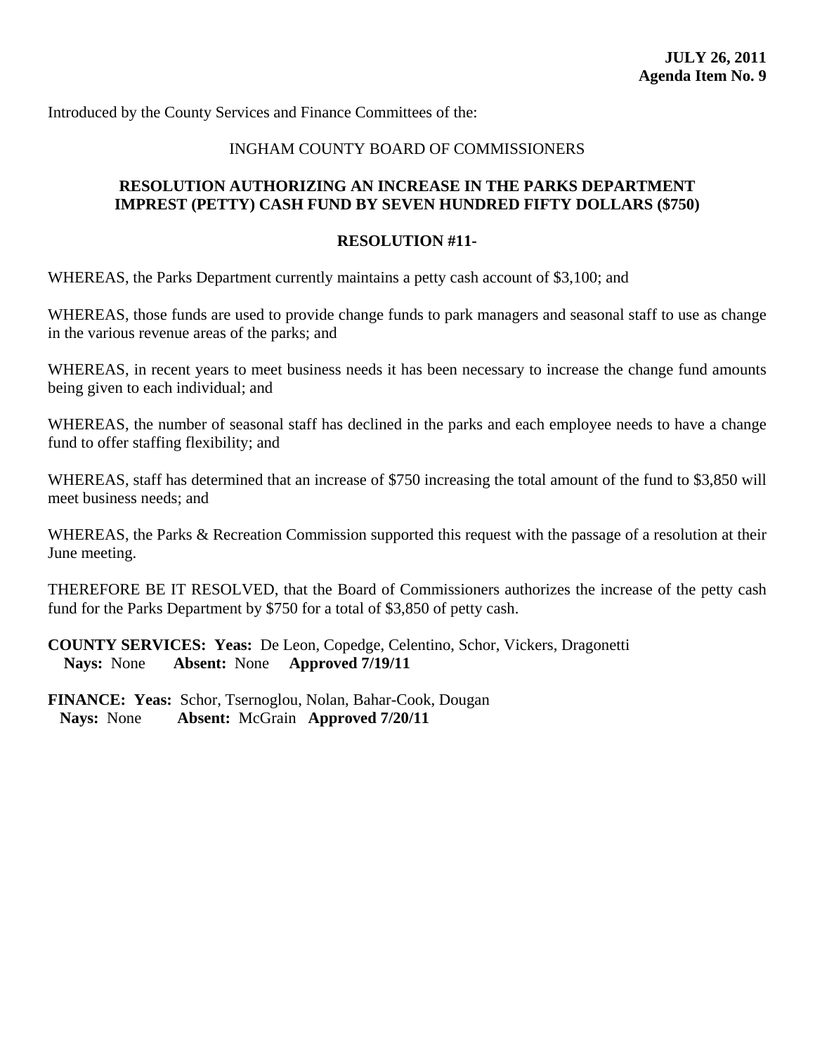**JULY 26, 2011**
**Agenda Item No. 9**

Introduced by the County Services and Finance Committees of the:

INGHAM COUNTY BOARD OF COMMISSIONERS

## RESOLUTION AUTHORIZING AN INCREASE IN THE PARKS DEPARTMENT IMPREST (PETTY) CASH FUND BY SEVEN HUNDRED FIFTY DOLLARS ($750)

**RESOLUTION #11-**

WHEREAS, the Parks Department currently maintains a petty cash account of $3,100; and

WHEREAS, those funds are used to provide change funds to park managers and seasonal staff to use as change in the various revenue areas of the parks; and

WHEREAS, in recent years to meet business needs it has been necessary to increase the change fund amounts being given to each individual; and

WHEREAS, the number of seasonal staff has declined in the parks and each employee needs to have a change fund to offer staffing flexibility; and

WHEREAS, staff has determined that an increase of $750 increasing the total amount of the fund to $3,850 will meet business needs; and

WHEREAS, the Parks & Recreation Commission supported this request with the passage of a resolution at their June meeting.

THEREFORE BE IT RESOLVED, that the Board of Commissioners authorizes the increase of the petty cash fund for the Parks Department by $750 for a total of $3,850 of petty cash.

**COUNTY SERVICES: Yeas:** De Leon, Copedge, Celentino, Schor, Vickers, Dragonetti
**Nays:** None **Absent:** None **Approved 7/19/11**

**FINANCE: Yeas:** Schor, Tsernoglou, Nolan, Bahar-Cook, Dougan
**Nays:** None **Absent:** McGrain **Approved 7/20/11**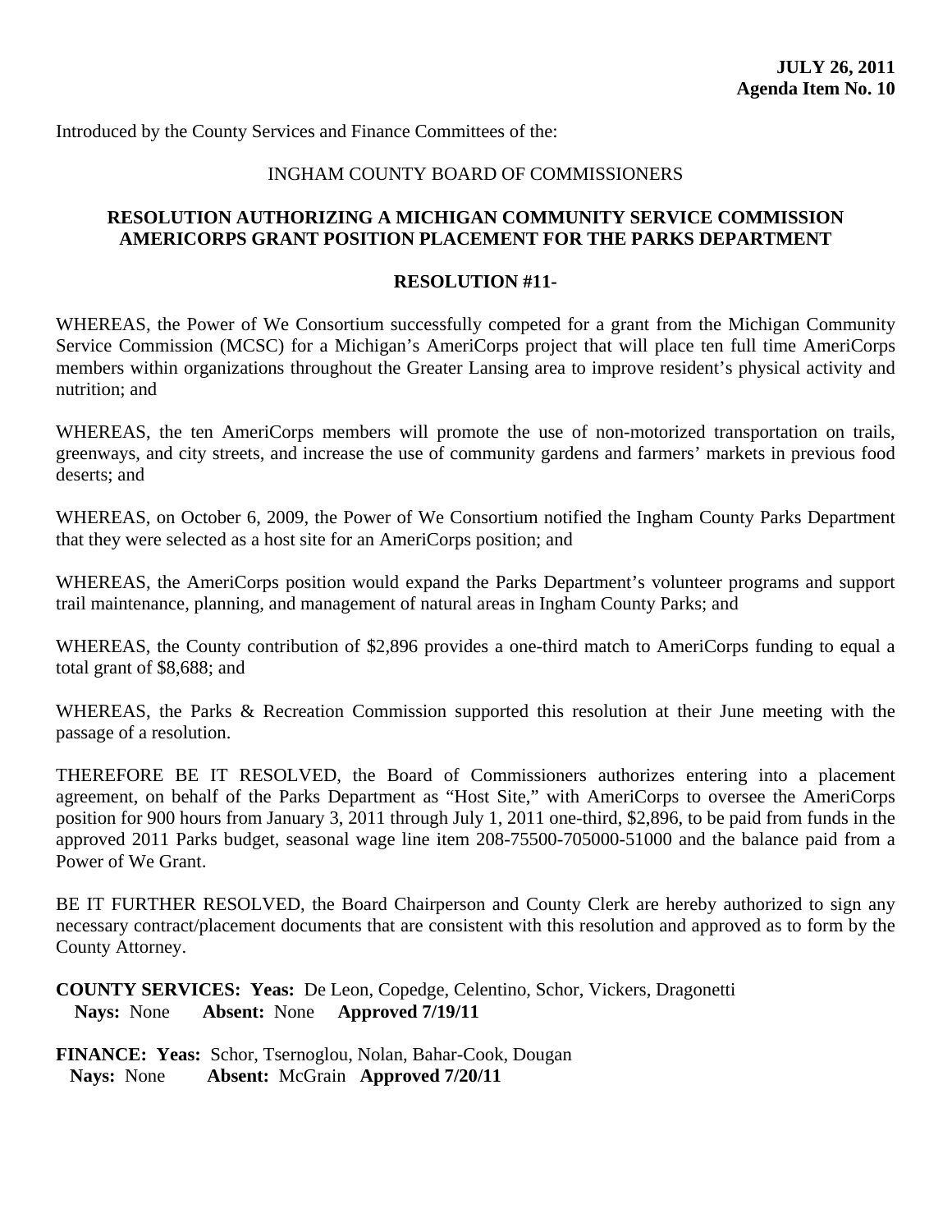**JULY 26, 2011**
**Agenda Item No. 10**

Introduced by the County Services and Finance Committees of the:

INGHAM COUNTY BOARD OF COMMISSIONERS

## RESOLUTION AUTHORIZING A MICHIGAN COMMUNITY SERVICE COMMISSION AMERICORPS GRANT POSITION PLACEMENT FOR THE PARKS DEPARTMENT

### RESOLUTION #11-

WHEREAS, the Power of We Consortium successfully competed for a grant from the Michigan Community Service Commission (MCSC) for a Michigan's AmeriCorps project that will place ten full time AmeriCorps members within organizations throughout the Greater Lansing area to improve resident's physical activity and nutrition; and

WHEREAS, the ten AmeriCorps members will promote the use of non-motorized transportation on trails, greenways, and city streets, and increase the use of community gardens and farmers' markets in previous food deserts; and

WHEREAS, on October 6, 2009, the Power of We Consortium notified the Ingham County Parks Department that they were selected as a host site for an AmeriCorps position; and

WHEREAS, the AmeriCorps position would expand the Parks Department's volunteer programs and support trail maintenance, planning, and management of natural areas in Ingham County Parks; and

WHEREAS, the County contribution of $2,896 provides a one-third match to AmeriCorps funding to equal a total grant of $8,688; and

WHEREAS, the Parks & Recreation Commission supported this resolution at their June meeting with the passage of a resolution.

THEREFORE BE IT RESOLVED, the Board of Commissioners authorizes entering into a placement agreement, on behalf of the Parks Department as "Host Site," with AmeriCorps to oversee the AmeriCorps position for 900 hours from January 3, 2011 through July 1, 2011 one-third, $2,896, to be paid from funds in the approved 2011 Parks budget, seasonal wage line item 208-75500-705000-51000 and the balance paid from a Power of We Grant.

BE IT FURTHER RESOLVED, the Board Chairperson and County Clerk are hereby authorized to sign any necessary contract/placement documents that are consistent with this resolution and approved as to form by the County Attorney.

**COUNTY SERVICES: Yeas:** De Leon, Copedge, Celentino, Schor, Vickers, Dragonetti
**Nays:** None **Absent:** None **Approved 7/19/11**

**FINANCE: Yeas:** Schor, Tsernoglou, Nolan, Bahar-Cook, Dougan
**Nays:** None **Absent:** McGrain **Approved 7/20/11**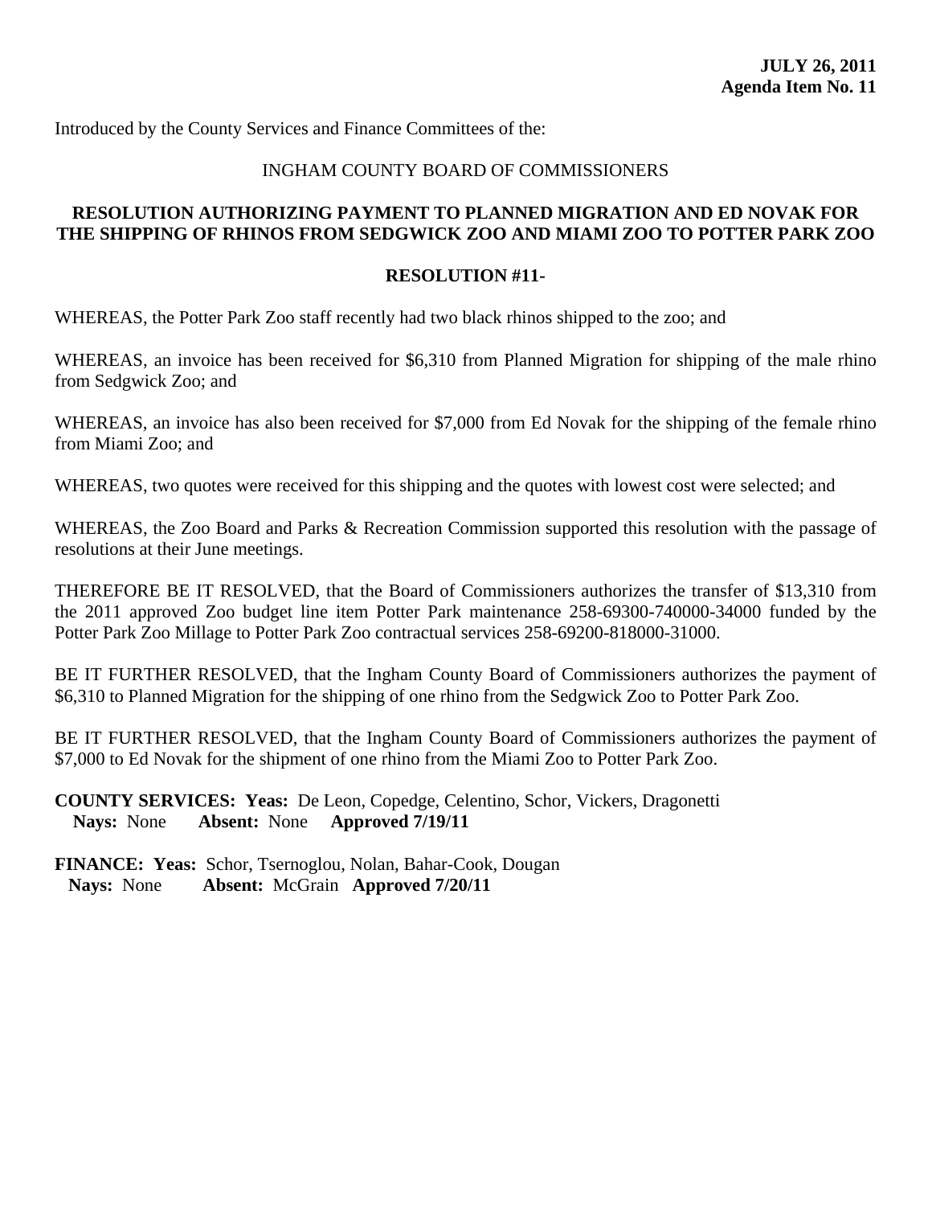**JULY 26, 2011**
**Agenda Item No. 11**

Introduced by the County Services and Finance Committees of the:

INGHAM COUNTY BOARD OF COMMISSIONERS

**RESOLUTION AUTHORIZING PAYMENT TO PLANNED MIGRATION AND ED NOVAK FOR THE SHIPPING OF RHINOS FROM SEDGWICK ZOO AND MIAMI ZOO TO POTTER PARK ZOO**

**RESOLUTION #11-**

WHEREAS, the Potter Park Zoo staff recently had two black rhinos shipped to the zoo; and

WHEREAS, an invoice has been received for $6,310 from Planned Migration for shipping of the male rhino from Sedgwick Zoo; and

WHEREAS, an invoice has also been received for $7,000 from Ed Novak for the shipping of the female rhino from Miami Zoo; and

WHEREAS, two quotes were received for this shipping and the quotes with lowest cost were selected; and

WHEREAS, the Zoo Board and Parks & Recreation Commission supported this resolution with the passage of resolutions at their June meetings.

THEREFORE BE IT RESOLVED, that the Board of Commissioners authorizes the transfer of $13,310 from the 2011 approved Zoo budget line item Potter Park maintenance 258-69300-740000-34000 funded by the Potter Park Zoo Millage to Potter Park Zoo contractual services 258-69200-818000-31000.

BE IT FURTHER RESOLVED, that the Ingham County Board of Commissioners authorizes the payment of $6,310 to Planned Migration for the shipping of one rhino from the Sedgwick Zoo to Potter Park Zoo.

BE IT FURTHER RESOLVED, that the Ingham County Board of Commissioners authorizes the payment of $7,000 to Ed Novak for the shipment of one rhino from the Miami Zoo to Potter Park Zoo.

**COUNTY SERVICES: Yeas:** De Leon, Copedge, Celentino, Schor, Vickers, Dragonetti
**Nays:** None **Absent:** None **Approved 7/19/11**

**FINANCE: Yeas:** Schor, Tsernoglou, Nolan, Bahar-Cook, Dougan
**Nays:** None **Absent:** McGrain **Approved 7/20/11**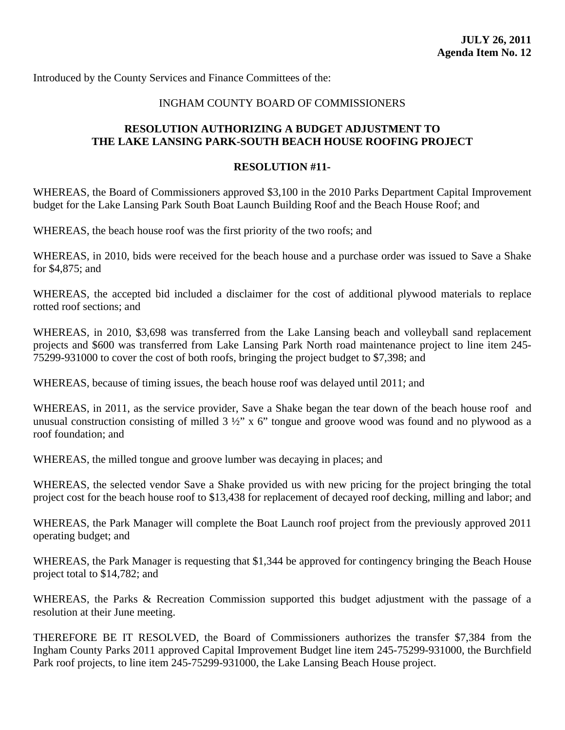**JULY 26, 2011**
**Agenda Item No. 12**

Introduced by the County Services and Finance Committees of the:

INGHAM COUNTY BOARD OF COMMISSIONERS

## RESOLUTION AUTHORIZING A BUDGET ADJUSTMENT TO THE LAKE LANSING PARK-SOUTH BEACH HOUSE ROOFING PROJECT

**RESOLUTION #11-**

WHEREAS, the Board of Commissioners approved $3,100 in the 2010 Parks Department Capital Improvement budget for the Lake Lansing Park South Boat Launch Building Roof and the Beach House Roof; and

WHEREAS, the beach house roof was the first priority of the two roofs; and

WHEREAS, in 2010, bids were received for the beach house and a purchase order was issued to Save a Shake for $4,875; and

WHEREAS, the accepted bid included a disclaimer for the cost of additional plywood materials to replace rotted roof sections; and

WHEREAS, in 2010, $3,698 was transferred from the Lake Lansing beach and volleyball sand replacement projects and $600 was transferred from Lake Lansing Park North road maintenance project to line item 245-75299-931000 to cover the cost of both roofs, bringing the project budget to $7,398; and

WHEREAS, because of timing issues, the beach house roof was delayed until 2011; and

WHEREAS, in 2011, as the service provider, Save a Shake began the tear down of the beach house roof and unusual construction consisting of milled 3 ½" x 6" tongue and groove wood was found and no plywood as a roof foundation; and

WHEREAS, the milled tongue and groove lumber was decaying in places; and

WHEREAS, the selected vendor Save a Shake provided us with new pricing for the project bringing the total project cost for the beach house roof to $13,438 for replacement of decayed roof decking, milling and labor; and

WHEREAS, the Park Manager will complete the Boat Launch roof project from the previously approved 2011 operating budget; and

WHEREAS, the Park Manager is requesting that $1,344 be approved for contingency bringing the Beach House project total to $14,782; and

WHEREAS, the Parks & Recreation Commission supported this budget adjustment with the passage of a resolution at their June meeting.

THEREFORE BE IT RESOLVED, the Board of Commissioners authorizes the transfer $7,384 from the Ingham County Parks 2011 approved Capital Improvement Budget line item 245-75299-931000, the Burchfield Park roof projects, to line item 245-75299-931000, the Lake Lansing Beach House project.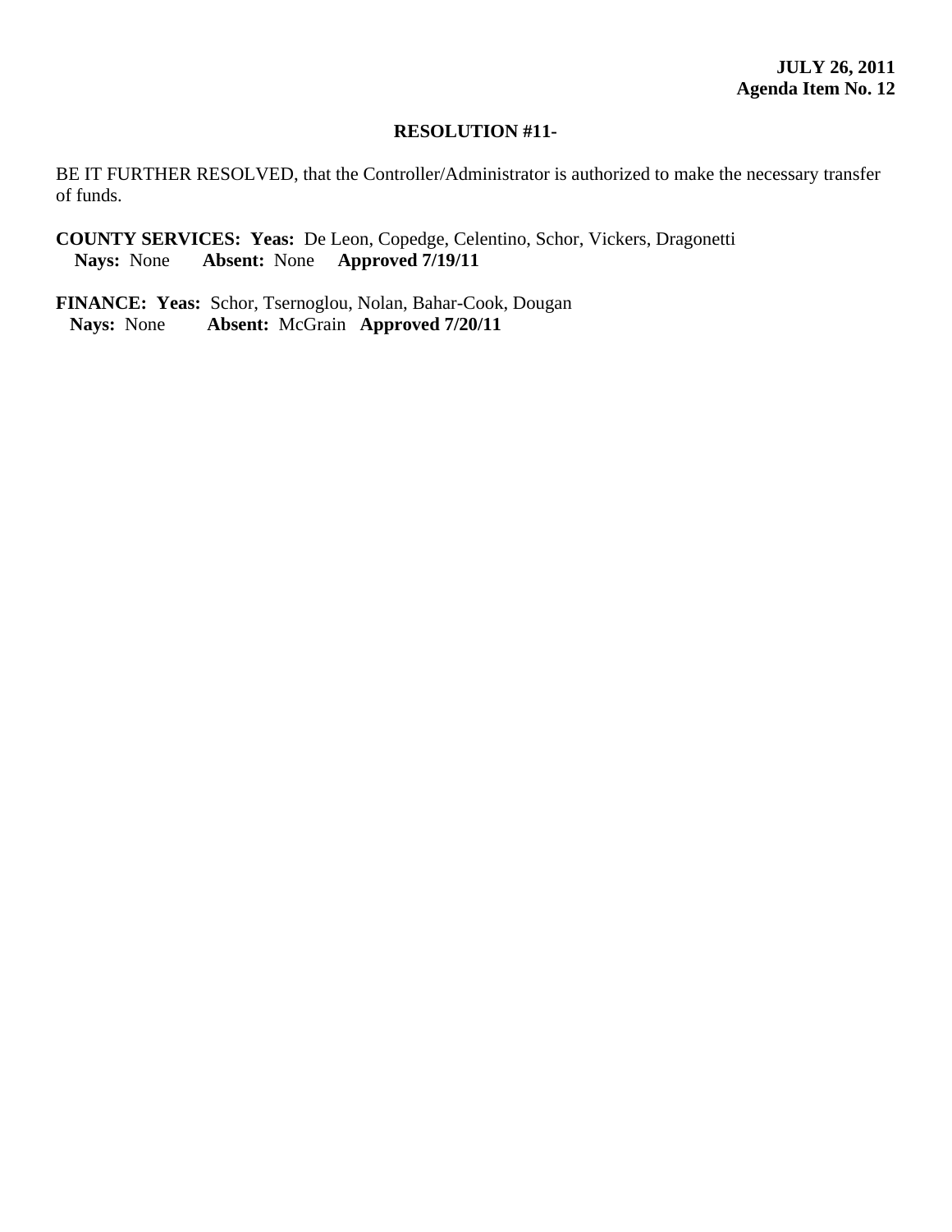**JULY 26, 2011**
**Agenda Item No. 12**

**RESOLUTION #11-**

BE IT FURTHER RESOLVED, that the Controller/Administrator is authorized to make the necessary transfer of funds.

**COUNTY SERVICES: Yeas:** De Leon, Copedge, Celentino, Schor, Vickers, Dragonetti
**Nays:** None **Absent:** None **Approved 7/19/11**

**FINANCE: Yeas:** Schor, Tsernoglou, Nolan, Bahar-Cook, Dougan
**Nays:** None **Absent:** McGrain **Approved 7/20/11**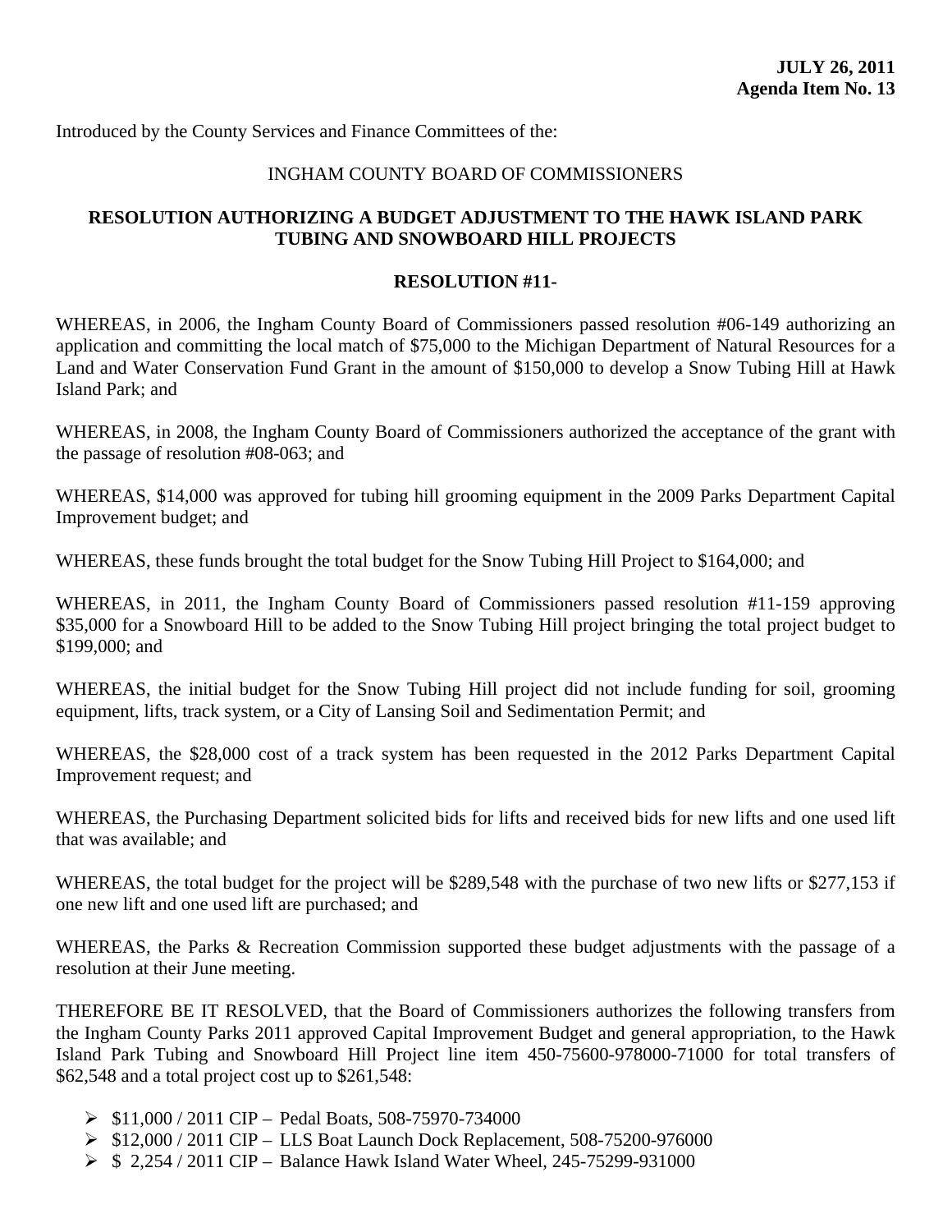**JULY 26, 2011**
**Agenda Item No. 13**

Introduced by the County Services and Finance Committees of the:

INGHAM COUNTY BOARD OF COMMISSIONERS

**RESOLUTION AUTHORIZING A BUDGET ADJUSTMENT TO THE HAWK ISLAND PARK TUBING AND SNOWBOARD HILL PROJECTS**

**RESOLUTION #11-**

WHEREAS, in 2006, the Ingham County Board of Commissioners passed resolution #06-149 authorizing an application and committing the local match of $75,000 to the Michigan Department of Natural Resources for a Land and Water Conservation Fund Grant in the amount of $150,000 to develop a Snow Tubing Hill at Hawk Island Park; and

WHEREAS, in 2008, the Ingham County Board of Commissioners authorized the acceptance of the grant with the passage of resolution #08-063; and

WHEREAS, $14,000 was approved for tubing hill grooming equipment in the 2009 Parks Department Capital Improvement budget; and

WHEREAS, these funds brought the total budget for the Snow Tubing Hill Project to $164,000; and

WHEREAS, in 2011, the Ingham County Board of Commissioners passed resolution #11-159 approving $35,000 for a Snowboard Hill to be added to the Snow Tubing Hill project bringing the total project budget to $199,000; and

WHEREAS, the initial budget for the Snow Tubing Hill project did not include funding for soil, grooming equipment, lifts, track system, or a City of Lansing Soil and Sedimentation Permit; and

WHEREAS, the $28,000 cost of a track system has been requested in the 2012 Parks Department Capital Improvement request; and

WHEREAS, the Purchasing Department solicited bids for lifts and received bids for new lifts and one used lift that was available; and

WHEREAS, the total budget for the project will be $289,548 with the purchase of two new lifts or $277,153 if one new lift and one used lift are purchased; and

WHEREAS, the Parks & Recreation Commission supported these budget adjustments with the passage of a resolution at their June meeting.

THEREFORE BE IT RESOLVED, that the Board of Commissioners authorizes the following transfers from the Ingham County Parks 2011 approved Capital Improvement Budget and general appropriation, to the Hawk Island Park Tubing and Snowboard Hill Project line item 450-75600-978000-71000 for total transfers of $62,548 and a total project cost up to $261,548:

- $11,000 / 2011 CIP – Pedal Boats, 508-75970-734000
- $12,000 / 2011 CIP – LLS Boat Launch Dock Replacement, 508-75200-976000
- $ 2,254 / 2011 CIP – Balance Hawk Island Water Wheel, 245-75299-931000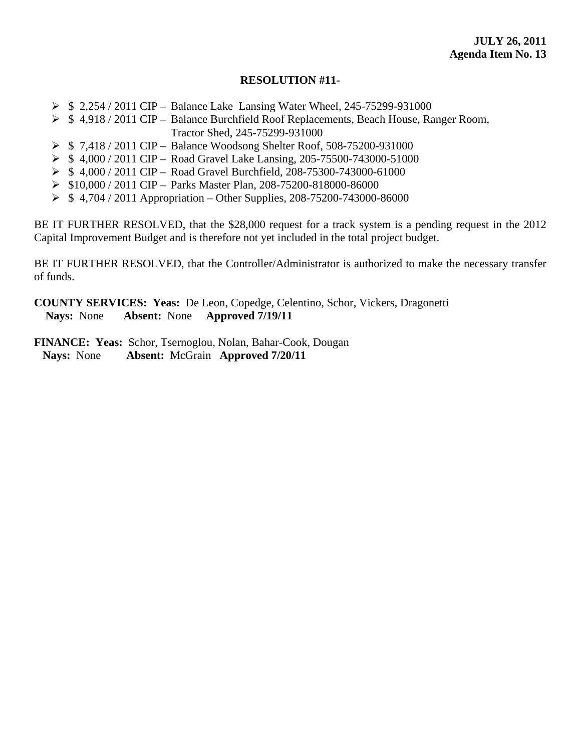**JULY 26, 2011**
**Agenda Item No. 13**

**RESOLUTION #11-**

- $ 2,254 / 2011 CIP – Balance Lake Lansing Water Wheel, 245-75299-931000
- $ 4,918 / 2011 CIP – Balance Burchfield Roof Replacements, Beach House, Ranger Room, Tractor Shed, 245-75299-931000
- $ 7,418 / 2011 CIP – Balance Woodsong Shelter Roof, 508-75200-931000
- $ 4,000 / 2011 CIP – Road Gravel Lake Lansing, 205-75500-743000-51000
- $ 4,000 / 2011 CIP – Road Gravel Burchfield, 208-75300-743000-61000
- $10,000 / 2011 CIP – Parks Master Plan, 208-75200-818000-86000
- $ 4,704 / 2011 Appropriation – Other Supplies, 208-75200-743000-86000

BE IT FURTHER RESOLVED, that the $28,000 request for a track system is a pending request in the 2012 Capital Improvement Budget and is therefore not yet included in the total project budget.

BE IT FURTHER RESOLVED, that the Controller/Administrator is authorized to make the necessary transfer of funds.

**COUNTY SERVICES: Yeas:** De Leon, Copedge, Celentino, Schor, Vickers, Dragonetti
**Nays:** None **Absent:** None **Approved 7/19/11**

**FINANCE: Yeas:** Schor, Tsernoglou, Nolan, Bahar-Cook, Dougan
**Nays:** None **Absent:** McGrain **Approved 7/20/11**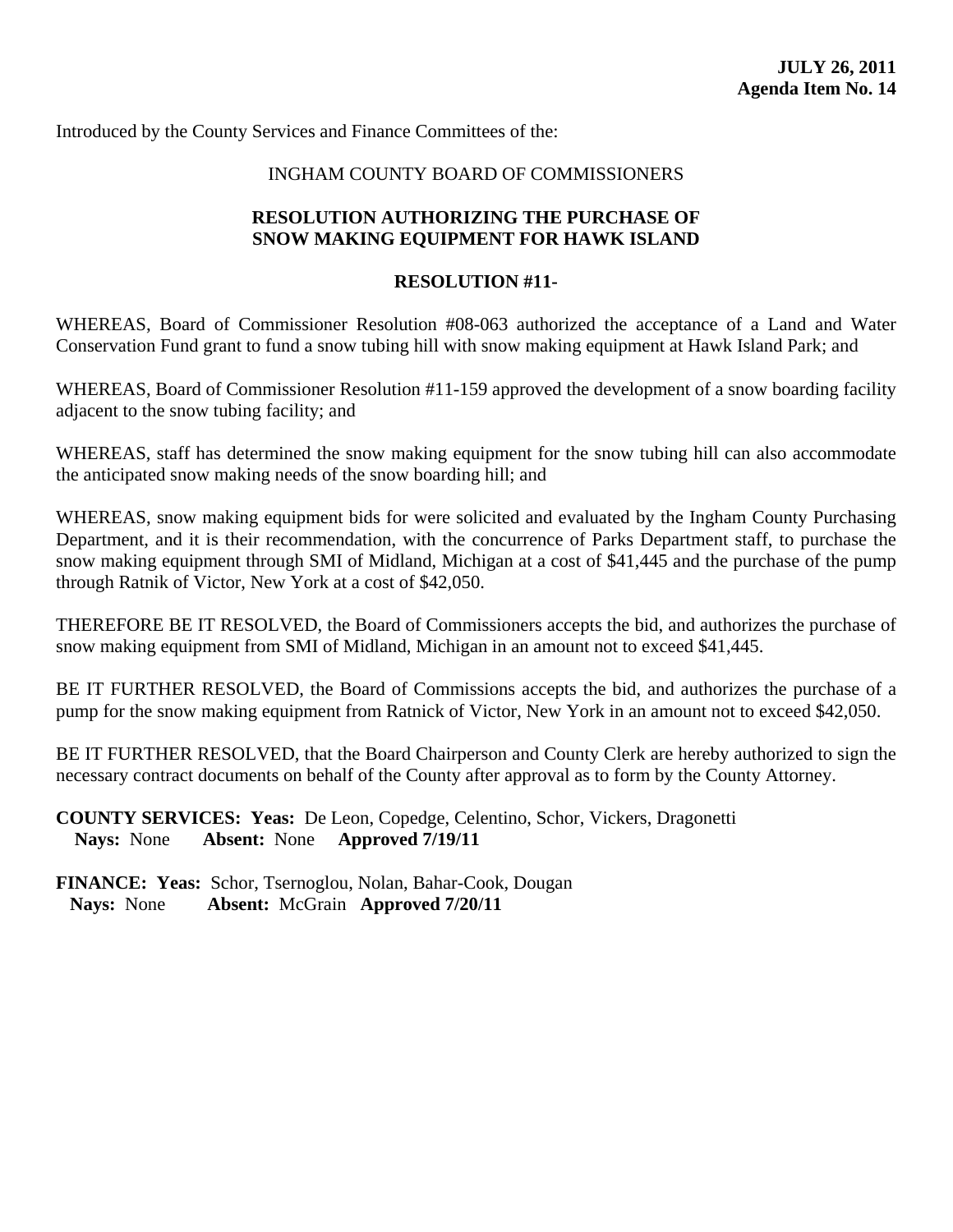**JULY 26, 2011**
**Agenda Item No. 14**

Introduced by the County Services and Finance Committees of the:

INGHAM COUNTY BOARD OF COMMISSIONERS

**RESOLUTION AUTHORIZING THE PURCHASE OF SNOW MAKING EQUIPMENT FOR HAWK ISLAND**

**RESOLUTION #11-**

WHEREAS, Board of Commissioner Resolution #08-063 authorized the acceptance of a Land and Water Conservation Fund grant to fund a snow tubing hill with snow making equipment at Hawk Island Park; and

WHEREAS, Board of Commissioner Resolution #11-159 approved the development of a snow boarding facility adjacent to the snow tubing facility; and

WHEREAS, staff has determined the snow making equipment for the snow tubing hill can also accommodate the anticipated snow making needs of the snow boarding hill; and

WHEREAS, snow making equipment bids for were solicited and evaluated by the Ingham County Purchasing Department, and it is their recommendation, with the concurrence of Parks Department staff, to purchase the snow making equipment through SMI of Midland, Michigan at a cost of $41,445 and the purchase of the pump through Ratnik of Victor, New York at a cost of $42,050.

THEREFORE BE IT RESOLVED, the Board of Commissioners accepts the bid, and authorizes the purchase of snow making equipment from SMI of Midland, Michigan in an amount not to exceed $41,445.

BE IT FURTHER RESOLVED, the Board of Commissions accepts the bid, and authorizes the purchase of a pump for the snow making equipment from Ratnick of Victor, New York in an amount not to exceed $42,050.

BE IT FURTHER RESOLVED, that the Board Chairperson and County Clerk are hereby authorized to sign the necessary contract documents on behalf of the County after approval as to form by the County Attorney.

**COUNTY SERVICES: Yeas:** De Leon, Copedge, Celentino, Schor, Vickers, Dragonetti
**Nays:** None **Absent:** None **Approved 7/19/11**

**FINANCE: Yeas:** Schor, Tsernoglou, Nolan, Bahar-Cook, Dougan
**Nays:** None **Absent:** McGrain **Approved 7/20/11**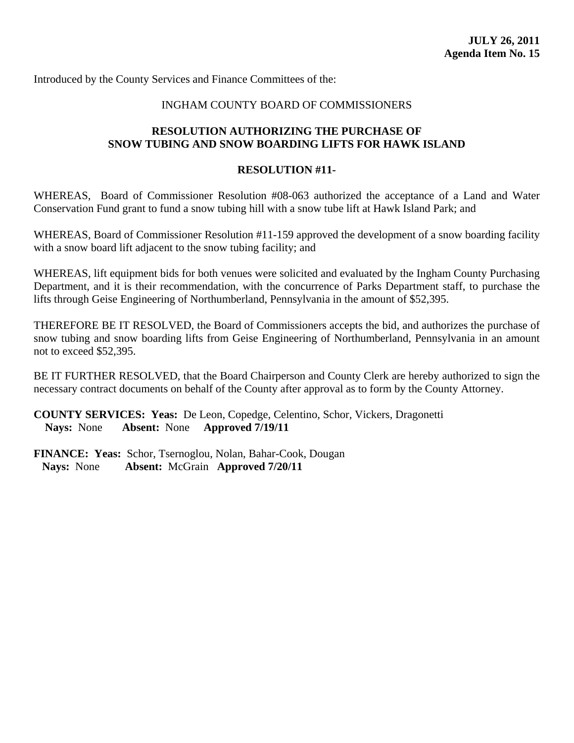**JULY 26, 2011**
**Agenda Item No. 15**

Introduced by the County Services and Finance Committees of the:

INGHAM COUNTY BOARD OF COMMISSIONERS

**RESOLUTION AUTHORIZING THE PURCHASE OF SNOW TUBING AND SNOW BOARDING LIFTS FOR HAWK ISLAND**

**RESOLUTION #11-**

WHEREAS, Board of Commissioner Resolution #08-063 authorized the acceptance of a Land and Water Conservation Fund grant to fund a snow tubing hill with a snow tube lift at Hawk Island Park; and

WHEREAS, Board of Commissioner Resolution #11-159 approved the development of a snow boarding facility with a snow board lift adjacent to the snow tubing facility; and

WHEREAS, lift equipment bids for both venues were solicited and evaluated by the Ingham County Purchasing Department, and it is their recommendation, with the concurrence of Parks Department staff, to purchase the lifts through Geise Engineering of Northumberland, Pennsylvania in the amount of $52,395.

THEREFORE BE IT RESOLVED, the Board of Commissioners accepts the bid, and authorizes the purchase of snow tubing and snow boarding lifts from Geise Engineering of Northumberland, Pennsylvania in an amount not to exceed $52,395.

BE IT FURTHER RESOLVED, that the Board Chairperson and County Clerk are hereby authorized to sign the necessary contract documents on behalf of the County after approval as to form by the County Attorney.

**COUNTY SERVICES: Yeas:** De Leon, Copedge, Celentino, Schor, Vickers, Dragonetti
**Nays:** None **Absent:** None **Approved 7/19/11**

**FINANCE: Yeas:** Schor, Tsernoglou, Nolan, Bahar-Cook, Dougan
**Nays:** None **Absent:** McGrain **Approved 7/20/11**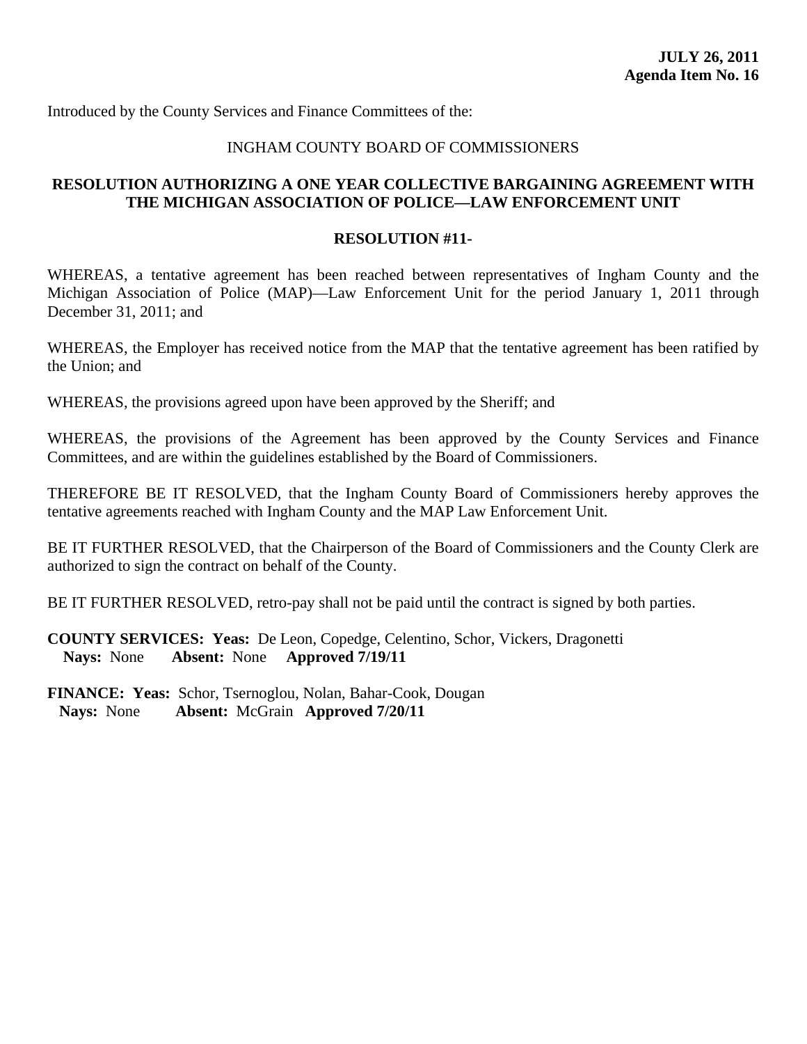**JULY 26, 2011**
**Agenda Item No. 16**

Introduced by the County Services and Finance Committees of the:

INGHAM COUNTY BOARD OF COMMISSIONERS

**RESOLUTION AUTHORIZING A ONE YEAR COLLECTIVE BARGAINING AGREEMENT WITH THE MICHIGAN ASSOCIATION OF POLICE—LAW ENFORCEMENT UNIT**

**RESOLUTION #11-**

WHEREAS, a tentative agreement has been reached between representatives of Ingham County and the Michigan Association of Police (MAP)—Law Enforcement Unit for the period January 1, 2011 through December 31, 2011; and

WHEREAS, the Employer has received notice from the MAP that the tentative agreement has been ratified by the Union; and

WHEREAS, the provisions agreed upon have been approved by the Sheriff; and

WHEREAS, the provisions of the Agreement has been approved by the County Services and Finance Committees, and are within the guidelines established by the Board of Commissioners.

THEREFORE BE IT RESOLVED, that the Ingham County Board of Commissioners hereby approves the tentative agreements reached with Ingham County and the MAP Law Enforcement Unit.

BE IT FURTHER RESOLVED, that the Chairperson of the Board of Commissioners and the County Clerk are authorized to sign the contract on behalf of the County.

BE IT FURTHER RESOLVED, retro-pay shall not be paid until the contract is signed by both parties.

**COUNTY SERVICES: Yeas:** De Leon, Copedge, Celentino, Schor, Vickers, Dragonetti
**Nays:** None **Absent:** None **Approved 7/19/11**

**FINANCE: Yeas:** Schor, Tsernoglou, Nolan, Bahar-Cook, Dougan
**Nays:** None **Absent:** McGrain **Approved 7/20/11**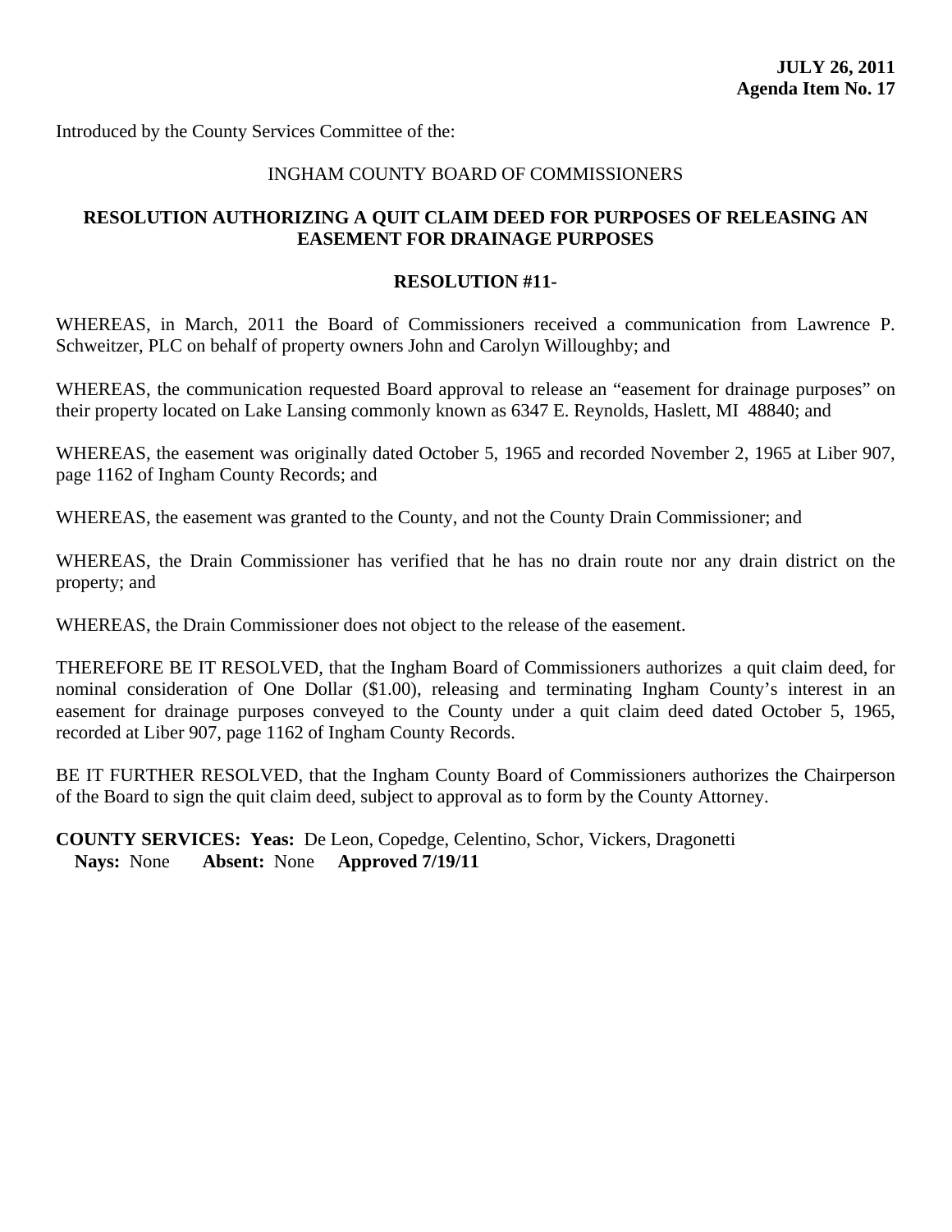**JULY 26, 2011**
**Agenda Item No. 17**

Introduced by the County Services Committee of the:

INGHAM COUNTY BOARD OF COMMISSIONERS

## RESOLUTION AUTHORIZING A QUIT CLAIM DEED FOR PURPOSES OF RELEASING AN EASEMENT FOR DRAINAGE PURPOSES

### RESOLUTION #11-

WHEREAS, in March, 2011 the Board of Commissioners received a communication from Lawrence P. Schweitzer, PLC on behalf of property owners John and Carolyn Willoughby; and

WHEREAS, the communication requested Board approval to release an "easement for drainage purposes" on their property located on Lake Lansing commonly known as 6347 E. Reynolds, Haslett, MI 48840; and

WHEREAS, the easement was originally dated October 5, 1965 and recorded November 2, 1965 at Liber 907, page 1162 of Ingham County Records; and

WHEREAS, the easement was granted to the County, and not the County Drain Commissioner; and

WHEREAS, the Drain Commissioner has verified that he has no drain route nor any drain district on the property; and

WHEREAS, the Drain Commissioner does not object to the release of the easement.

THEREFORE BE IT RESOLVED, that the Ingham Board of Commissioners authorizes a quit claim deed, for nominal consideration of One Dollar ($1.00), releasing and terminating Ingham County's interest in an easement for drainage purposes conveyed to the County under a quit claim deed dated October 5, 1965, recorded at Liber 907, page 1162 of Ingham County Records.

BE IT FURTHER RESOLVED, that the Ingham County Board of Commissioners authorizes the Chairperson of the Board to sign the quit claim deed, subject to approval as to form by the County Attorney.

**COUNTY SERVICES: Yeas:** De Leon, Copedge, Celentino, Schor, Vickers, Dragonetti
**Nays:** None **Absent:** None **Approved 7/19/11**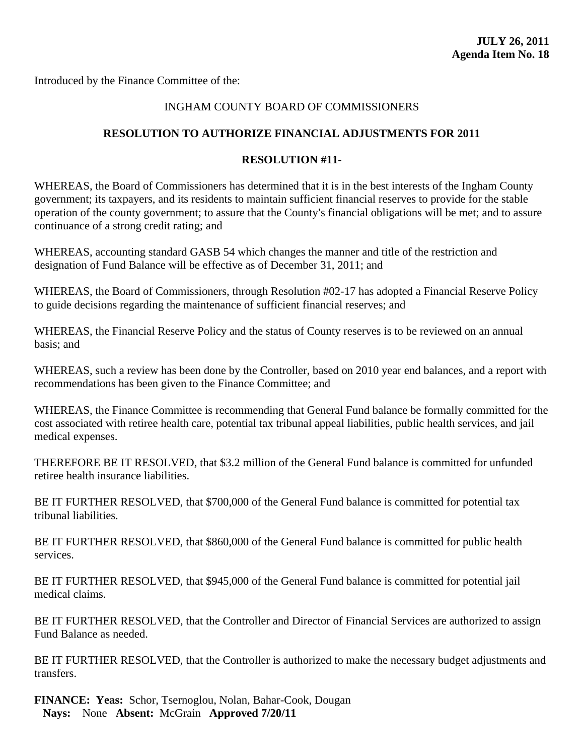**JULY 26, 2011**
**Agenda Item No. 18**

Introduced by the Finance Committee of the:

INGHAM COUNTY BOARD OF COMMISSIONERS

**RESOLUTION TO AUTHORIZE FINANCIAL ADJUSTMENTS FOR 2011**

**RESOLUTION #11-**

WHEREAS, the Board of Commissioners has determined that it is in the best interests of the Ingham County government; its taxpayers, and its residents to maintain sufficient financial reserves to provide for the stable operation of the county government; to assure that the County's financial obligations will be met; and to assure continuance of a strong credit rating; and

WHEREAS, accounting standard GASB 54 which changes the manner and title of the restriction and designation of Fund Balance will be effective as of December 31, 2011; and

WHEREAS, the Board of Commissioners, through Resolution #02-17 has adopted a Financial Reserve Policy to guide decisions regarding the maintenance of sufficient financial reserves; and

WHEREAS, the Financial Reserve Policy and the status of County reserves is to be reviewed on an annual basis; and

WHEREAS, such a review has been done by the Controller, based on 2010 year end balances, and a report with recommendations has been given to the Finance Committee; and

WHEREAS, the Finance Committee is recommending that General Fund balance be formally committed for the cost associated with retiree health care, potential tax tribunal appeal liabilities, public health services, and jail medical expenses.

THEREFORE BE IT RESOLVED, that $3.2 million of the General Fund balance is committed for unfunded retiree health insurance liabilities.

BE IT FURTHER RESOLVED, that $700,000 of the General Fund balance is committed for potential tax tribunal liabilities.

BE IT FURTHER RESOLVED, that $860,000 of the General Fund balance is committed for public health services.

BE IT FURTHER RESOLVED, that $945,000 of the General Fund balance is committed for potential jail medical claims.

BE IT FURTHER RESOLVED, that the Controller and Director of Financial Services are authorized to assign Fund Balance as needed.

BE IT FURTHER RESOLVED, that the Controller is authorized to make the necessary budget adjustments and transfers.

**FINANCE: Yeas:** Schor, Tsernoglou, Nolan, Bahar-Cook, Dougan
**Nays:** None **Absent:** McGrain **Approved 7/20/11**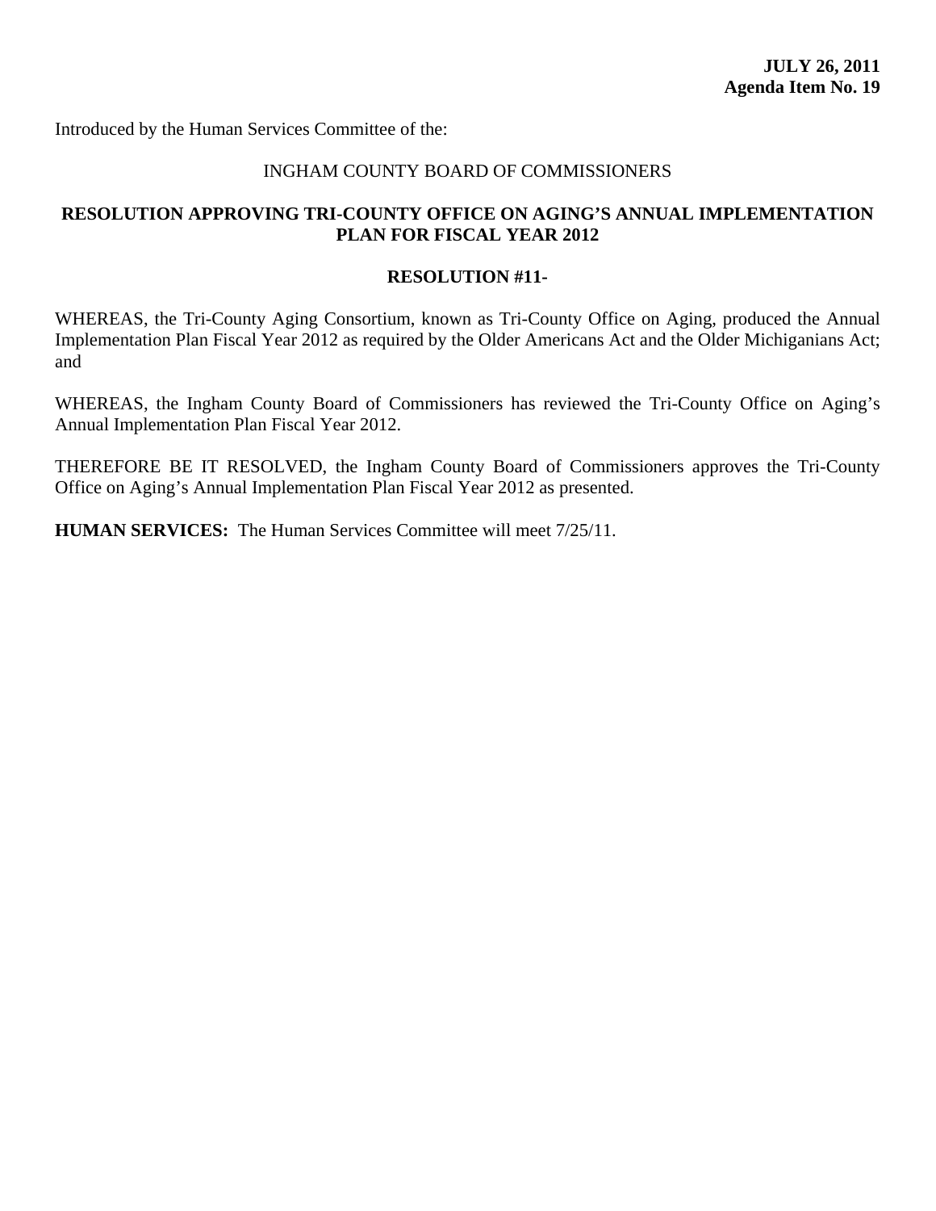**JULY 26, 2011**
**Agenda Item No. 19**

Introduced by the Human Services Committee of the:

INGHAM COUNTY BOARD OF COMMISSIONERS

## RESOLUTION APPROVING TRI-COUNTY OFFICE ON AGING'S ANNUAL IMPLEMENTATION PLAN FOR FISCAL YEAR 2012

### RESOLUTION #11-

WHEREAS, the Tri-County Aging Consortium, known as Tri-County Office on Aging, produced the Annual Implementation Plan Fiscal Year 2012 as required by the Older Americans Act and the Older Michiganians Act; and

WHEREAS, the Ingham County Board of Commissioners has reviewed the Tri-County Office on Aging's Annual Implementation Plan Fiscal Year 2012.

THEREFORE BE IT RESOLVED, the Ingham County Board of Commissioners approves the Tri-County Office on Aging's Annual Implementation Plan Fiscal Year 2012 as presented.

**HUMAN SERVICES:** The Human Services Committee will meet 7/25/11.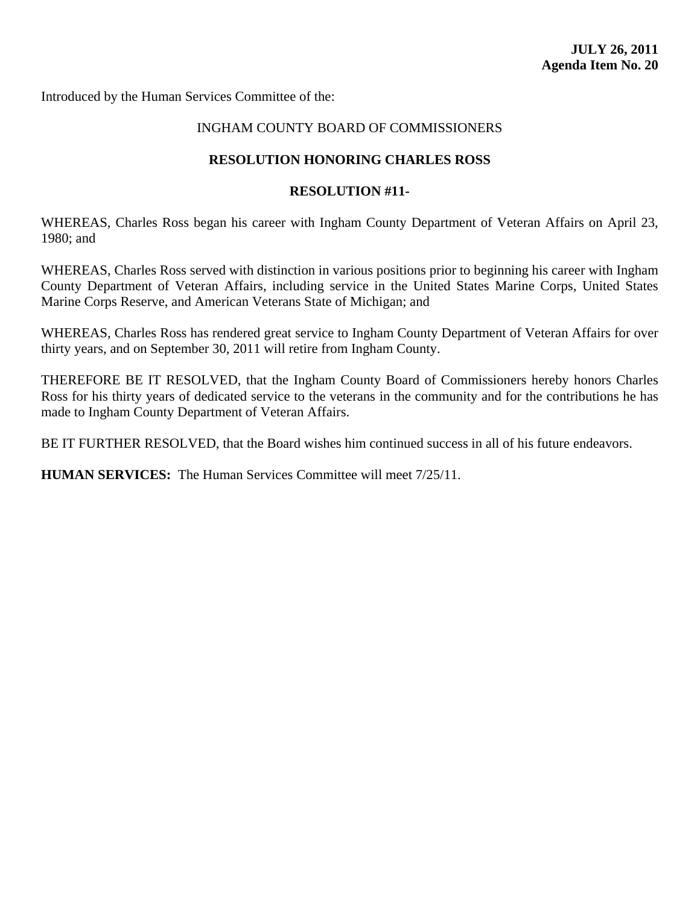**JULY 26, 2011**
**Agenda Item No. 20**

Introduced by the Human Services Committee of the:

INGHAM COUNTY BOARD OF COMMISSIONERS

**RESOLUTION HONORING CHARLES ROSS**

**RESOLUTION #11-**

WHEREAS, Charles Ross began his career with Ingham County Department of Veteran Affairs on April 23, 1980; and

WHEREAS, Charles Ross served with distinction in various positions prior to beginning his career with Ingham County Department of Veteran Affairs, including service in the United States Marine Corps, United States Marine Corps Reserve, and American Veterans State of Michigan; and

WHEREAS, Charles Ross has rendered great service to Ingham County Department of Veteran Affairs for over thirty years, and on September 30, 2011 will retire from Ingham County.

THEREFORE BE IT RESOLVED, that the Ingham County Board of Commissioners hereby honors Charles Ross for his thirty years of dedicated service to the veterans in the community and for the contributions he has made to Ingham County Department of Veteran Affairs.

BE IT FURTHER RESOLVED, that the Board wishes him continued success in all of his future endeavors.

**HUMAN SERVICES:** The Human Services Committee will meet 7/25/11.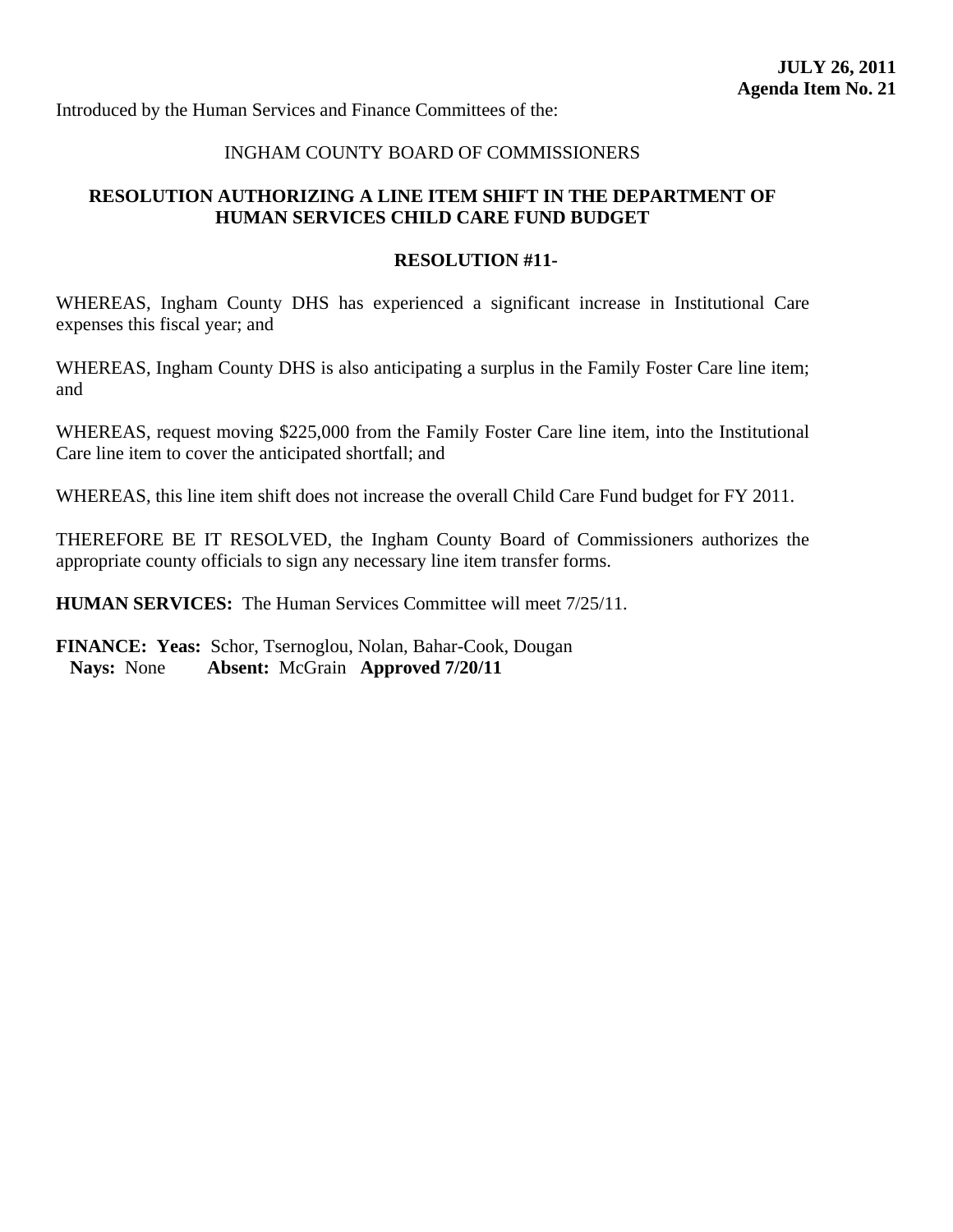**JULY 26, 2011**
**Agenda Item No. 21**

Introduced by the Human Services and Finance Committees of the:

INGHAM COUNTY BOARD OF COMMISSIONERS

## RESOLUTION AUTHORIZING A LINE ITEM SHIFT IN THE DEPARTMENT OF HUMAN SERVICES CHILD CARE FUND BUDGET

**RESOLUTION #11-**

WHEREAS, Ingham County DHS has experienced a significant increase in Institutional Care expenses this fiscal year; and

WHEREAS, Ingham County DHS is also anticipating a surplus in the Family Foster Care line item; and

WHEREAS, request moving $225,000 from the Family Foster Care line item, into the Institutional Care line item to cover the anticipated shortfall; and

WHEREAS, this line item shift does not increase the overall Child Care Fund budget for FY 2011.

THEREFORE BE IT RESOLVED, the Ingham County Board of Commissioners authorizes the appropriate county officials to sign any necessary line item transfer forms.

**HUMAN SERVICES:** The Human Services Committee will meet 7/25/11.

**FINANCE: Yeas:** Schor, Tsernoglou, Nolan, Bahar-Cook, Dougan
**Nays:** None **Absent:** McGrain **Approved 7/20/11**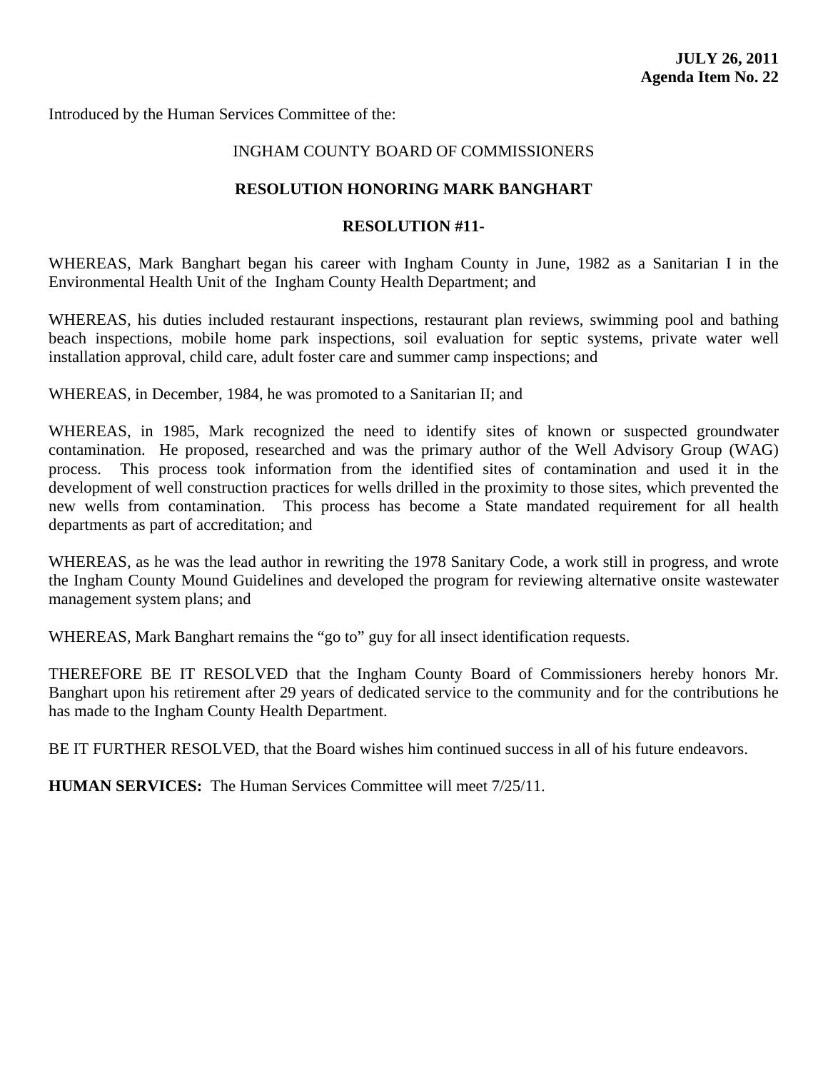**JULY 26, 2011**
**Agenda Item No. 22**

Introduced by the Human Services Committee of the:

INGHAM COUNTY BOARD OF COMMISSIONERS

**RESOLUTION HONORING MARK BANGHART**

**RESOLUTION #11-**

WHEREAS, Mark Banghart began his career with Ingham County in June, 1982 as a Sanitarian I in the Environmental Health Unit of the Ingham County Health Department; and

WHEREAS, his duties included restaurant inspections, restaurant plan reviews, swimming pool and bathing beach inspections, mobile home park inspections, soil evaluation for septic systems, private water well installation approval, child care, adult foster care and summer camp inspections; and

WHEREAS, in December, 1984, he was promoted to a Sanitarian II; and

WHEREAS, in 1985, Mark recognized the need to identify sites of known or suspected groundwater contamination. He proposed, researched and was the primary author of the Well Advisory Group (WAG) process. This process took information from the identified sites of contamination and used it in the development of well construction practices for wells drilled in the proximity to those sites, which prevented the new wells from contamination. This process has become a State mandated requirement for all health departments as part of accreditation; and

WHEREAS, as he was the lead author in rewriting the 1978 Sanitary Code, a work still in progress, and wrote the Ingham County Mound Guidelines and developed the program for reviewing alternative onsite wastewater management system plans; and

WHEREAS, Mark Banghart remains the "go to" guy for all insect identification requests.

THEREFORE BE IT RESOLVED that the Ingham County Board of Commissioners hereby honors Mr. Banghart upon his retirement after 29 years of dedicated service to the community and for the contributions he has made to the Ingham County Health Department.

BE IT FURTHER RESOLVED, that the Board wishes him continued success in all of his future endeavors.

**HUMAN SERVICES:** The Human Services Committee will meet 7/25/11.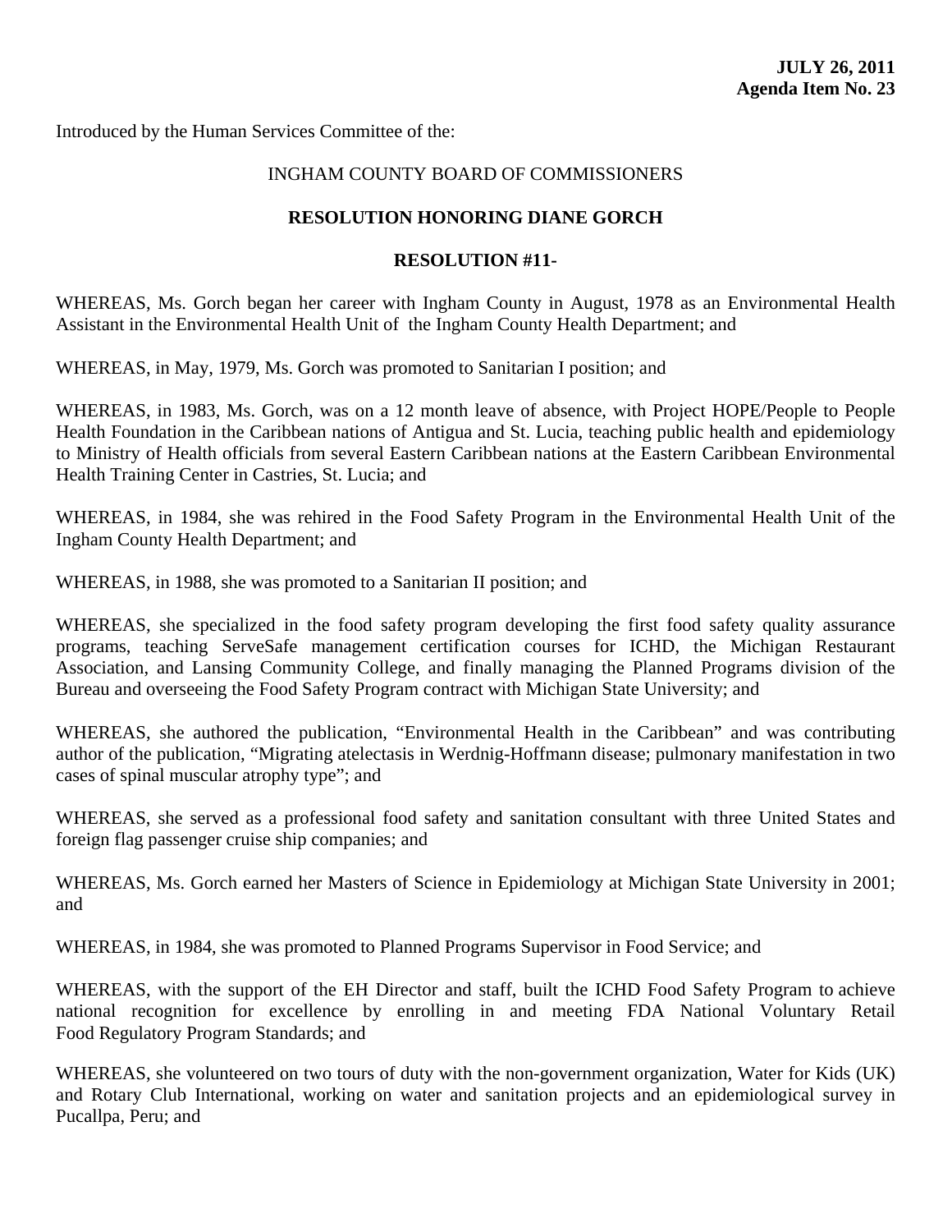**JULY 26, 2011**
**Agenda Item No. 23**

Introduced by the Human Services Committee of the:

INGHAM COUNTY BOARD OF COMMISSIONERS

**RESOLUTION HONORING DIANE GORCH**

**RESOLUTION #11-**

WHEREAS, Ms. Gorch began her career with Ingham County in August, 1978 as an Environmental Health Assistant in the Environmental Health Unit of the Ingham County Health Department; and

WHEREAS, in May, 1979, Ms. Gorch was promoted to Sanitarian I position; and

WHEREAS, in 1983, Ms. Gorch, was on a 12 month leave of absence, with Project HOPE/People to People Health Foundation in the Caribbean nations of Antigua and St. Lucia, teaching public health and epidemiology to Ministry of Health officials from several Eastern Caribbean nations at the Eastern Caribbean Environmental Health Training Center in Castries, St. Lucia; and

WHEREAS, in 1984, she was rehired in the Food Safety Program in the Environmental Health Unit of the Ingham County Health Department; and

WHEREAS, in 1988, she was promoted to a Sanitarian II position; and

WHEREAS, she specialized in the food safety program developing the first food safety quality assurance programs, teaching ServeSafe management certification courses for ICHD, the Michigan Restaurant Association, and Lansing Community College, and finally managing the Planned Programs division of the Bureau and overseeing the Food Safety Program contract with Michigan State University; and

WHEREAS, she authored the publication, "Environmental Health in the Caribbean" and was contributing author of the publication, "Migrating atelectasis in Werdnig-Hoffmann disease; pulmonary manifestation in two cases of spinal muscular atrophy type"; and

WHEREAS, she served as a professional food safety and sanitation consultant with three United States and foreign flag passenger cruise ship companies; and

WHEREAS, Ms. Gorch earned her Masters of Science in Epidemiology at Michigan State University in 2001; and

WHEREAS, in 1984, she was promoted to Planned Programs Supervisor in Food Service; and

WHEREAS, with the support of the EH Director and staff, built the ICHD Food Safety Program to achieve national recognition for excellence by enrolling in and meeting FDA National Voluntary Retail Food Regulatory Program Standards; and

WHEREAS, she volunteered on two tours of duty with the non-government organization, Water for Kids (UK) and Rotary Club International, working on water and sanitation projects and an epidemiological survey in Pucallpa, Peru; and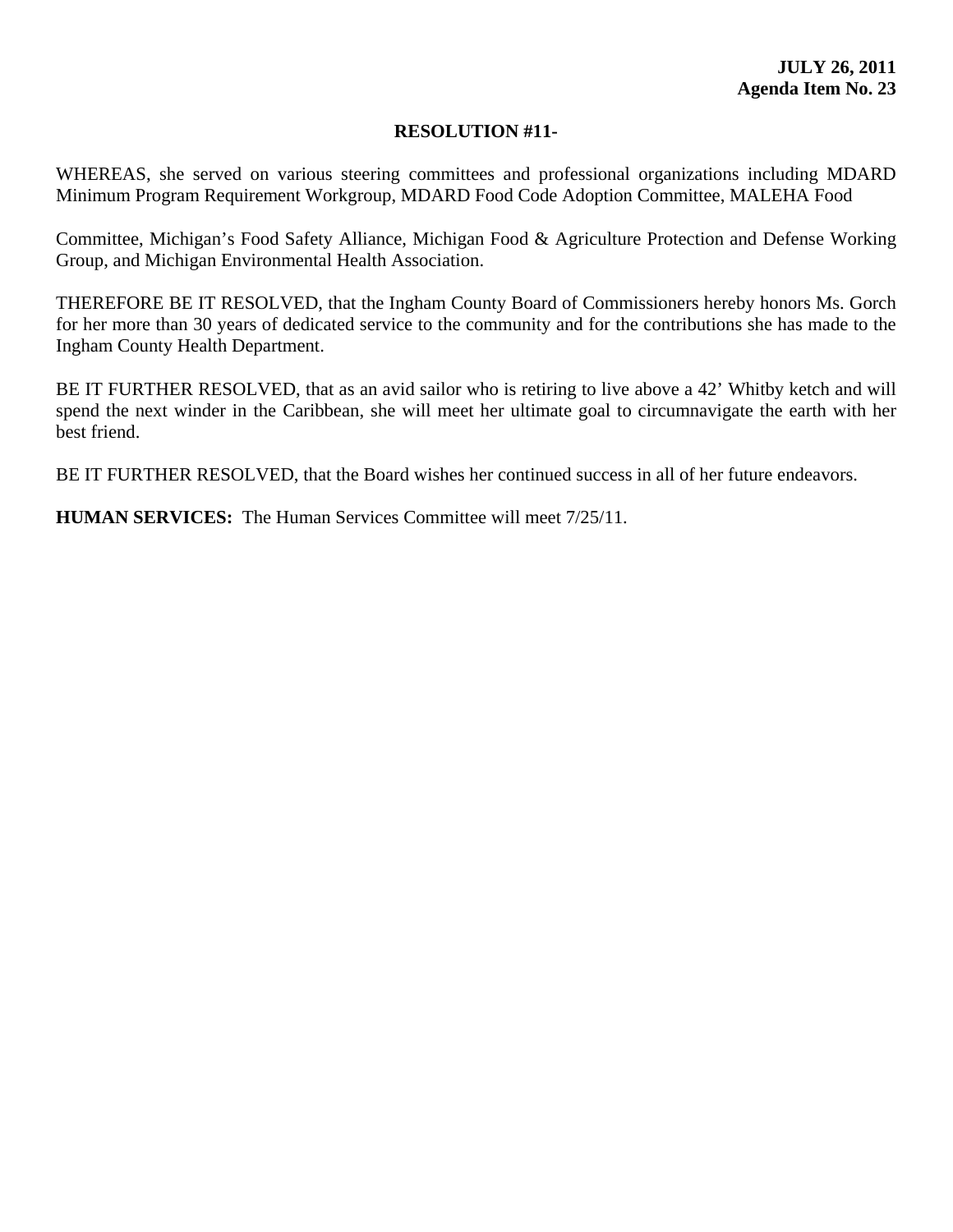**JULY 26, 2011**
**Agenda Item No. 23**

**RESOLUTION #11-**

WHEREAS, she served on various steering committees and professional organizations including MDARD Minimum Program Requirement Workgroup, MDARD Food Code Adoption Committee, MALEHA Food

Committee, Michigan's Food Safety Alliance, Michigan Food & Agriculture Protection and Defense Working Group, and Michigan Environmental Health Association.

THEREFORE BE IT RESOLVED, that the Ingham County Board of Commissioners hereby honors Ms. Gorch for her more than 30 years of dedicated service to the community and for the contributions she has made to the Ingham County Health Department.

BE IT FURTHER RESOLVED, that as an avid sailor who is retiring to live above a 42' Whitby ketch and will spend the next winder in the Caribbean, she will meet her ultimate goal to circumnavigate the earth with her best friend.

BE IT FURTHER RESOLVED, that the Board wishes her continued success in all of her future endeavors.

**HUMAN SERVICES:** The Human Services Committee will meet 7/25/11.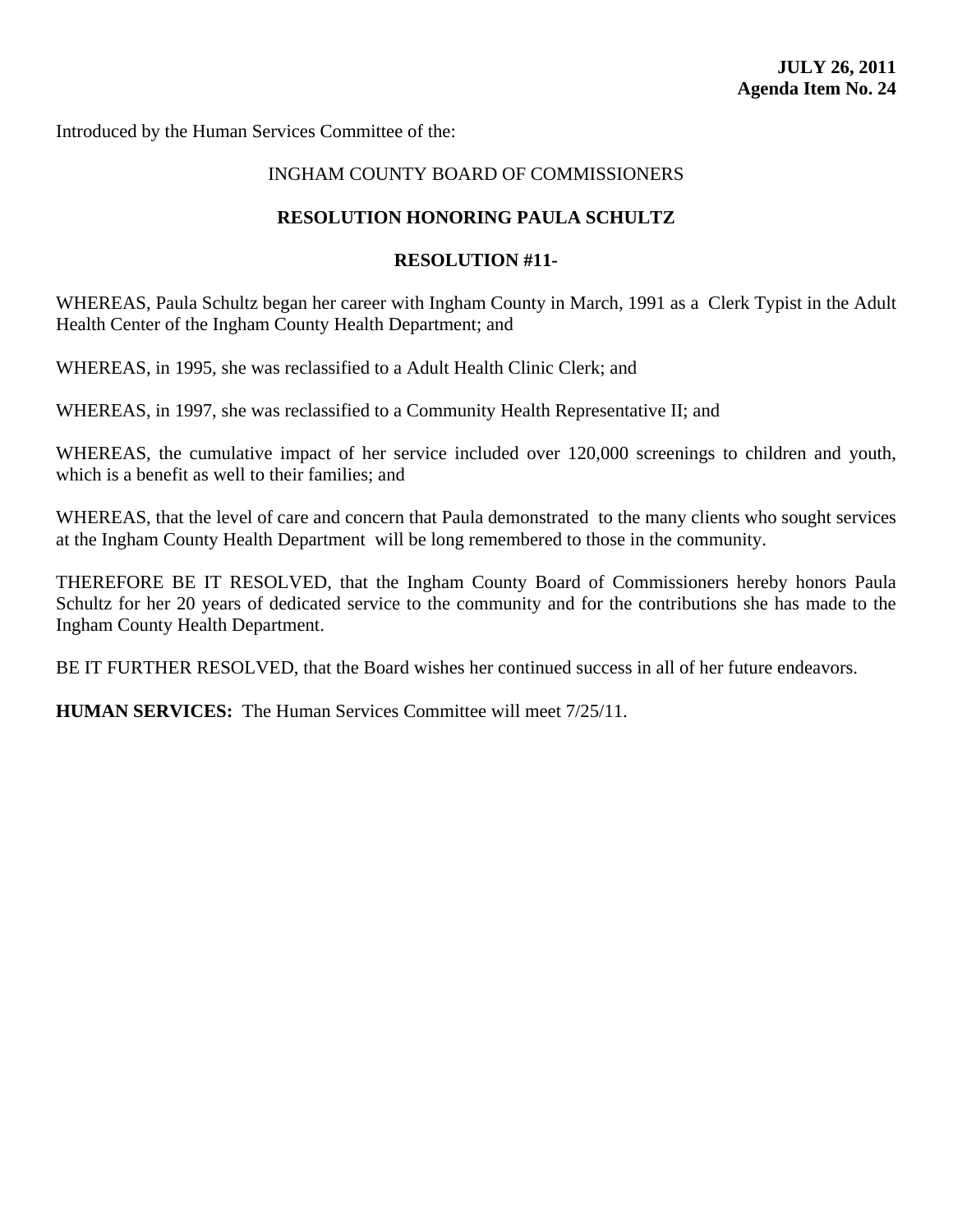**JULY 26, 2011**
**Agenda Item No. 24**

Introduced by the Human Services Committee of the:

INGHAM COUNTY BOARD OF COMMISSIONERS

**RESOLUTION HONORING PAULA SCHULTZ**

**RESOLUTION #11-**

WHEREAS, Paula Schultz began her career with Ingham County in March, 1991 as a Clerk Typist in the Adult Health Center of the Ingham County Health Department; and

WHEREAS, in 1995, she was reclassified to a Adult Health Clinic Clerk; and

WHEREAS, in 1997, she was reclassified to a Community Health Representative II; and

WHEREAS, the cumulative impact of her service included over 120,000 screenings to children and youth, which is a benefit as well to their families; and

WHEREAS, that the level of care and concern that Paula demonstrated to the many clients who sought services at the Ingham County Health Department will be long remembered to those in the community.

THEREFORE BE IT RESOLVED, that the Ingham County Board of Commissioners hereby honors Paula Schultz for her 20 years of dedicated service to the community and for the contributions she has made to the Ingham County Health Department.

BE IT FURTHER RESOLVED, that the Board wishes her continued success in all of her future endeavors.

**HUMAN SERVICES:** The Human Services Committee will meet 7/25/11.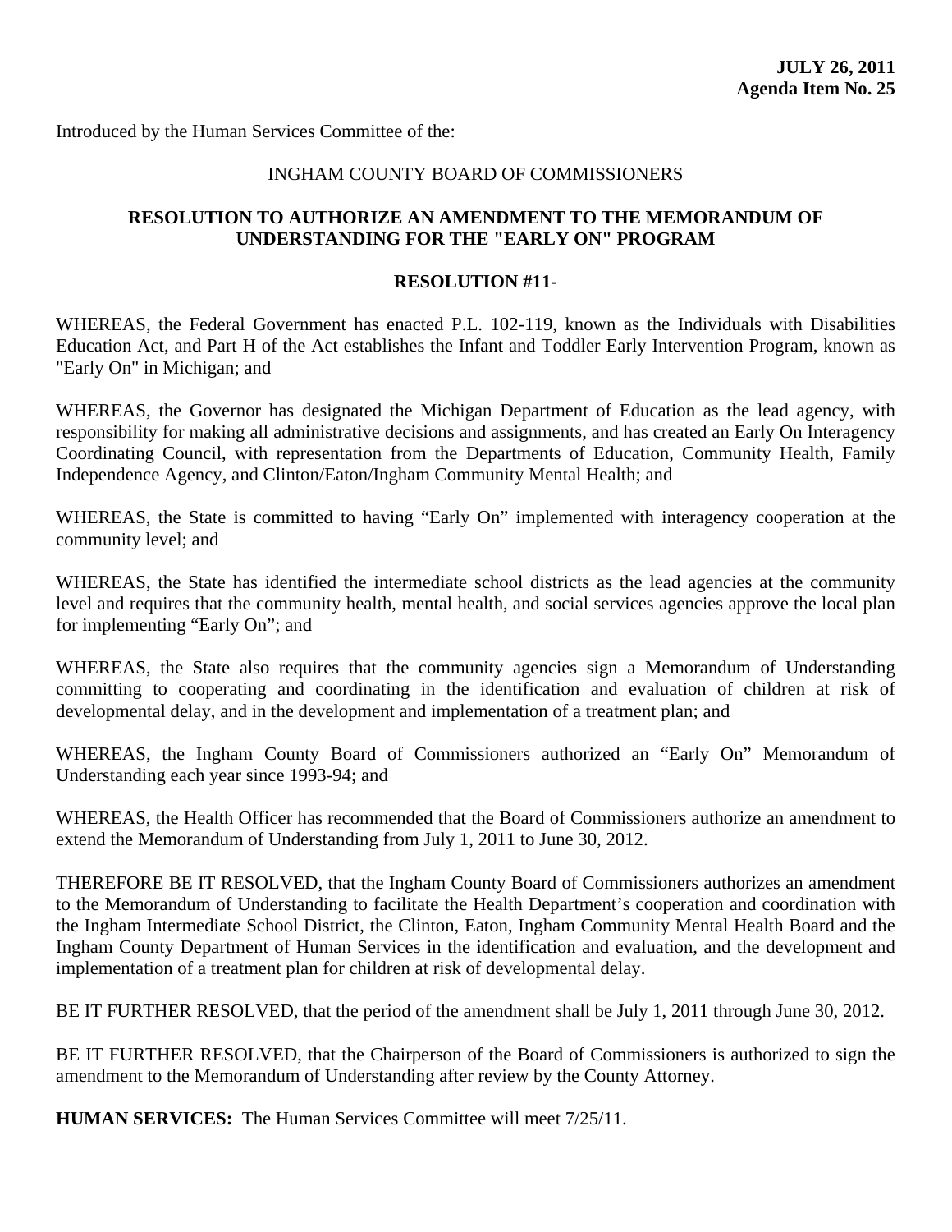**JULY 26, 2011**
**Agenda Item No. 25**

Introduced by the Human Services Committee of the:

INGHAM COUNTY BOARD OF COMMISSIONERS

## RESOLUTION TO AUTHORIZE AN AMENDMENT TO THE MEMORANDUM OF UNDERSTANDING FOR THE "EARLY ON" PROGRAM

**RESOLUTION #11-**

WHEREAS, the Federal Government has enacted P.L. 102-119, known as the Individuals with Disabilities Education Act, and Part H of the Act establishes the Infant and Toddler Early Intervention Program, known as "Early On" in Michigan; and

WHEREAS, the Governor has designated the Michigan Department of Education as the lead agency, with responsibility for making all administrative decisions and assignments, and has created an Early On Interagency Coordinating Council, with representation from the Departments of Education, Community Health, Family Independence Agency, and Clinton/Eaton/Ingham Community Mental Health; and

WHEREAS, the State is committed to having "Early On" implemented with interagency cooperation at the community level; and

WHEREAS, the State has identified the intermediate school districts as the lead agencies at the community level and requires that the community health, mental health, and social services agencies approve the local plan for implementing "Early On"; and

WHEREAS, the State also requires that the community agencies sign a Memorandum of Understanding committing to cooperating and coordinating in the identification and evaluation of children at risk of developmental delay, and in the development and implementation of a treatment plan; and

WHEREAS, the Ingham County Board of Commissioners authorized an "Early On" Memorandum of Understanding each year since 1993-94; and

WHEREAS, the Health Officer has recommended that the Board of Commissioners authorize an amendment to extend the Memorandum of Understanding from July 1, 2011 to June 30, 2012.

THEREFORE BE IT RESOLVED, that the Ingham County Board of Commissioners authorizes an amendment to the Memorandum of Understanding to facilitate the Health Department's cooperation and coordination with the Ingham Intermediate School District, the Clinton, Eaton, Ingham Community Mental Health Board and the Ingham County Department of Human Services in the identification and evaluation, and the development and implementation of a treatment plan for children at risk of developmental delay.

BE IT FURTHER RESOLVED, that the period of the amendment shall be July 1, 2011 through June 30, 2012.

BE IT FURTHER RESOLVED, that the Chairperson of the Board of Commissioners is authorized to sign the amendment to the Memorandum of Understanding after review by the County Attorney.

**HUMAN SERVICES:** The Human Services Committee will meet 7/25/11.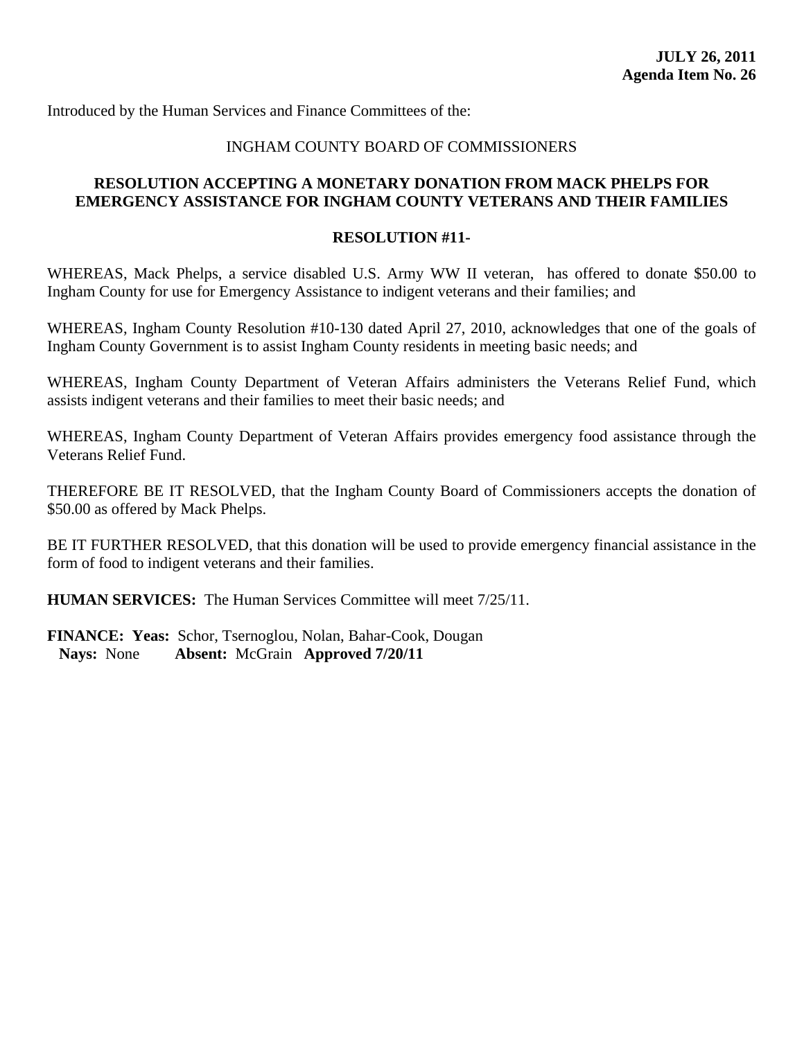**JULY 26, 2011**
**Agenda Item No. 26**

Introduced by the Human Services and Finance Committees of the:

INGHAM COUNTY BOARD OF COMMISSIONERS

**RESOLUTION ACCEPTING A MONETARY DONATION FROM MACK PHELPS FOR EMERGENCY ASSISTANCE FOR INGHAM COUNTY VETERANS AND THEIR FAMILIES**

**RESOLUTION #11-**

WHEREAS, Mack Phelps, a service disabled U.S. Army WW II veteran, has offered to donate $50.00 to Ingham County for use for Emergency Assistance to indigent veterans and their families; and

WHEREAS, Ingham County Resolution #10-130 dated April 27, 2010, acknowledges that one of the goals of Ingham County Government is to assist Ingham County residents in meeting basic needs; and

WHEREAS, Ingham County Department of Veteran Affairs administers the Veterans Relief Fund, which assists indigent veterans and their families to meet their basic needs; and

WHEREAS, Ingham County Department of Veteran Affairs provides emergency food assistance through the Veterans Relief Fund.

THEREFORE BE IT RESOLVED, that the Ingham County Board of Commissioners accepts the donation of $50.00 as offered by Mack Phelps.

BE IT FURTHER RESOLVED, that this donation will be used to provide emergency financial assistance in the form of food to indigent veterans and their families.

**HUMAN SERVICES:** The Human Services Committee will meet 7/25/11.

**FINANCE: Yeas:** Schor, Tsernoglou, Nolan, Bahar-Cook, Dougan
**Nays:** None **Absent:** McGrain **Approved 7/20/11**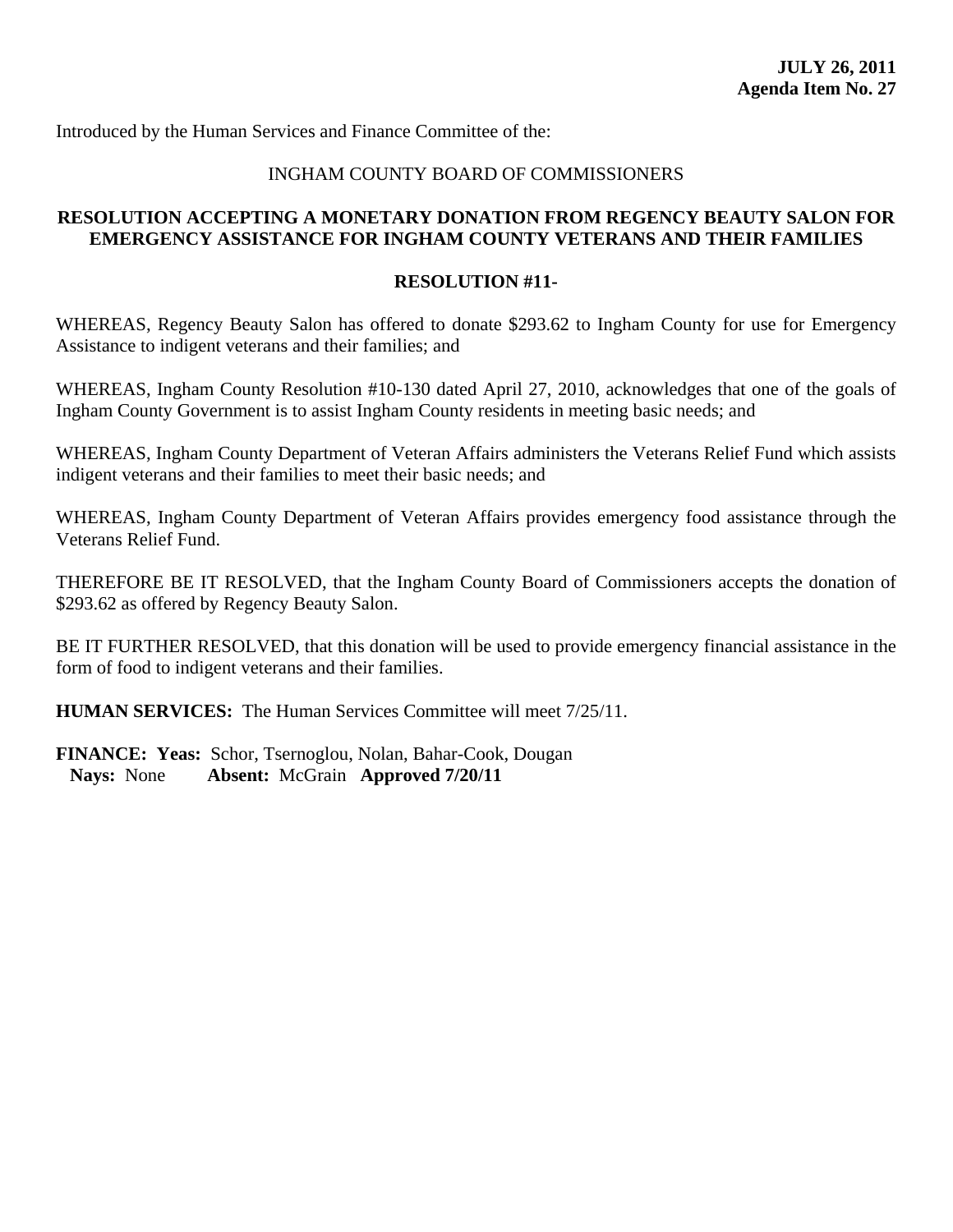**JULY 26, 2011**
**Agenda Item No. 27**

Introduced by the Human Services and Finance Committee of the:

INGHAM COUNTY BOARD OF COMMISSIONERS

**RESOLUTION ACCEPTING A MONETARY DONATION FROM REGENCY BEAUTY SALON FOR EMERGENCY ASSISTANCE FOR INGHAM COUNTY VETERANS AND THEIR FAMILIES**

**RESOLUTION #11-**

WHEREAS, Regency Beauty Salon has offered to donate $293.62 to Ingham County for use for Emergency Assistance to indigent veterans and their families; and

WHEREAS, Ingham County Resolution #10-130 dated April 27, 2010, acknowledges that one of the goals of Ingham County Government is to assist Ingham County residents in meeting basic needs; and

WHEREAS, Ingham County Department of Veteran Affairs administers the Veterans Relief Fund which assists indigent veterans and their families to meet their basic needs; and

WHEREAS, Ingham County Department of Veteran Affairs provides emergency food assistance through the Veterans Relief Fund.

THEREFORE BE IT RESOLVED, that the Ingham County Board of Commissioners accepts the donation of $293.62 as offered by Regency Beauty Salon.

BE IT FURTHER RESOLVED, that this donation will be used to provide emergency financial assistance in the form of food to indigent veterans and their families.

**HUMAN SERVICES:** The Human Services Committee will meet 7/25/11.

**FINANCE: Yeas:** Schor, Tsernoglou, Nolan, Bahar-Cook, Dougan
**Nays:** None **Absent:** McGrain **Approved 7/20/11**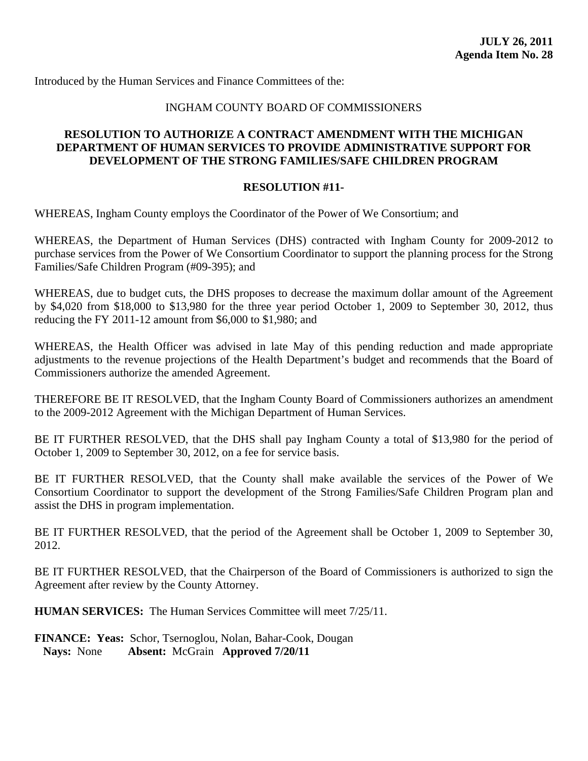**JULY 26, 2011**
**Agenda Item No. 28**

Introduced by the Human Services and Finance Committees of the:

INGHAM COUNTY BOARD OF COMMISSIONERS

## RESOLUTION TO AUTHORIZE A CONTRACT AMENDMENT WITH THE MICHIGAN DEPARTMENT OF HUMAN SERVICES TO PROVIDE ADMINISTRATIVE SUPPORT FOR DEVELOPMENT OF THE STRONG FAMILIES/SAFE CHILDREN PROGRAM

**RESOLUTION #11-**

WHEREAS, Ingham County employs the Coordinator of the Power of We Consortium; and

WHEREAS, the Department of Human Services (DHS) contracted with Ingham County for 2009-2012 to purchase services from the Power of We Consortium Coordinator to support the planning process for the Strong Families/Safe Children Program (#09-395); and

WHEREAS, due to budget cuts, the DHS proposes to decrease the maximum dollar amount of the Agreement by $4,020 from $18,000 to $13,980 for the three year period October 1, 2009 to September 30, 2012, thus reducing the FY 2011-12 amount from $6,000 to $1,980; and

WHEREAS, the Health Officer was advised in late May of this pending reduction and made appropriate adjustments to the revenue projections of the Health Department's budget and recommends that the Board of Commissioners authorize the amended Agreement.

THEREFORE BE IT RESOLVED, that the Ingham County Board of Commissioners authorizes an amendment to the 2009-2012 Agreement with the Michigan Department of Human Services.

BE IT FURTHER RESOLVED, that the DHS shall pay Ingham County a total of $13,980 for the period of October 1, 2009 to September 30, 2012, on a fee for service basis.

BE IT FURTHER RESOLVED, that the County shall make available the services of the Power of We Consortium Coordinator to support the development of the Strong Families/Safe Children Program plan and assist the DHS in program implementation.

BE IT FURTHER RESOLVED, that the period of the Agreement shall be October 1, 2009 to September 30, 2012.

BE IT FURTHER RESOLVED, that the Chairperson of the Board of Commissioners is authorized to sign the Agreement after review by the County Attorney.

**HUMAN SERVICES:** The Human Services Committee will meet 7/25/11.

**FINANCE: Yeas:** Schor, Tsernoglou, Nolan, Bahar-Cook, Dougan
**Nays:** None **Absent:** McGrain **Approved 7/20/11**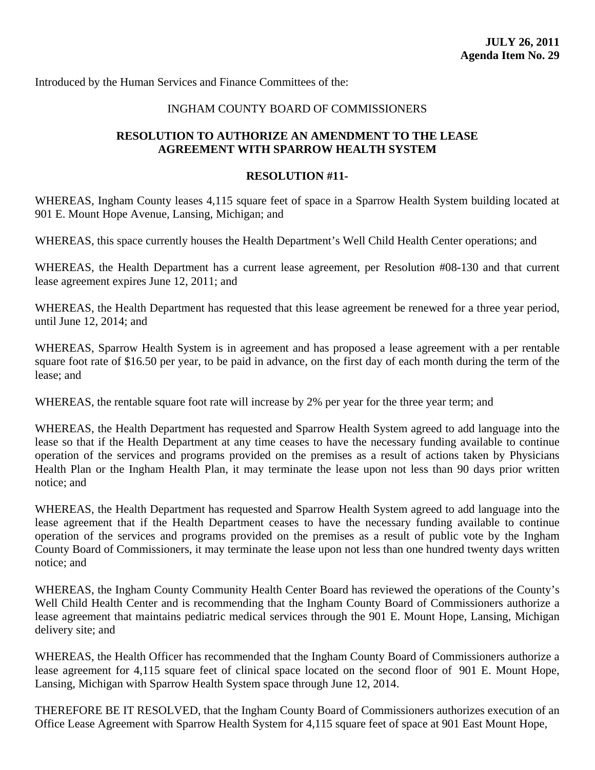**JULY 26, 2011**
**Agenda Item No. 29**

Introduced by the Human Services and Finance Committees of the:

INGHAM COUNTY BOARD OF COMMISSIONERS

**RESOLUTION TO AUTHORIZE AN AMENDMENT TO THE LEASE AGREEMENT WITH SPARROW HEALTH SYSTEM**

**RESOLUTION #11-**

WHEREAS, Ingham County leases 4,115 square feet of space in a Sparrow Health System building located at 901 E. Mount Hope Avenue, Lansing, Michigan; and

WHEREAS, this space currently houses the Health Department's Well Child Health Center operations; and

WHEREAS, the Health Department has a current lease agreement, per Resolution #08-130 and that current lease agreement expires June 12, 2011; and

WHEREAS, the Health Department has requested that this lease agreement be renewed for a three year period, until June 12, 2014; and

WHEREAS, Sparrow Health System is in agreement and has proposed a lease agreement with a per rentable square foot rate of $16.50 per year, to be paid in advance, on the first day of each month during the term of the lease; and

WHEREAS, the rentable square foot rate will increase by 2% per year for the three year term; and

WHEREAS, the Health Department has requested and Sparrow Health System agreed to add language into the lease so that if the Health Department at any time ceases to have the necessary funding available to continue operation of the services and programs provided on the premises as a result of actions taken by Physicians Health Plan or the Ingham Health Plan, it may terminate the lease upon not less than 90 days prior written notice; and

WHEREAS, the Health Department has requested and Sparrow Health System agreed to add language into the lease agreement that if the Health Department ceases to have the necessary funding available to continue operation of the services and programs provided on the premises as a result of public vote by the Ingham County Board of Commissioners, it may terminate the lease upon not less than one hundred twenty days written notice; and

WHEREAS, the Ingham County Community Health Center Board has reviewed the operations of the County's Well Child Health Center and is recommending that the Ingham County Board of Commissioners authorize a lease agreement that maintains pediatric medical services through the 901 E. Mount Hope, Lansing, Michigan delivery site; and

WHEREAS, the Health Officer has recommended that the Ingham County Board of Commissioners authorize a lease agreement for 4,115 square feet of clinical space located on the second floor of 901 E. Mount Hope, Lansing, Michigan with Sparrow Health System space through June 12, 2014.

THEREFORE BE IT RESOLVED, that the Ingham County Board of Commissioners authorizes execution of an Office Lease Agreement with Sparrow Health System for 4,115 square feet of space at 901 East Mount Hope,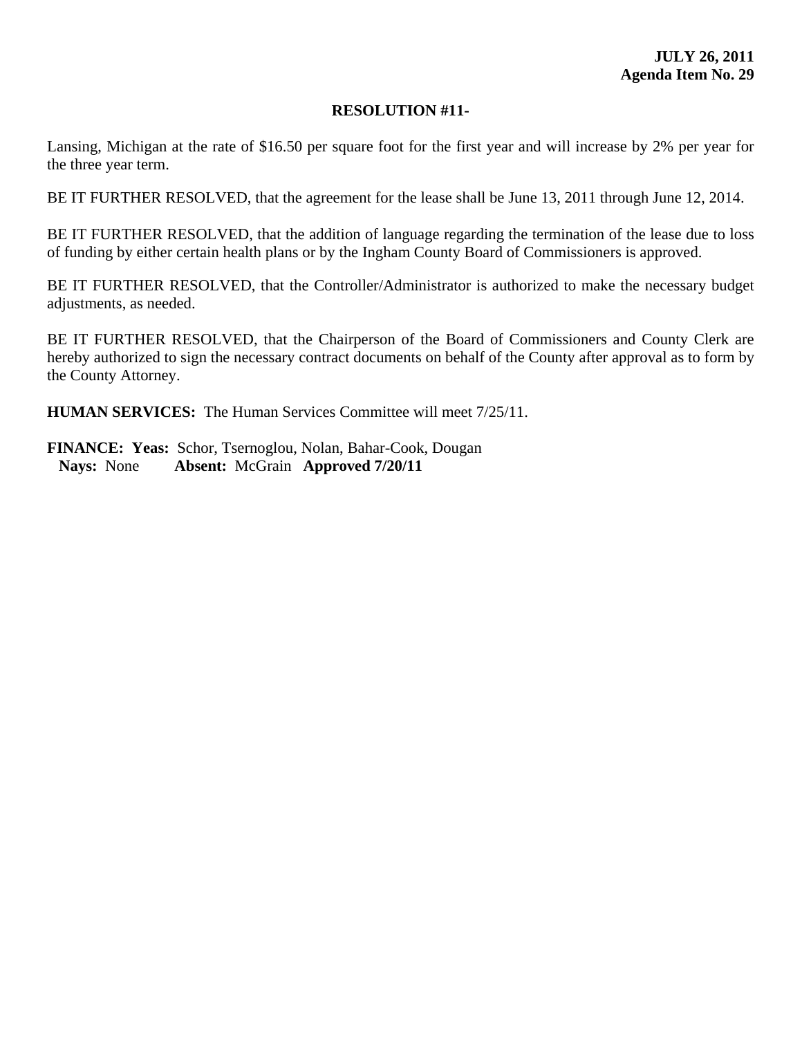**JULY 26, 2011**
**Agenda Item No. 29**

**RESOLUTION #11-**

Lansing, Michigan at the rate of $16.50 per square foot for the first year and will increase by 2% per year for the three year term.

BE IT FURTHER RESOLVED, that the agreement for the lease shall be June 13, 2011 through June 12, 2014.

BE IT FURTHER RESOLVED, that the addition of language regarding the termination of the lease due to loss of funding by either certain health plans or by the Ingham County Board of Commissioners is approved.

BE IT FURTHER RESOLVED, that the Controller/Administrator is authorized to make the necessary budget adjustments, as needed.

BE IT FURTHER RESOLVED, that the Chairperson of the Board of Commissioners and County Clerk are hereby authorized to sign the necessary contract documents on behalf of the County after approval as to form by the County Attorney.

**HUMAN SERVICES:** The Human Services Committee will meet 7/25/11.

**FINANCE: Yeas:** Schor, Tsernoglou, Nolan, Bahar-Cook, Dougan
**Nays:** None **Absent:** McGrain **Approved 7/20/11**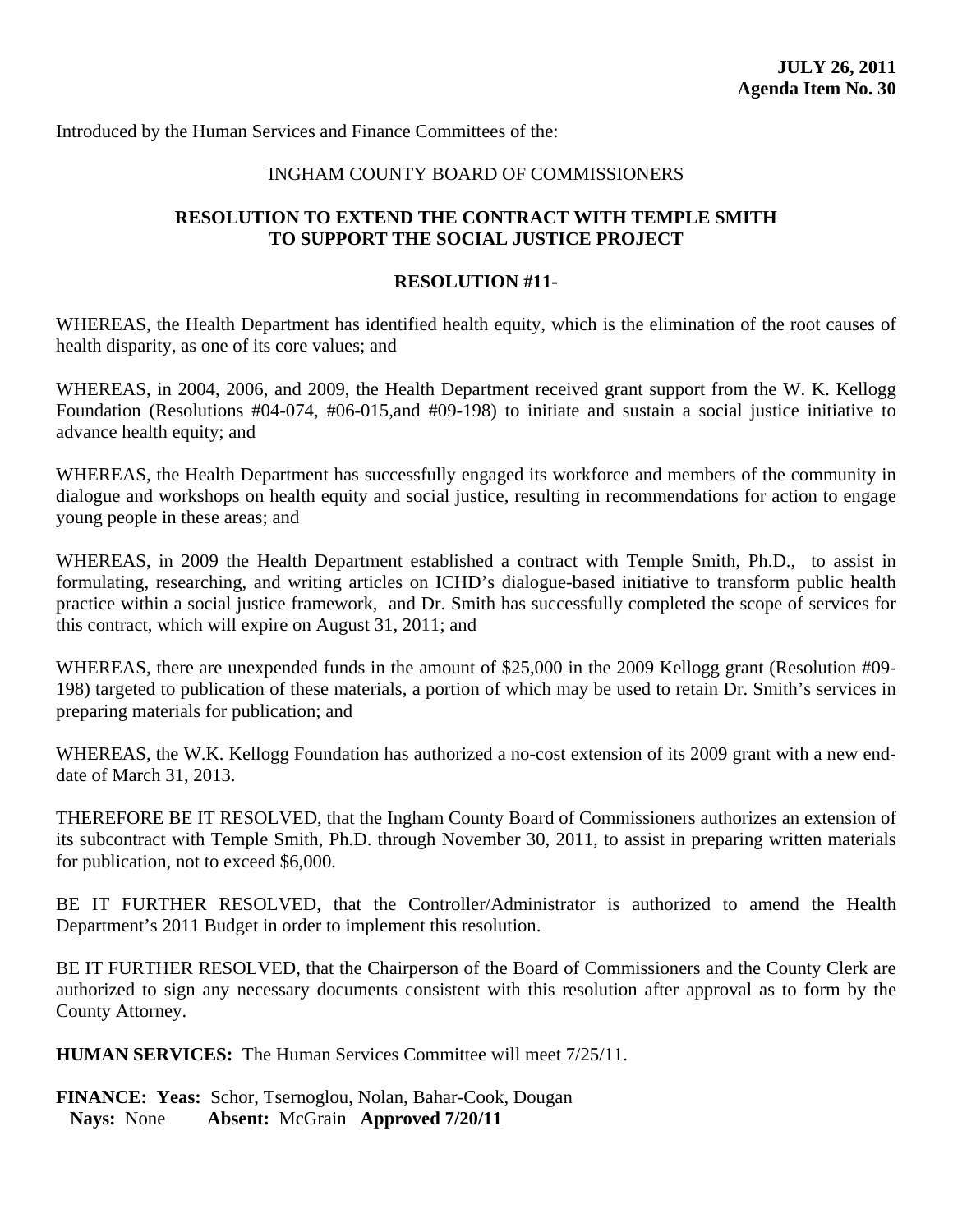**JULY 26, 2011**
**Agenda Item No. 30**

Introduced by the Human Services and Finance Committees of the:

INGHAM COUNTY BOARD OF COMMISSIONERS

**RESOLUTION TO EXTEND THE CONTRACT WITH TEMPLE SMITH TO SUPPORT THE SOCIAL JUSTICE PROJECT**

**RESOLUTION #11-**

WHEREAS, the Health Department has identified health equity, which is the elimination of the root causes of health disparity, as one of its core values; and

WHEREAS, in 2004, 2006, and 2009, the Health Department received grant support from the W. K. Kellogg Foundation (Resolutions #04-074, #06-015,and #09-198) to initiate and sustain a social justice initiative to advance health equity; and

WHEREAS, the Health Department has successfully engaged its workforce and members of the community in dialogue and workshops on health equity and social justice, resulting in recommendations for action to engage young people in these areas; and

WHEREAS, in 2009 the Health Department established a contract with Temple Smith, Ph.D., to assist in formulating, researching, and writing articles on ICHD's dialogue-based initiative to transform public health practice within a social justice framework, and Dr. Smith has successfully completed the scope of services for this contract, which will expire on August 31, 2011; and

WHEREAS, there are unexpended funds in the amount of $25,000 in the 2009 Kellogg grant (Resolution #09-198) targeted to publication of these materials, a portion of which may be used to retain Dr. Smith's services in preparing materials for publication; and

WHEREAS, the W.K. Kellogg Foundation has authorized a no-cost extension of its 2009 grant with a new end-date of March 31, 2013.

THEREFORE BE IT RESOLVED, that the Ingham County Board of Commissioners authorizes an extension of its subcontract with Temple Smith, Ph.D. through November 30, 2011, to assist in preparing written materials for publication, not to exceed $6,000.

BE IT FURTHER RESOLVED, that the Controller/Administrator is authorized to amend the Health Department's 2011 Budget in order to implement this resolution.

BE IT FURTHER RESOLVED, that the Chairperson of the Board of Commissioners and the County Clerk are authorized to sign any necessary documents consistent with this resolution after approval as to form by the County Attorney.

**HUMAN SERVICES:** The Human Services Committee will meet 7/25/11.

**FINANCE:** **Yeas:** Schor, Tsernoglou, Nolan, Bahar-Cook, Dougan
**Nays:** None **Absent:** McGrain **Approved 7/20/11**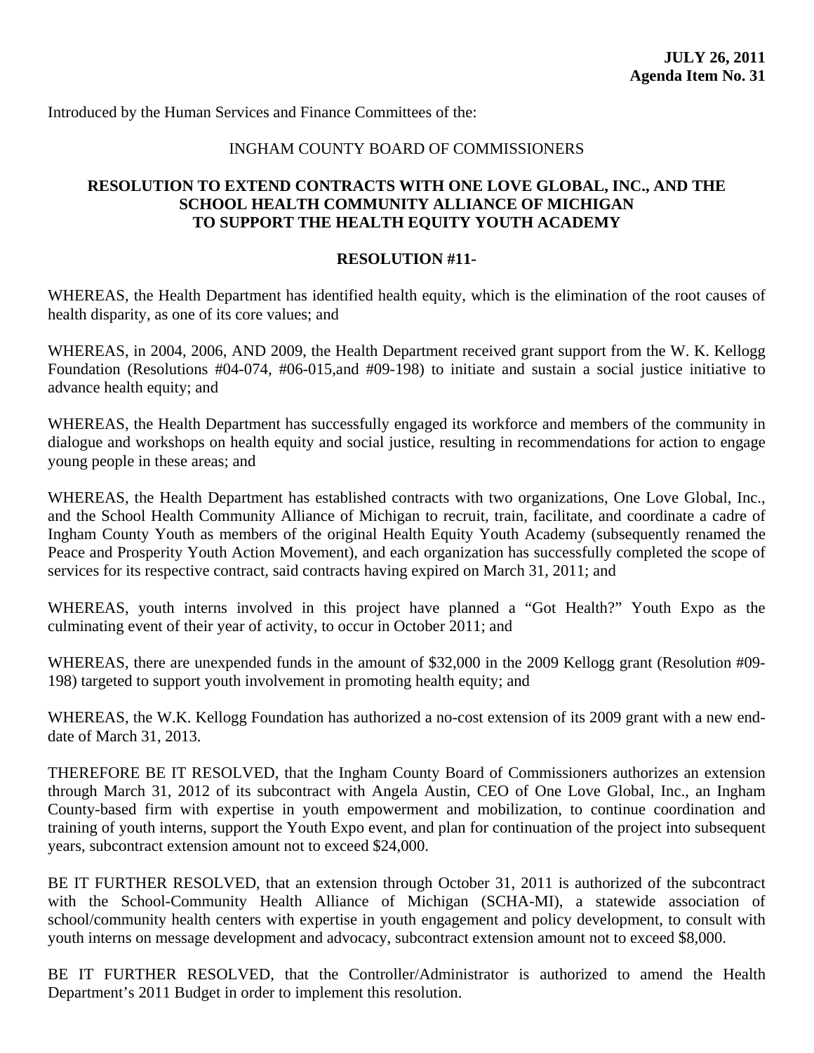**JULY 26, 2011**
**Agenda Item No. 31**

Introduced by the Human Services and Finance Committees of the:

INGHAM COUNTY BOARD OF COMMISSIONERS

**RESOLUTION TO EXTEND CONTRACTS WITH ONE LOVE GLOBAL, INC., AND THE SCHOOL HEALTH COMMUNITY ALLIANCE OF MICHIGAN TO SUPPORT THE HEALTH EQUITY YOUTH ACADEMY**

**RESOLUTION #11-**

WHEREAS, the Health Department has identified health equity, which is the elimination of the root causes of health disparity, as one of its core values; and

WHEREAS, in 2004, 2006, AND 2009, the Health Department received grant support from the W. K. Kellogg Foundation (Resolutions #04-074, #06-015,and #09-198) to initiate and sustain a social justice initiative to advance health equity; and

WHEREAS, the Health Department has successfully engaged its workforce and members of the community in dialogue and workshops on health equity and social justice, resulting in recommendations for action to engage young people in these areas; and

WHEREAS, the Health Department has established contracts with two organizations, One Love Global, Inc., and the School Health Community Alliance of Michigan to recruit, train, facilitate, and coordinate a cadre of Ingham County Youth as members of the original Health Equity Youth Academy (subsequently renamed the Peace and Prosperity Youth Action Movement), and each organization has successfully completed the scope of services for its respective contract, said contracts having expired on March 31, 2011; and

WHEREAS, youth interns involved in this project have planned a "Got Health?" Youth Expo as the culminating event of their year of activity, to occur in October 2011; and

WHEREAS, there are unexpended funds in the amount of $32,000 in the 2009 Kellogg grant (Resolution #09-198) targeted to support youth involvement in promoting health equity; and

WHEREAS, the W.K. Kellogg Foundation has authorized a no-cost extension of its 2009 grant with a new end-date of March 31, 2013.

THEREFORE BE IT RESOLVED, that the Ingham County Board of Commissioners authorizes an extension through March 31, 2012 of its subcontract with Angela Austin, CEO of One Love Global, Inc., an Ingham County-based firm with expertise in youth empowerment and mobilization, to continue coordination and training of youth interns, support the Youth Expo event, and plan for continuation of the project into subsequent years, subcontract extension amount not to exceed $24,000.

BE IT FURTHER RESOLVED, that an extension through October 31, 2011 is authorized of the subcontract with the School-Community Health Alliance of Michigan (SCHA-MI), a statewide association of school/community health centers with expertise in youth engagement and policy development, to consult with youth interns on message development and advocacy, subcontract extension amount not to exceed $8,000.

BE IT FURTHER RESOLVED, that the Controller/Administrator is authorized to amend the Health Department's 2011 Budget in order to implement this resolution.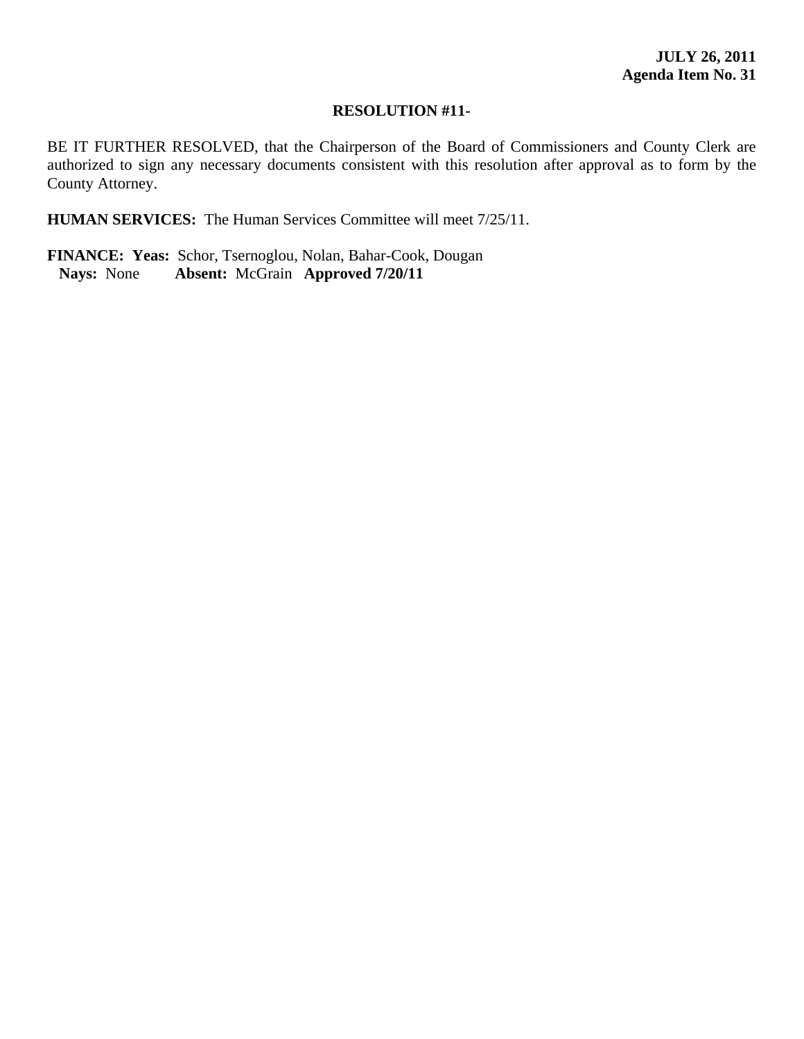**JULY 26, 2011**
**Agenda Item No. 31**

**RESOLUTION #11-**

BE IT FURTHER RESOLVED, that the Chairperson of the Board of Commissioners and County Clerk are authorized to sign any necessary documents consistent with this resolution after approval as to form by the County Attorney.

**HUMAN SERVICES:** The Human Services Committee will meet 7/25/11.

**FINANCE: Yeas:** Schor, Tsernoglou, Nolan, Bahar-Cook, Dougan
**Nays:** None **Absent:** McGrain **Approved 7/20/11**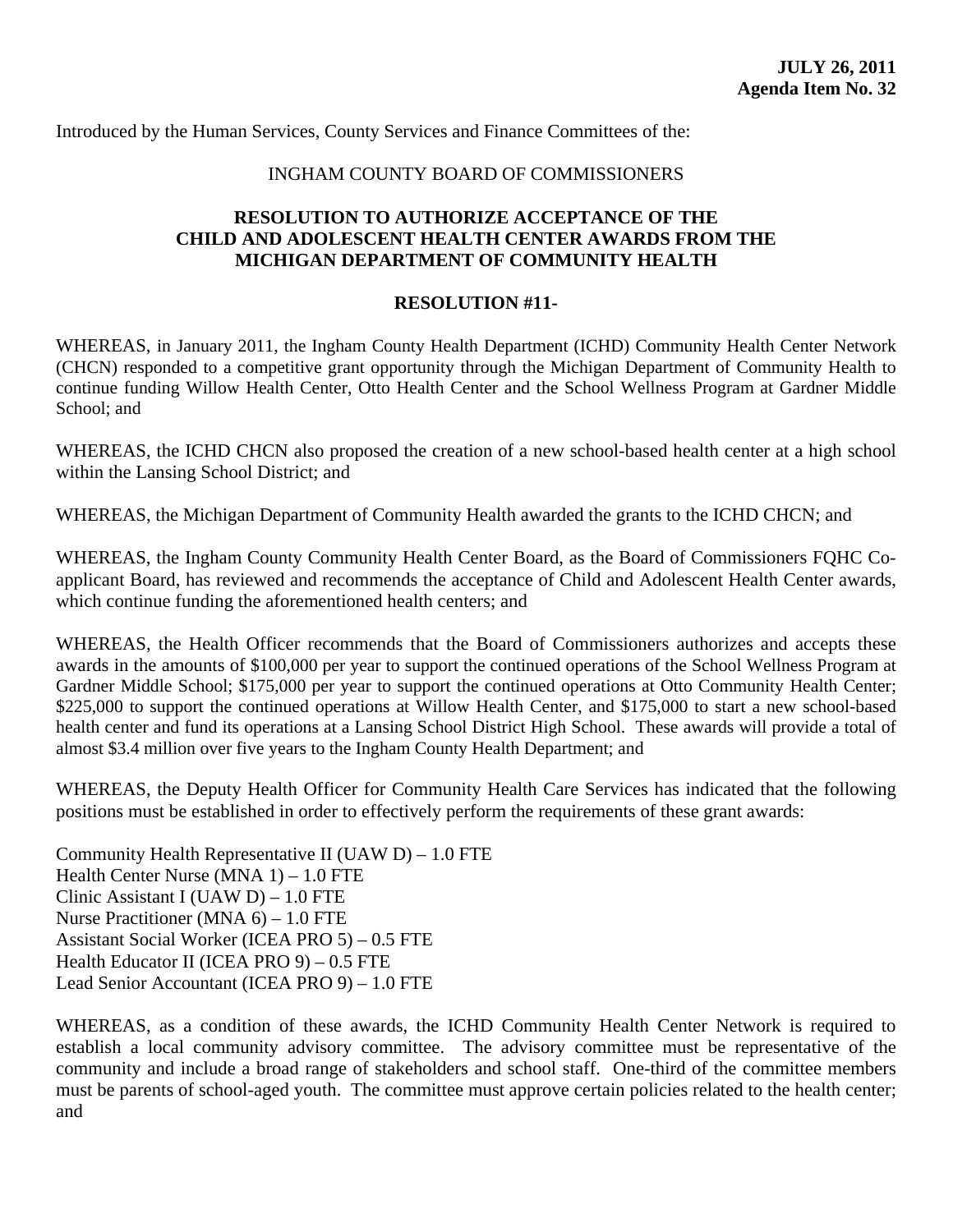**JULY 26, 2011**
**Agenda Item No. 32**

Introduced by the Human Services, County Services and Finance Committees of the:

INGHAM COUNTY BOARD OF COMMISSIONERS

## RESOLUTION TO AUTHORIZE ACCEPTANCE OF THE CHILD AND ADOLESCENT HEALTH CENTER AWARDS FROM THE MICHIGAN DEPARTMENT OF COMMUNITY HEALTH

**RESOLUTION #11-**

WHEREAS, in January 2011, the Ingham County Health Department (ICHD) Community Health Center Network (CHCN) responded to a competitive grant opportunity through the Michigan Department of Community Health to continue funding Willow Health Center, Otto Health Center and the School Wellness Program at Gardner Middle School; and

WHEREAS, the ICHD CHCN also proposed the creation of a new school-based health center at a high school within the Lansing School District; and

WHEREAS, the Michigan Department of Community Health awarded the grants to the ICHD CHCN; and

WHEREAS, the Ingham County Community Health Center Board, as the Board of Commissioners FQHC Co-applicant Board, has reviewed and recommends the acceptance of Child and Adolescent Health Center awards, which continue funding the aforementioned health centers; and

WHEREAS, the Health Officer recommends that the Board of Commissioners authorizes and accepts these awards in the amounts of $100,000 per year to support the continued operations of the School Wellness Program at Gardner Middle School; $175,000 per year to support the continued operations at Otto Community Health Center; $225,000 to support the continued operations at Willow Health Center, and $175,000 to start a new school-based health center and fund its operations at a Lansing School District High School. These awards will provide a total of almost $3.4 million over five years to the Ingham County Health Department; and

WHEREAS, the Deputy Health Officer for Community Health Care Services has indicated that the following positions must be established in order to effectively perform the requirements of these grant awards:

Community Health Representative II (UAW D) – 1.0 FTE
Health Center Nurse (MNA 1) – 1.0 FTE
Clinic Assistant I (UAW D) – 1.0 FTE
Nurse Practitioner (MNA 6) – 1.0 FTE
Assistant Social Worker (ICEA PRO 5) – 0.5 FTE
Health Educator II (ICEA PRO 9) – 0.5 FTE
Lead Senior Accountant (ICEA PRO 9) – 1.0 FTE

WHEREAS, as a condition of these awards, the ICHD Community Health Center Network is required to establish a local community advisory committee. The advisory committee must be representative of the community and include a broad range of stakeholders and school staff. One-third of the committee members must be parents of school-aged youth. The committee must approve certain policies related to the health center; and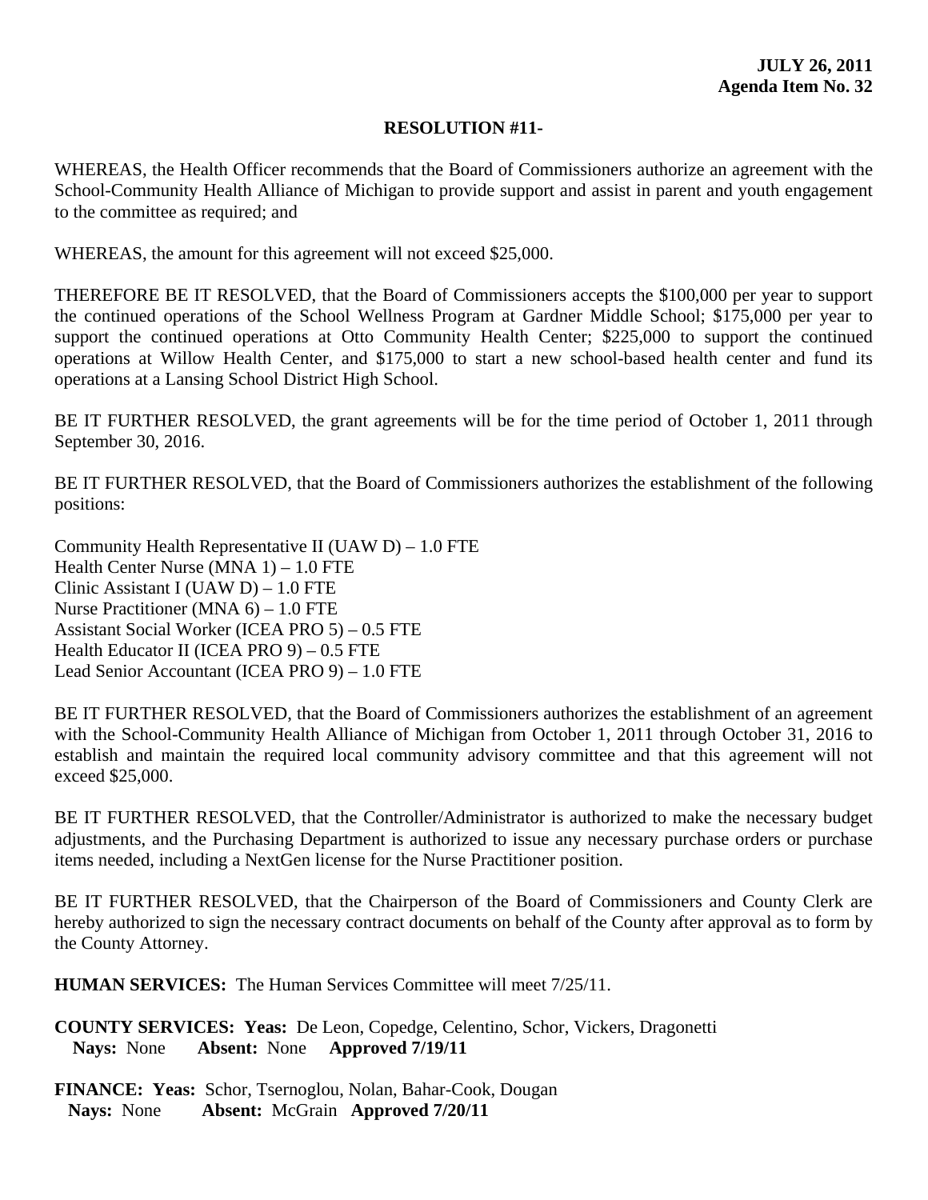**JULY 26, 2011**
**Agenda Item No. 32**

**RESOLUTION #11-**

WHEREAS, the Health Officer recommends that the Board of Commissioners authorize an agreement with the School-Community Health Alliance of Michigan to provide support and assist in parent and youth engagement to the committee as required; and

WHEREAS, the amount for this agreement will not exceed $25,000.

THEREFORE BE IT RESOLVED, that the Board of Commissioners accepts the $100,000 per year to support the continued operations of the School Wellness Program at Gardner Middle School; $175,000 per year to support the continued operations at Otto Community Health Center; $225,000 to support the continued operations at Willow Health Center, and $175,000 to start a new school-based health center and fund its operations at a Lansing School District High School.

BE IT FURTHER RESOLVED, the grant agreements will be for the time period of October 1, 2011 through September 30, 2016.

BE IT FURTHER RESOLVED, that the Board of Commissioners authorizes the establishment of the following positions:

Community Health Representative II (UAW D) – 1.0 FTE
Health Center Nurse (MNA 1) – 1.0 FTE
Clinic Assistant I (UAW D) – 1.0 FTE
Nurse Practitioner (MNA 6) – 1.0 FTE
Assistant Social Worker (ICEA PRO 5) – 0.5 FTE
Health Educator II (ICEA PRO 9) – 0.5 FTE
Lead Senior Accountant (ICEA PRO 9) – 1.0 FTE

BE IT FURTHER RESOLVED, that the Board of Commissioners authorizes the establishment of an agreement with the School-Community Health Alliance of Michigan from October 1, 2011 through October 31, 2016 to establish and maintain the required local community advisory committee and that this agreement will not exceed $25,000.

BE IT FURTHER RESOLVED, that the Controller/Administrator is authorized to make the necessary budget adjustments, and the Purchasing Department is authorized to issue any necessary purchase orders or purchase items needed, including a NextGen license for the Nurse Practitioner position.

BE IT FURTHER RESOLVED, that the Chairperson of the Board of Commissioners and County Clerk are hereby authorized to sign the necessary contract documents on behalf of the County after approval as to form by the County Attorney.

**HUMAN SERVICES:** The Human Services Committee will meet 7/25/11.

**COUNTY SERVICES: Yeas:** De Leon, Copedge, Celentino, Schor, Vickers, Dragonetti
**Nays:** None **Absent:** None **Approved 7/19/11**

**FINANCE: Yeas:** Schor, Tsernoglou, Nolan, Bahar-Cook, Dougan
**Nays:** None **Absent:** McGrain **Approved 7/20/11**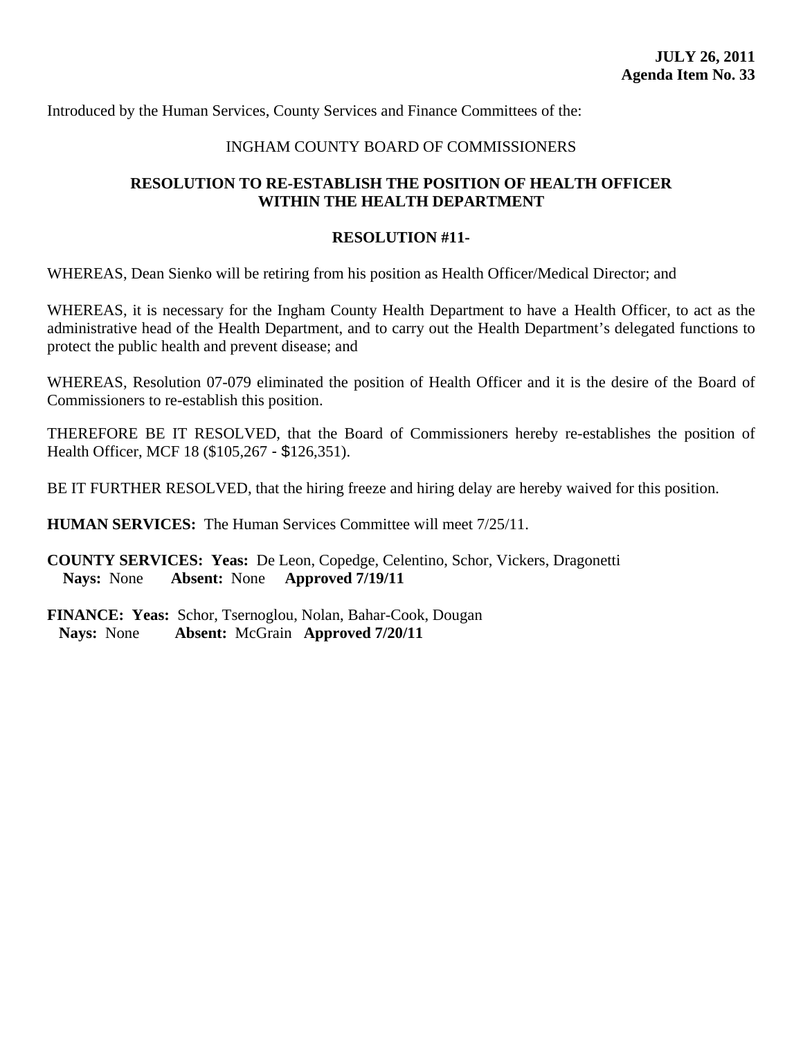**JULY 26, 2011**
**Agenda Item No. 33**

Introduced by the Human Services, County Services and Finance Committees of the:

INGHAM COUNTY BOARD OF COMMISSIONERS

**RESOLUTION TO RE-ESTABLISH THE POSITION OF HEALTH OFFICER WITHIN THE HEALTH DEPARTMENT**

**RESOLUTION #11-**

WHEREAS, Dean Sienko will be retiring from his position as Health Officer/Medical Director; and

WHEREAS, it is necessary for the Ingham County Health Department to have a Health Officer, to act as the administrative head of the Health Department, and to carry out the Health Department's delegated functions to protect the public health and prevent disease; and

WHEREAS, Resolution 07-079 eliminated the position of Health Officer and it is the desire of the Board of Commissioners to re-establish this position.

THEREFORE BE IT RESOLVED, that the Board of Commissioners hereby re-establishes the position of Health Officer, MCF 18 ($105,267 - $126,351).

BE IT FURTHER RESOLVED, that the hiring freeze and hiring delay are hereby waived for this position.

**HUMAN SERVICES:** The Human Services Committee will meet 7/25/11.

**COUNTY SERVICES: Yeas:** De Leon, Copedge, Celentino, Schor, Vickers, Dragonetti
**Nays:** None **Absent:** None **Approved 7/19/11**

**FINANCE: Yeas:** Schor, Tsernoglou, Nolan, Bahar-Cook, Dougan
**Nays:** None **Absent:** McGrain **Approved 7/20/11**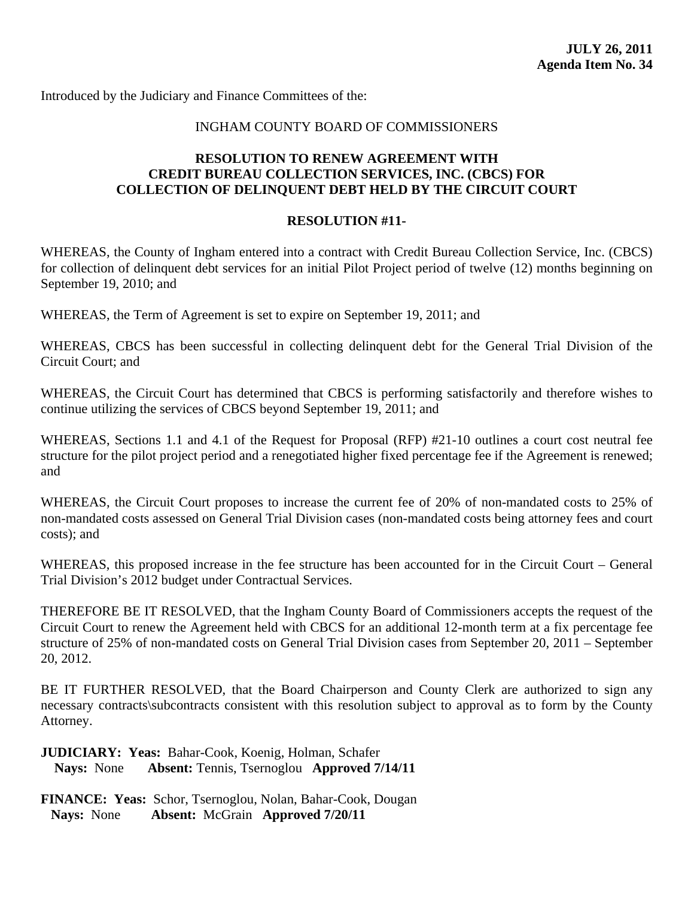**JULY 26, 2011**
**Agenda Item No. 34**

Introduced by the Judiciary and Finance Committees of the:

INGHAM COUNTY BOARD OF COMMISSIONERS

**RESOLUTION TO RENEW AGREEMENT WITH CREDIT BUREAU COLLECTION SERVICES, INC. (CBCS) FOR COLLECTION OF DELINQUENT DEBT HELD BY THE CIRCUIT COURT**

**RESOLUTION #11-**

WHEREAS, the County of Ingham entered into a contract with Credit Bureau Collection Service, Inc. (CBCS) for collection of delinquent debt services for an initial Pilot Project period of twelve (12) months beginning on September 19, 2010; and

WHEREAS, the Term of Agreement is set to expire on September 19, 2011; and

WHEREAS, CBCS has been successful in collecting delinquent debt for the General Trial Division of the Circuit Court; and

WHEREAS, the Circuit Court has determined that CBCS is performing satisfactorily and therefore wishes to continue utilizing the services of CBCS beyond September 19, 2011; and

WHEREAS, Sections 1.1 and 4.1 of the Request for Proposal (RFP) #21-10 outlines a court cost neutral fee structure for the pilot project period and a renegotiated higher fixed percentage fee if the Agreement is renewed; and

WHEREAS, the Circuit Court proposes to increase the current fee of 20% of non-mandated costs to 25% of non-mandated costs assessed on General Trial Division cases (non-mandated costs being attorney fees and court costs); and

WHEREAS, this proposed increase in the fee structure has been accounted for in the Circuit Court – General Trial Division's 2012 budget under Contractual Services.

THEREFORE BE IT RESOLVED, that the Ingham County Board of Commissioners accepts the request of the Circuit Court to renew the Agreement held with CBCS for an additional 12-month term at a fix percentage fee structure of 25% of non-mandated costs on General Trial Division cases from September 20, 2011 – September 20, 2012.

BE IT FURTHER RESOLVED, that the Board Chairperson and County Clerk are authorized to sign any necessary contracts\subcontracts consistent with this resolution subject to approval as to form by the County Attorney.

**JUDICIARY: Yeas:** Bahar-Cook, Koenig, Holman, Schafer
**Nays:** None **Absent:** Tennis, Tsernoglou **Approved 7/14/11**

**FINANCE: Yeas:** Schor, Tsernoglou, Nolan, Bahar-Cook, Dougan
**Nays:** None **Absent:** McGrain **Approved 7/20/11**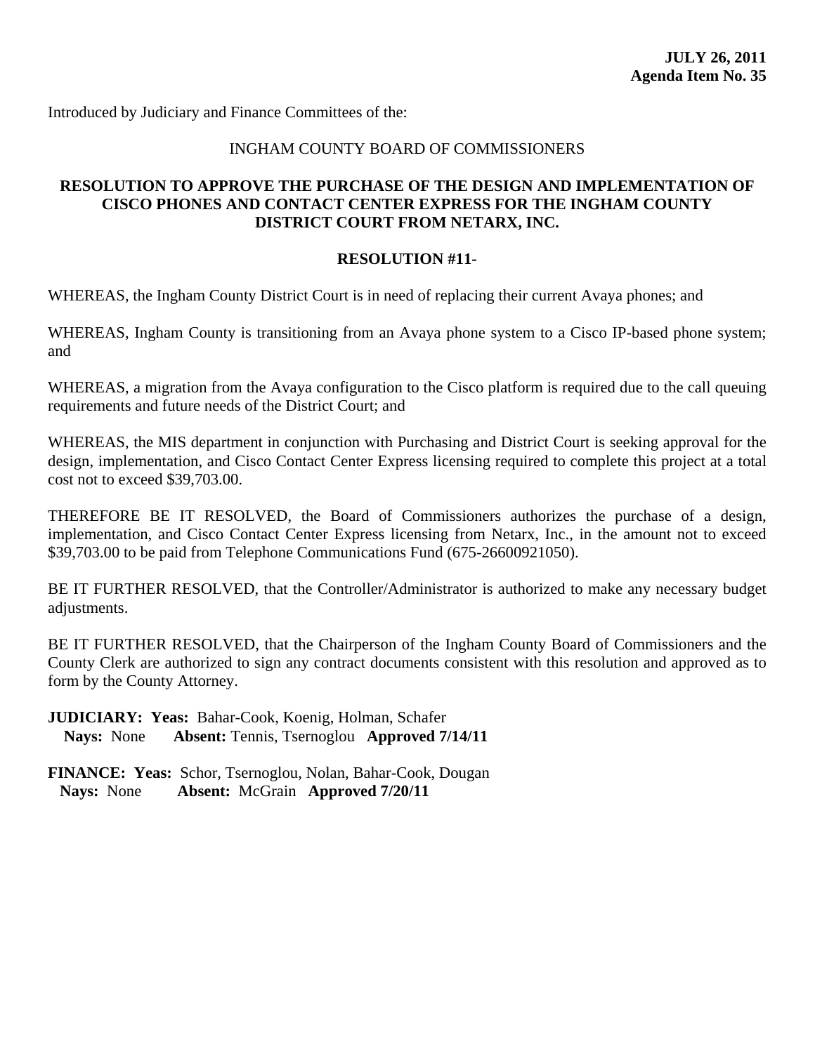**JULY 26, 2011**
**Agenda Item No. 35**

Introduced by Judiciary and Finance Committees of the:

INGHAM COUNTY BOARD OF COMMISSIONERS

**RESOLUTION TO APPROVE THE PURCHASE OF THE DESIGN AND IMPLEMENTATION OF CISCO PHONES AND CONTACT CENTER EXPRESS FOR THE INGHAM COUNTY DISTRICT COURT FROM NETARX, INC.**

**RESOLUTION #11-**

WHEREAS, the Ingham County District Court is in need of replacing their current Avaya phones; and

WHEREAS, Ingham County is transitioning from an Avaya phone system to a Cisco IP-based phone system; and

WHEREAS, a migration from the Avaya configuration to the Cisco platform is required due to the call queuing requirements and future needs of the District Court; and

WHEREAS, the MIS department in conjunction with Purchasing and District Court is seeking approval for the design, implementation, and Cisco Contact Center Express licensing required to complete this project at a total cost not to exceed $39,703.00.

THEREFORE BE IT RESOLVED, the Board of Commissioners authorizes the purchase of a design, implementation, and Cisco Contact Center Express licensing from Netarx, Inc., in the amount not to exceed $39,703.00 to be paid from Telephone Communications Fund (675-26600921050).

BE IT FURTHER RESOLVED, that the Controller/Administrator is authorized to make any necessary budget adjustments.

BE IT FURTHER RESOLVED, that the Chairperson of the Ingham County Board of Commissioners and the County Clerk are authorized to sign any contract documents consistent with this resolution and approved as to form by the County Attorney.

**JUDICIARY: Yeas:** Bahar-Cook, Koenig, Holman, Schafer
**Nays:** None **Absent:** Tennis, Tsernoglou **Approved 7/14/11**

**FINANCE: Yeas:** Schor, Tsernoglou, Nolan, Bahar-Cook, Dougan
**Nays:** None **Absent:** McGrain **Approved 7/20/11**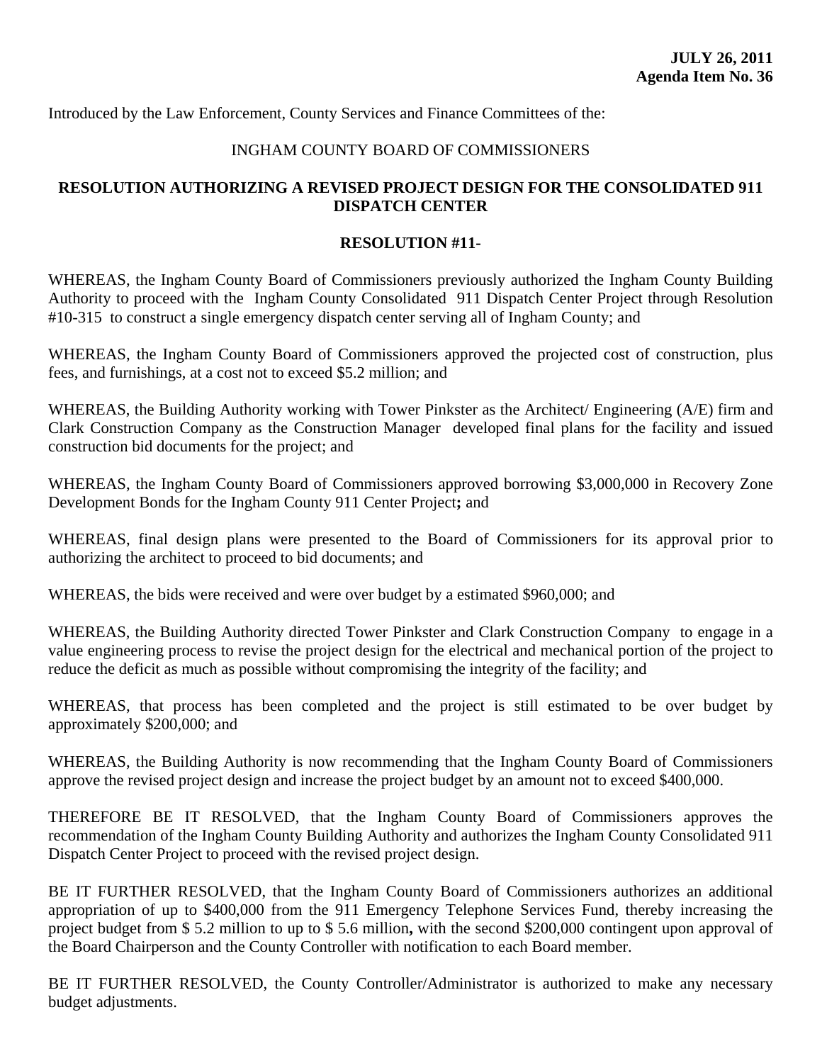**JULY 26, 2011**
**Agenda Item No. 36**

Introduced by the Law Enforcement, County Services and Finance Committees of the:

INGHAM COUNTY BOARD OF COMMISSIONERS

**RESOLUTION AUTHORIZING A REVISED PROJECT DESIGN FOR THE CONSOLIDATED 911 DISPATCH CENTER**

**RESOLUTION #11-**

WHEREAS, the Ingham County Board of Commissioners previously authorized the Ingham County Building Authority to proceed with the Ingham County Consolidated 911 Dispatch Center Project through Resolution #10-315 to construct a single emergency dispatch center serving all of Ingham County; and

WHEREAS, the Ingham County Board of Commissioners approved the projected cost of construction, plus fees, and furnishings, at a cost not to exceed $5.2 million; and

WHEREAS, the Building Authority working with Tower Pinkster as the Architect/ Engineering (A/E) firm and Clark Construction Company as the Construction Manager developed final plans for the facility and issued construction bid documents for the project; and

WHEREAS, the Ingham County Board of Commissioners approved borrowing $3,000,000 in Recovery Zone Development Bonds for the Ingham County 911 Center Project**;** and

WHEREAS, final design plans were presented to the Board of Commissioners for its approval prior to authorizing the architect to proceed to bid documents; and

WHEREAS, the bids were received and were over budget by a estimated $960,000; and

WHEREAS, the Building Authority directed Tower Pinkster and Clark Construction Company to engage in a value engineering process to revise the project design for the electrical and mechanical portion of the project to reduce the deficit as much as possible without compromising the integrity of the facility; and

WHEREAS, that process has been completed and the project is still estimated to be over budget by approximately $200,000; and

WHEREAS, the Building Authority is now recommending that the Ingham County Board of Commissioners approve the revised project design and increase the project budget by an amount not to exceed $400,000.

THEREFORE BE IT RESOLVED, that the Ingham County Board of Commissioners approves the recommendation of the Ingham County Building Authority and authorizes the Ingham County Consolidated 911 Dispatch Center Project to proceed with the revised project design.

BE IT FURTHER RESOLVED, that the Ingham County Board of Commissioners authorizes an additional appropriation of up to $400,000 from the 911 Emergency Telephone Services Fund, thereby increasing the project budget from $ 5.2 million to up to $ 5.6 million**,** with the second $200,000 contingent upon approval of the Board Chairperson and the County Controller with notification to each Board member.

BE IT FURTHER RESOLVED, the County Controller/Administrator is authorized to make any necessary budget adjustments.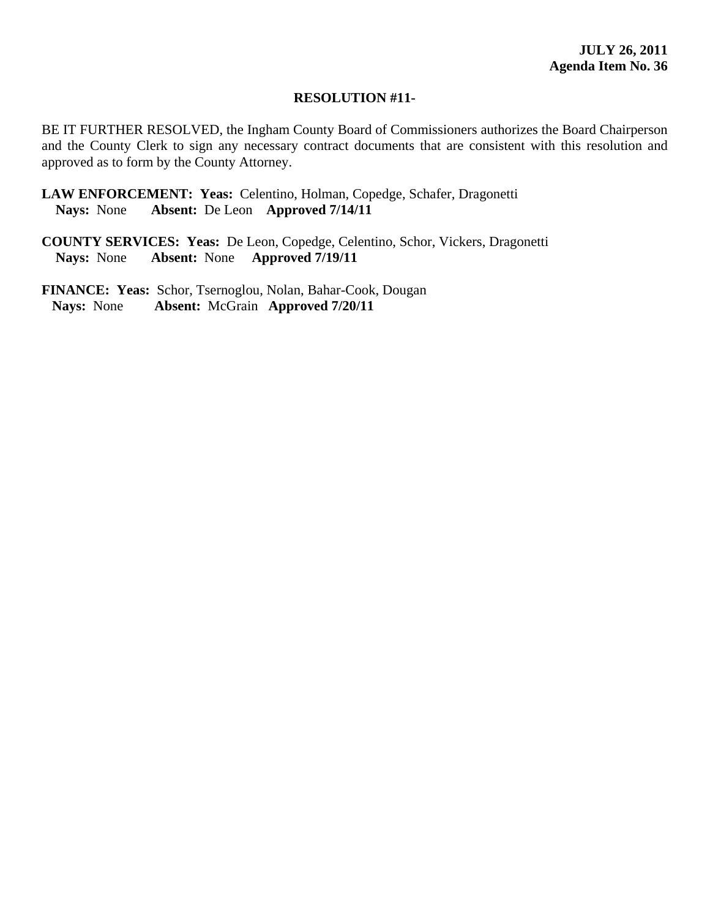**JULY 26, 2011**
**Agenda Item No. 36**

**RESOLUTION #11-**

BE IT FURTHER RESOLVED, the Ingham County Board of Commissioners authorizes the Board Chairperson and the County Clerk to sign any necessary contract documents that are consistent with this resolution and approved as to form by the County Attorney.

**LAW ENFORCEMENT: Yeas:** Celentino, Holman, Copedge, Schafer, Dragonetti
**Nays:** None **Absent:** De Leon **Approved 7/14/11**

**COUNTY SERVICES: Yeas:** De Leon, Copedge, Celentino, Schor, Vickers, Dragonetti
**Nays:** None **Absent:** None **Approved 7/19/11**

**FINANCE: Yeas:** Schor, Tsernoglou, Nolan, Bahar-Cook, Dougan
**Nays:** None **Absent:** McGrain **Approved 7/20/11**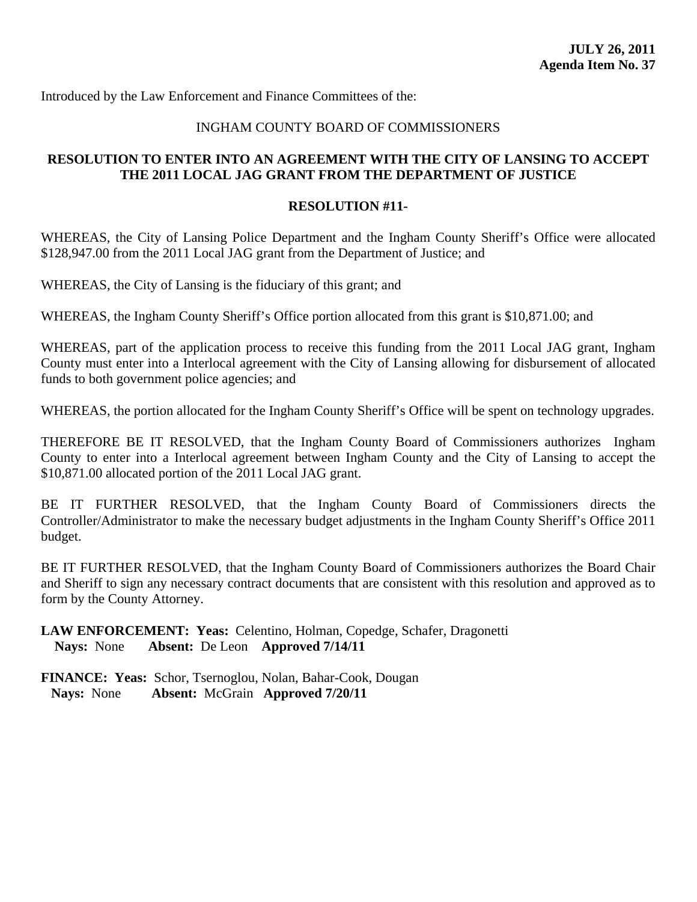**JULY 26, 2011**
**Agenda Item No. 37**

Introduced by the Law Enforcement and Finance Committees of the:

INGHAM COUNTY BOARD OF COMMISSIONERS

**RESOLUTION TO ENTER INTO AN AGREEMENT WITH THE CITY OF LANSING TO ACCEPT THE 2011 LOCAL JAG GRANT FROM THE DEPARTMENT OF JUSTICE**

**RESOLUTION #11-**

WHEREAS, the City of Lansing Police Department and the Ingham County Sheriff's Office were allocated $128,947.00 from the 2011 Local JAG grant from the Department of Justice; and

WHEREAS, the City of Lansing is the fiduciary of this grant; and

WHEREAS, the Ingham County Sheriff's Office portion allocated from this grant is $10,871.00; and

WHEREAS, part of the application process to receive this funding from the 2011 Local JAG grant, Ingham County must enter into a Interlocal agreement with the City of Lansing allowing for disbursement of allocated funds to both government police agencies; and

WHEREAS, the portion allocated for the Ingham County Sheriff's Office will be spent on technology upgrades.

THEREFORE BE IT RESOLVED, that the Ingham County Board of Commissioners authorizes Ingham County to enter into a Interlocal agreement between Ingham County and the City of Lansing to accept the $10,871.00 allocated portion of the 2011 Local JAG grant.

BE IT FURTHER RESOLVED, that the Ingham County Board of Commissioners directs the Controller/Administrator to make the necessary budget adjustments in the Ingham County Sheriff's Office 2011 budget.

BE IT FURTHER RESOLVED, that the Ingham County Board of Commissioners authorizes the Board Chair and Sheriff to sign any necessary contract documents that are consistent with this resolution and approved as to form by the County Attorney.

**LAW ENFORCEMENT: Yeas:** Celentino, Holman, Copedge, Schafer, Dragonetti
**Nays:** None **Absent:** De Leon **Approved 7/14/11**

**FINANCE: Yeas:** Schor, Tsernoglou, Nolan, Bahar-Cook, Dougan
**Nays:** None **Absent:** McGrain **Approved 7/20/11**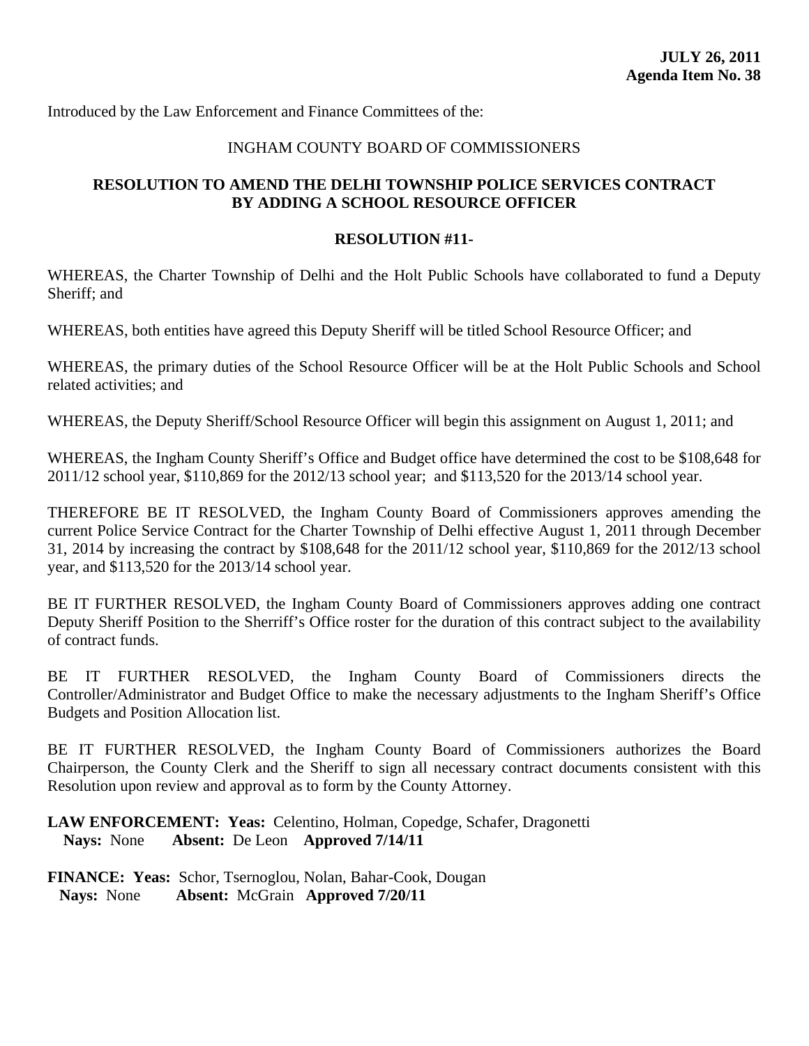**JULY 26, 2011**
**Agenda Item No. 38**

Introduced by the Law Enforcement and Finance Committees of the:

INGHAM COUNTY BOARD OF COMMISSIONERS

## RESOLUTION TO AMEND THE DELHI TOWNSHIP POLICE SERVICES CONTRACT BY ADDING A SCHOOL RESOURCE OFFICER

**RESOLUTION #11-**

WHEREAS, the Charter Township of Delhi and the Holt Public Schools have collaborated to fund a Deputy Sheriff; and

WHEREAS, both entities have agreed this Deputy Sheriff will be titled School Resource Officer; and

WHEREAS, the primary duties of the School Resource Officer will be at the Holt Public Schools and School related activities; and

WHEREAS, the Deputy Sheriff/School Resource Officer will begin this assignment on August 1, 2011; and

WHEREAS, the Ingham County Sheriff's Office and Budget office have determined the cost to be $108,648 for 2011/12 school year, $110,869 for the 2012/13 school year; and $113,520 for the 2013/14 school year.

THEREFORE BE IT RESOLVED, the Ingham County Board of Commissioners approves amending the current Police Service Contract for the Charter Township of Delhi effective August 1, 2011 through December 31, 2014 by increasing the contract by $108,648 for the 2011/12 school year, $110,869 for the 2012/13 school year, and $113,520 for the 2013/14 school year.

BE IT FURTHER RESOLVED, the Ingham County Board of Commissioners approves adding one contract Deputy Sheriff Position to the Sherriff's Office roster for the duration of this contract subject to the availability of contract funds.

BE IT FURTHER RESOLVED, the Ingham County Board of Commissioners directs the Controller/Administrator and Budget Office to make the necessary adjustments to the Ingham Sheriff's Office Budgets and Position Allocation list.

BE IT FURTHER RESOLVED, the Ingham County Board of Commissioners authorizes the Board Chairperson, the County Clerk and the Sheriff to sign all necessary contract documents consistent with this Resolution upon review and approval as to form by the County Attorney.

**LAW ENFORCEMENT: Yeas:** Celentino, Holman, Copedge, Schafer, Dragonetti
**Nays:** None **Absent:** De Leon **Approved 7/14/11**

**FINANCE: Yeas:** Schor, Tsernoglou, Nolan, Bahar-Cook, Dougan
**Nays:** None **Absent:** McGrain **Approved 7/20/11**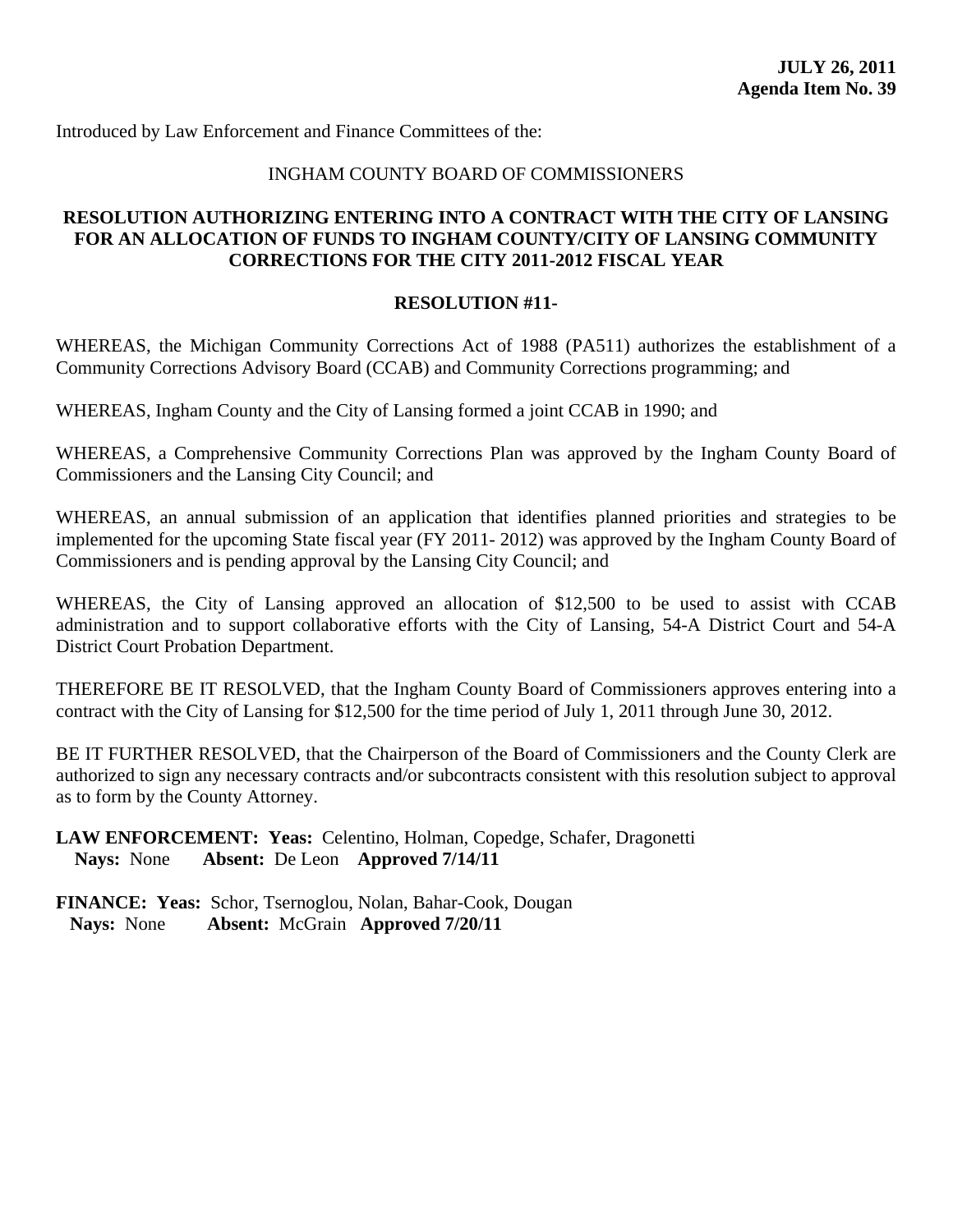**JULY 26, 2011**
**Agenda Item No. 39**

Introduced by Law Enforcement and Finance Committees of the:

INGHAM COUNTY BOARD OF COMMISSIONERS

**RESOLUTION AUTHORIZING ENTERING INTO A CONTRACT WITH THE CITY OF LANSING FOR AN ALLOCATION OF FUNDS TO INGHAM COUNTY/CITY OF LANSING COMMUNITY CORRECTIONS FOR THE CITY 2011-2012 FISCAL YEAR**

**RESOLUTION #11-**

WHEREAS, the Michigan Community Corrections Act of 1988 (PA511) authorizes the establishment of a Community Corrections Advisory Board (CCAB) and Community Corrections programming; and

WHEREAS, Ingham County and the City of Lansing formed a joint CCAB in 1990; and

WHEREAS, a Comprehensive Community Corrections Plan was approved by the Ingham County Board of Commissioners and the Lansing City Council; and

WHEREAS, an annual submission of an application that identifies planned priorities and strategies to be implemented for the upcoming State fiscal year (FY 2011- 2012) was approved by the Ingham County Board of Commissioners and is pending approval by the Lansing City Council; and

WHEREAS, the City of Lansing approved an allocation of $12,500 to be used to assist with CCAB administration and to support collaborative efforts with the City of Lansing, 54-A District Court and 54-A District Court Probation Department.

THEREFORE BE IT RESOLVED, that the Ingham County Board of Commissioners approves entering into a contract with the City of Lansing for $12,500 for the time period of July 1, 2011 through June 30, 2012.

BE IT FURTHER RESOLVED, that the Chairperson of the Board of Commissioners and the County Clerk are authorized to sign any necessary contracts and/or subcontracts consistent with this resolution subject to approval as to form by the County Attorney.

**LAW ENFORCEMENT: Yeas:** Celentino, Holman, Copedge, Schafer, Dragonetti
**Nays:** None **Absent:** De Leon **Approved 7/14/11**

**FINANCE: Yeas:** Schor, Tsernoglou, Nolan, Bahar-Cook, Dougan
**Nays:** None **Absent:** McGrain **Approved 7/20/11**